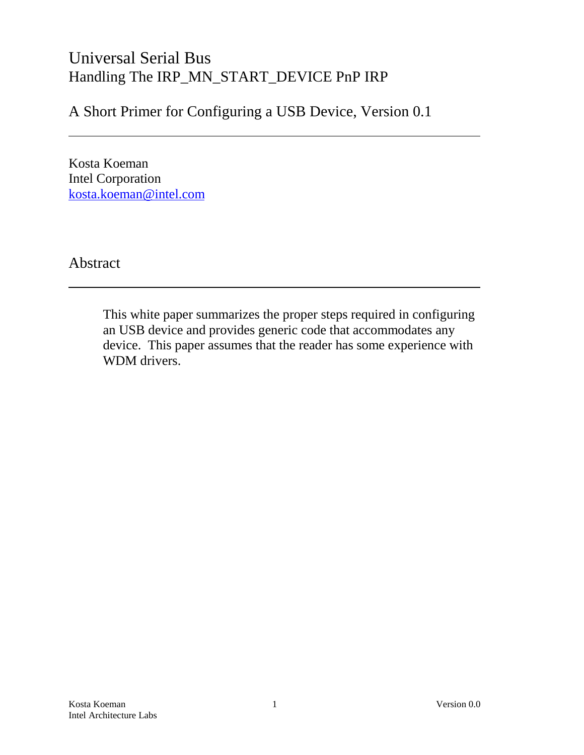# Universal Serial Bus
## Handling The IRP_MN_START_DEVICE PnP IRP

A Short Primer for Configuring a USB Device, Version 0.1

---

Kosta Koeman
Intel Corporation
[kosta.koeman@intel.com](mailto:kosta.koeman@intel.com)

## Abstract

---

> This white paper summarizes the proper steps required in configuring an USB device and provides generic code that accommodates any device. This paper assumes that the reader has some experience with WDM drivers.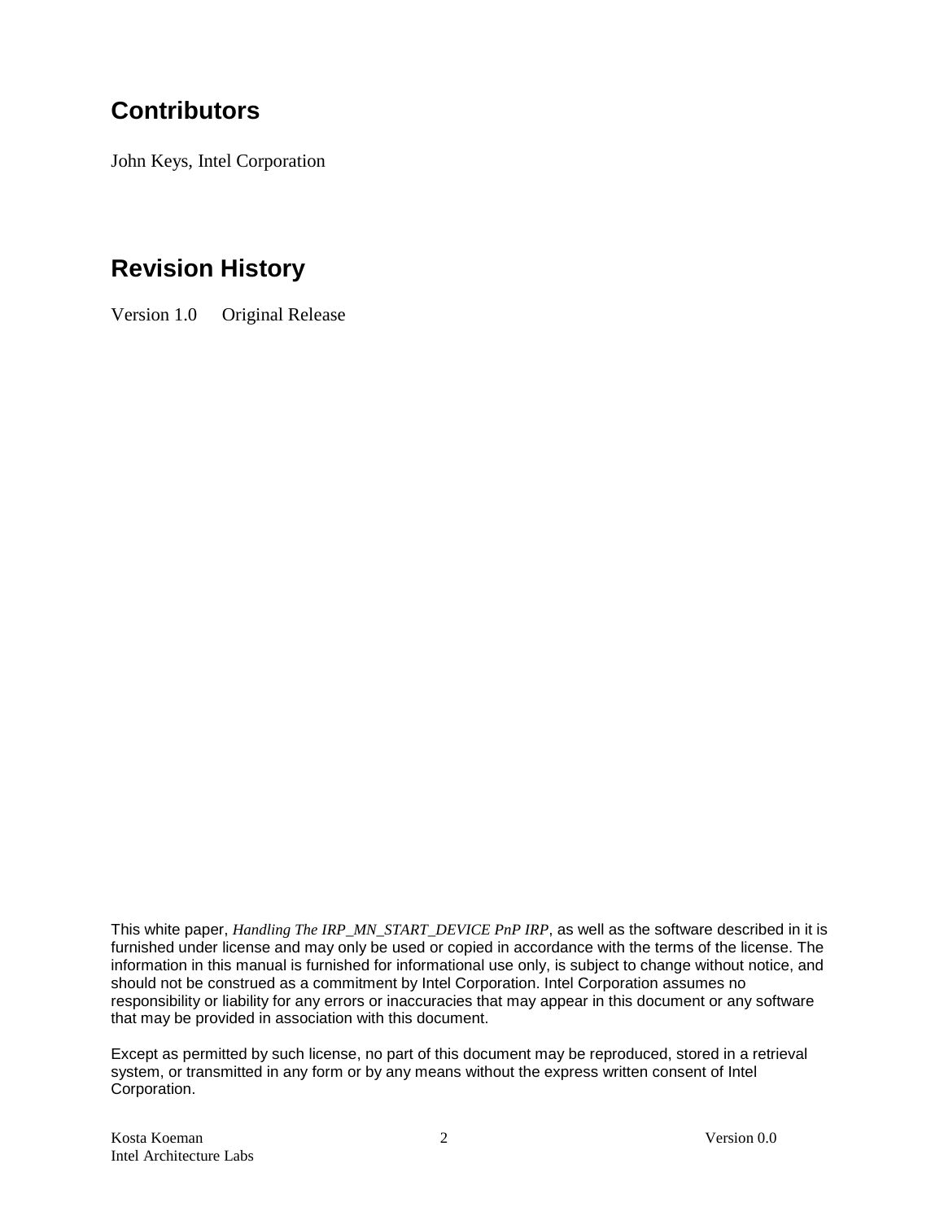## Contributors

John Keys, Intel Corporation

## Revision History

Version 1.0 Original Release

This white paper, *Handling The IRP_MN_START_DEVICE PnP IRP*, as well as the software described in it is furnished under license and may only be used or copied in accordance with the terms of the license. The information in this manual is furnished for informational use only, is subject to change without notice, and should not be construed as a commitment by Intel Corporation. Intel Corporation assumes no responsibility or liability for any errors or inaccuracies that may appear in this document or any software that may be provided in association with this document.

Except as permitted by such license, no part of this document may be reproduced, stored in a retrieval system, or transmitted in any form or by any means without the express written consent of Intel Corporation.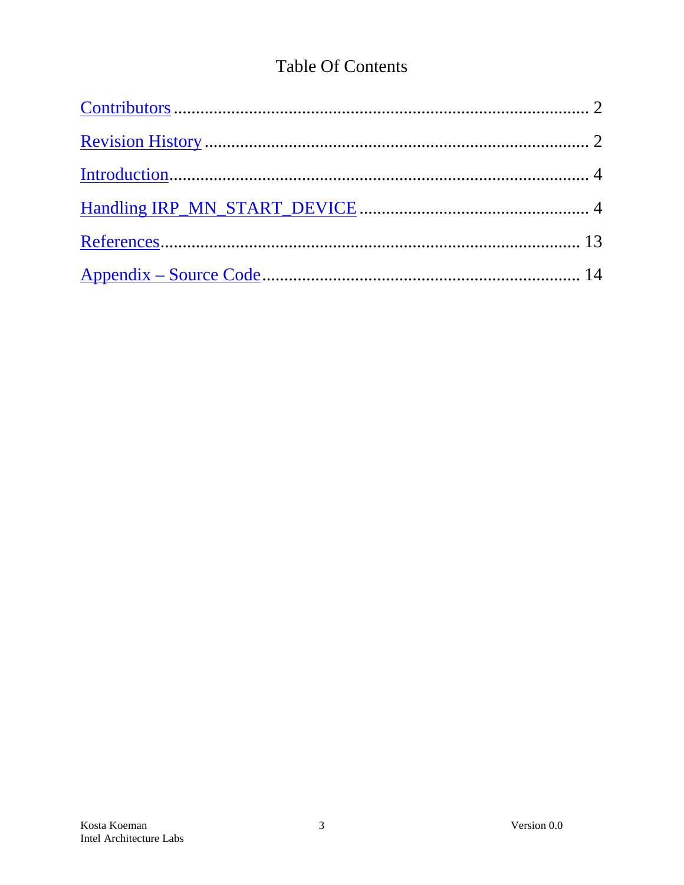# Table Of Contents

Contributors ............................................................................................ 2

Revision History ..................................................................................... 2

Introduction............................................................................................ 4

Handling IRP_MN_START_DEVICE .................................................. 4

References............................................................................................. 13

Appendix – Source Code ...................................................................... 14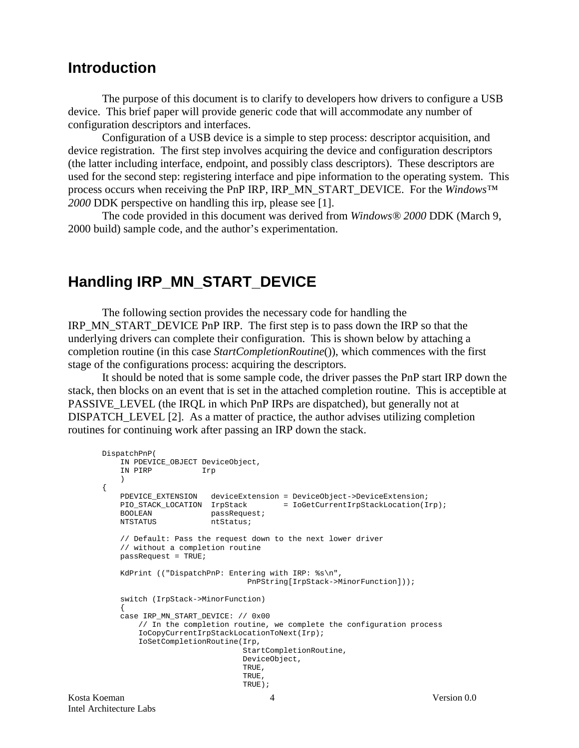## Introduction

The purpose of this document is to clarify to developers how drivers to configure a USB device. This brief paper will provide generic code that will accommodate any number of configuration descriptors and interfaces.

Configuration of a USB device is a simple to step process: descriptor acquisition, and device registration. The first step involves acquiring the device and configuration descriptors (the latter including interface, endpoint, and possibly class descriptors). These descriptors are used for the second step: registering interface and pipe information to the operating system. This process occurs when receiving the PnP IRP, IRP_MN_START_DEVICE. For the *Windows™ 2000* DDK perspective on handling this irp, please see [1].

The code provided in this document was derived from *Windows® 2000* DDK (March 9, 2000 build) sample code, and the author's experimentation.

## Handling IRP_MN_START_DEVICE

The following section provides the necessary code for handling the IRP_MN_START_DEVICE PnP IRP. The first step is to pass down the IRP so that the underlying drivers can complete their configuration. This is shown below by attaching a completion routine (in this case *StartCompletionRoutine*()), which commences with the first stage of the configurations process: acquiring the descriptors.

It should be noted that is some sample code, the driver passes the PnP start IRP down the stack, then blocks on an event that is set in the attached completion routine. This is acceptible at PASSIVE_LEVEL (the IRQL in which PnP IRPs are dispatched), but generally not at DISPATCH_LEVEL [2]. As a matter of practice, the author advises utilizing completion routines for continuing work after passing an IRP down the stack.

```
DispatchPnP(
    IN PDEVICE_OBJECT DeviceObject,
    IN PIRP           Irp
    )
{
    PDEVICE_EXTENSION   deviceExtension = DeviceObject->DeviceExtension;
    PIO_STACK_LOCATION  IrpStack        = IoGetCurrentIrpStackLocation(Irp);
    BOOLEAN             passRequest;
    NTSTATUS            ntStatus;

    // Default: Pass the request down to the next lower driver
    // without a completion routine
    passRequest = TRUE;

    KdPrint (("DispatchPnP: Entering with IRP: %s\n",
                              PnPString[IrpStack->MinorFunction]));

    switch (IrpStack->MinorFunction)
    {
    case IRP_MN_START_DEVICE: // 0x00
        // In the completion routine, we complete the configuration process
        IoCopyCurrentIrpStackLocationToNext(Irp);
        IoSetCompletionRoutine(Irp,
                               StartCompletionRoutine,
                               DeviceObject,
                               TRUE,
                               TRUE,
                               TRUE);
```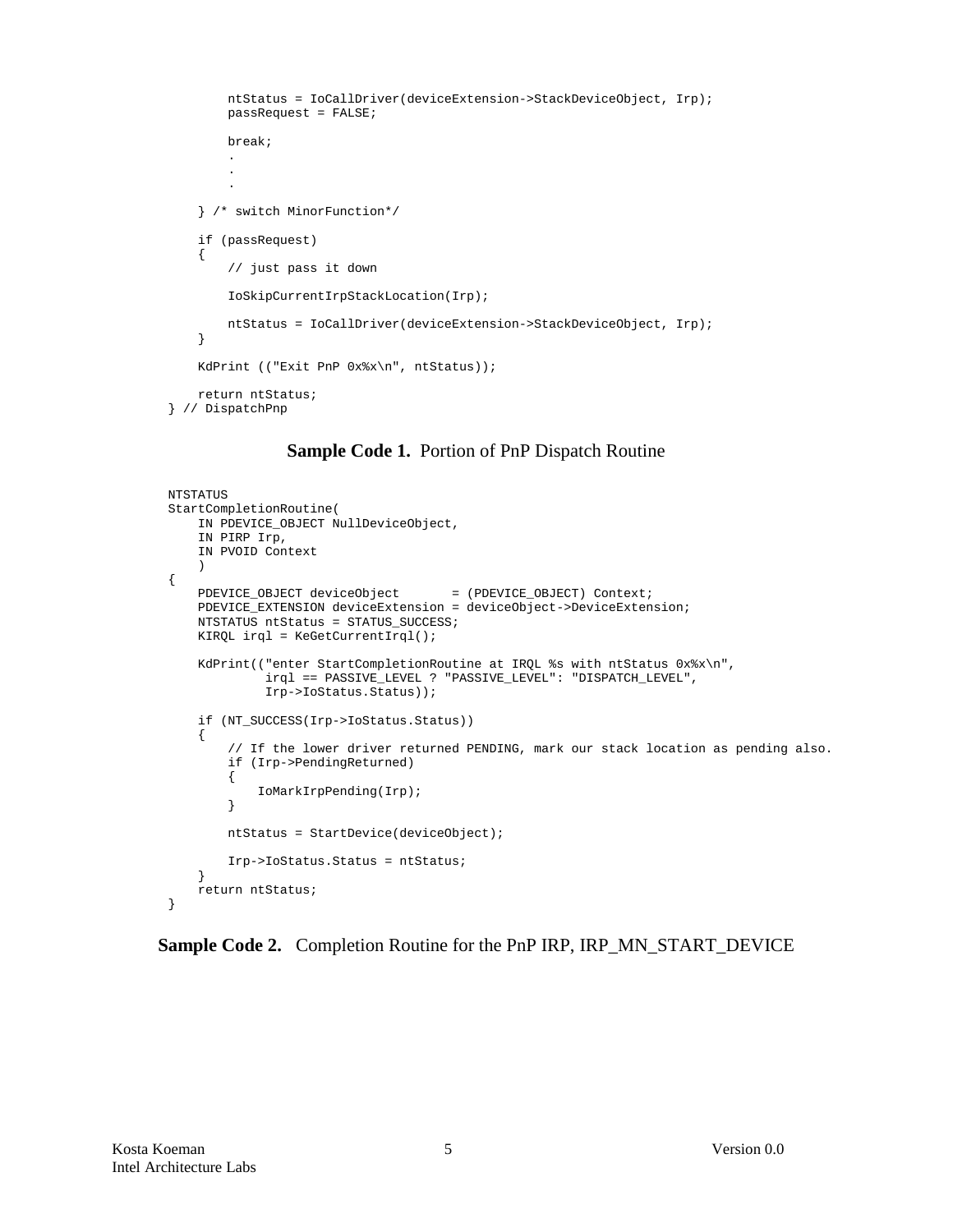```
        ntStatus = IoCallDriver(deviceExtension->StackDeviceObject, Irp);
        passRequest = FALSE;

        break;
        .
        .
        .

    } /* switch MinorFunction*/

    if (passRequest)
    {
        // just pass it down

        IoSkipCurrentIrpStackLocation(Irp);

        ntStatus = IoCallDriver(deviceExtension->StackDeviceObject, Irp);
    }

    KdPrint (("Exit PnP 0x%x\n", ntStatus));

    return ntStatus;
} // DispatchPnp
```

**Sample Code 1.** Portion of PnP Dispatch Routine

```
NTSTATUS
StartCompletionRoutine(
    IN PDEVICE_OBJECT NullDeviceObject,
    IN PIRP Irp,
    IN PVOID Context
    )
{
    PDEVICE_OBJECT deviceObject       = (PDEVICE_OBJECT) Context;
    PDEVICE_EXTENSION deviceExtension = deviceObject->DeviceExtension;
    NTSTATUS ntStatus = STATUS_SUCCESS;
    KIRQL irql = KeGetCurrentIrql();

    KdPrint(("enter StartCompletionRoutine at IRQL %s with ntStatus 0x%x\n",
             irql == PASSIVE_LEVEL ? "PASSIVE_LEVEL": "DISPATCH_LEVEL",
             Irp->IoStatus.Status));

    if (NT_SUCCESS(Irp->IoStatus.Status))
    {
        // If the lower driver returned PENDING, mark our stack location as pending also.
        if (Irp->PendingReturned)
        {
            IoMarkIrpPending(Irp);
        }

        ntStatus = StartDevice(deviceObject);

        Irp->IoStatus.Status = ntStatus;
    }
    return ntStatus;
}
```

**Sample Code 2.** Completion Routine for the PnP IRP, IRP_MN_START_DEVICE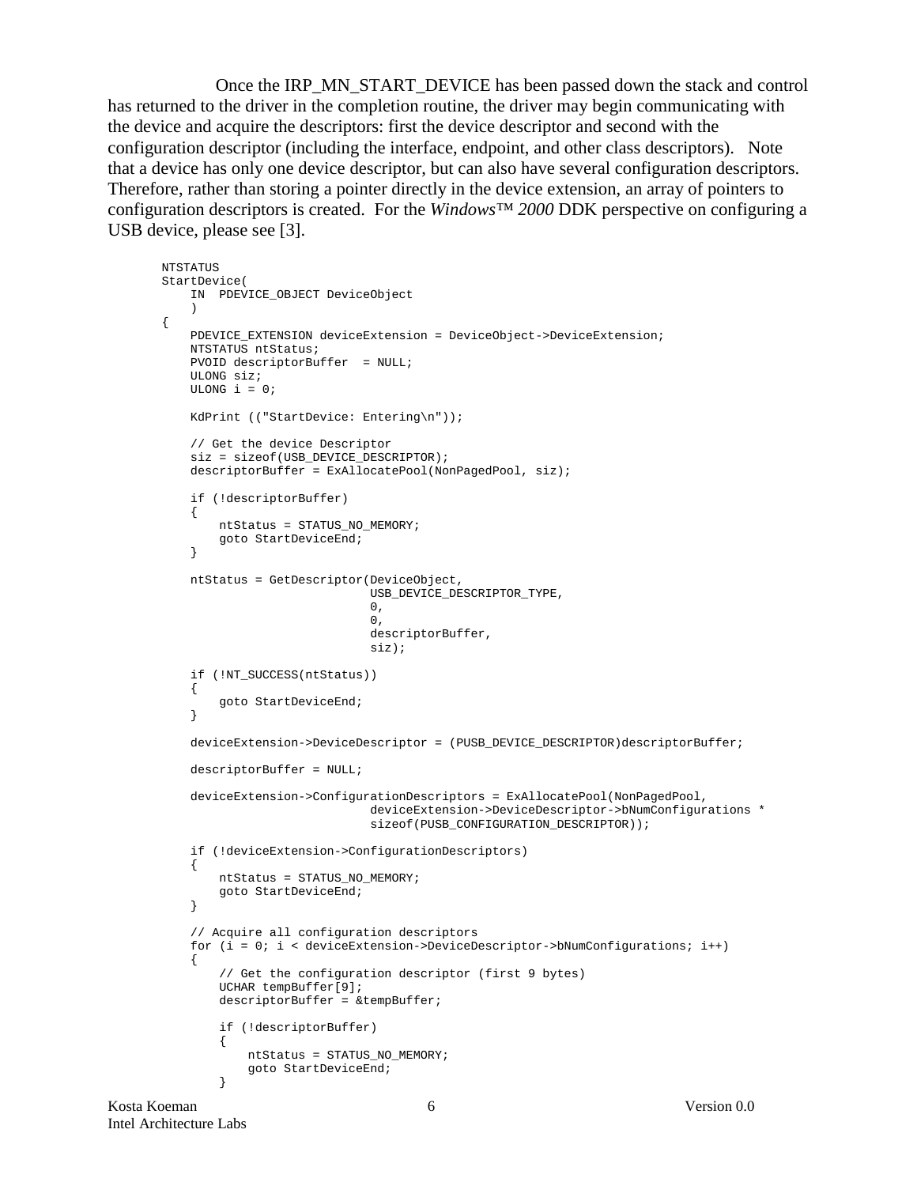Once the IRP_MN_START_DEVICE has been passed down the stack and control has returned to the driver in the completion routine, the driver may begin communicating with the device and acquire the descriptors: first the device descriptor and second with the configuration descriptor (including the interface, endpoint, and other class descriptors). Note that a device has only one device descriptor, but can also have several configuration descriptors. Therefore, rather than storing a pointer directly in the device extension, an array of pointers to configuration descriptors is created. For the *Windows™ 2000* DDK perspective on configuring a USB device, please see [3].

```
NTSTATUS
StartDevice(
    IN  PDEVICE_OBJECT DeviceObject
    )
{
    PDEVICE_EXTENSION deviceExtension = DeviceObject->DeviceExtension;
    NTSTATUS ntStatus;
    PVOID descriptorBuffer  = NULL;
    ULONG siz;
    ULONG i = 0;

    KdPrint (("StartDevice: Entering\n"));

    // Get the device Descriptor
    siz = sizeof(USB_DEVICE_DESCRIPTOR);
    descriptorBuffer = ExAllocatePool(NonPagedPool, siz);

    if (!descriptorBuffer)
    {
        ntStatus = STATUS_NO_MEMORY;
        goto StartDeviceEnd;
    }

    ntStatus = GetDescriptor(DeviceObject,
                             USB_DEVICE_DESCRIPTOR_TYPE,
                             0,
                             0,
                             descriptorBuffer,
                             siz);

    if (!NT_SUCCESS(ntStatus))
    {
        goto StartDeviceEnd;
    }

    deviceExtension->DeviceDescriptor = (PUSB_DEVICE_DESCRIPTOR)descriptorBuffer;

    descriptorBuffer = NULL;

    deviceExtension->ConfigurationDescriptors = ExAllocatePool(NonPagedPool,
                             deviceExtension->DeviceDescriptor->bNumConfigurations *
                             sizeof(PUSB_CONFIGURATION_DESCRIPTOR));

    if (!deviceExtension->ConfigurationDescriptors)
    {
        ntStatus = STATUS_NO_MEMORY;
        goto StartDeviceEnd;
    }

    // Acquire all configuration descriptors
    for (i = 0; i < deviceExtension->DeviceDescriptor->bNumConfigurations; i++)
    {
        // Get the configuration descriptor (first 9 bytes)
        UCHAR tempBuffer[9];
        descriptorBuffer = &tempBuffer;

        if (!descriptorBuffer)
        {
            ntStatus = STATUS_NO_MEMORY;
            goto StartDeviceEnd;
        }
```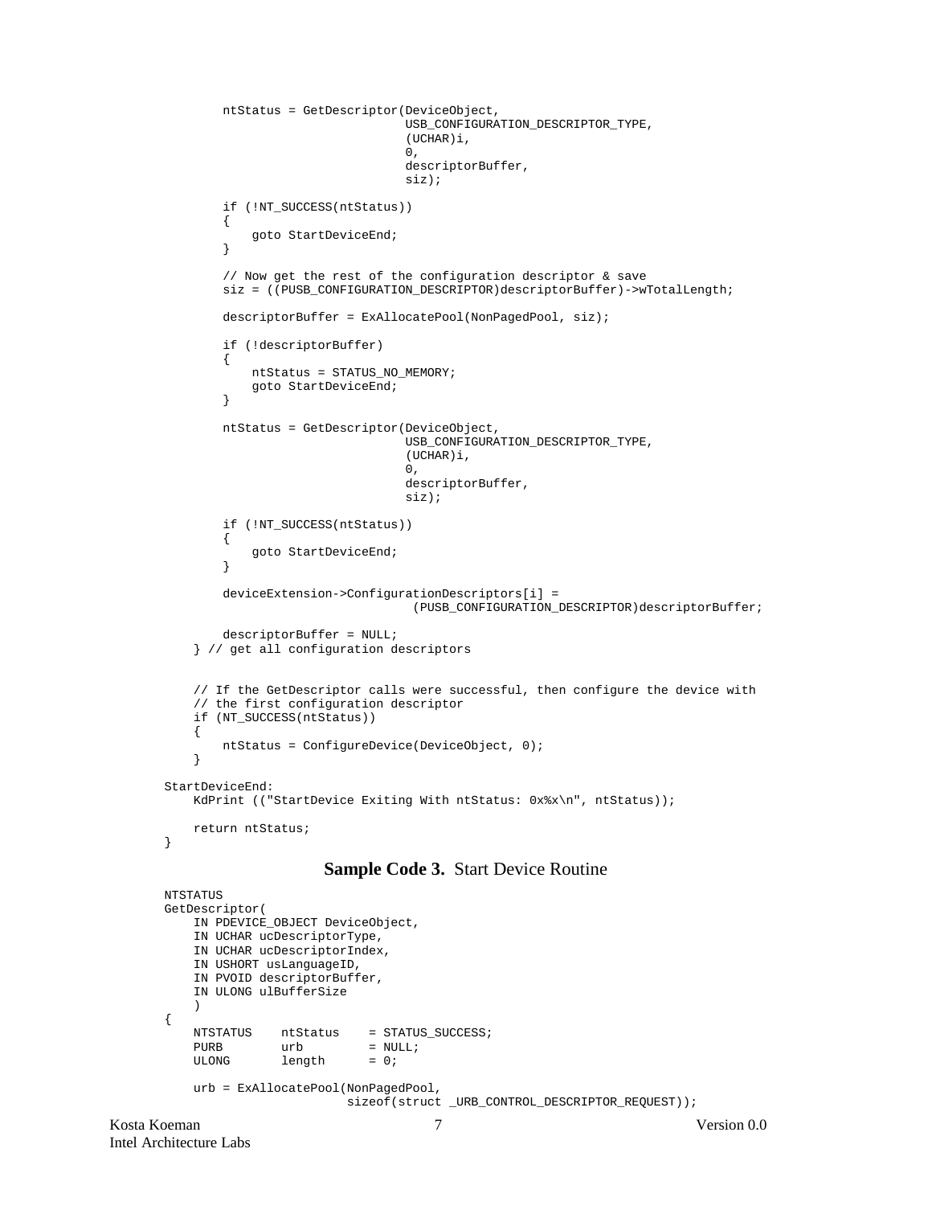```
            ntStatus = GetDescriptor(DeviceObject,
                                     USB_CONFIGURATION_DESCRIPTOR_TYPE,
                                     (UCHAR)i,
                                     0,
                                     descriptorBuffer,
                                     siz);

            if (!NT_SUCCESS(ntStatus))
            {
                goto StartDeviceEnd;
            }

            // Now get the rest of the configuration descriptor & save
            siz = ((PUSB_CONFIGURATION_DESCRIPTOR)descriptorBuffer)->wTotalLength;

            descriptorBuffer = ExAllocatePool(NonPagedPool, siz);

            if (!descriptorBuffer)
            {
                ntStatus = STATUS_NO_MEMORY;
                goto StartDeviceEnd;
            }

            ntStatus = GetDescriptor(DeviceObject,
                                     USB_CONFIGURATION_DESCRIPTOR_TYPE,
                                     (UCHAR)i,
                                     0,
                                     descriptorBuffer,
                                     siz);

            if (!NT_SUCCESS(ntStatus))
            {
                goto StartDeviceEnd;
            }

            deviceExtension->ConfigurationDescriptors[i] =
                                      (PUSB_CONFIGURATION_DESCRIPTOR)descriptorBuffer;

            descriptorBuffer = NULL;
        } // get all configuration descriptors


        // If the GetDescriptor calls were successful, then configure the device with
        // the first configuration descriptor
        if (NT_SUCCESS(ntStatus))
        {
            ntStatus = ConfigureDevice(DeviceObject, 0);
        }

    StartDeviceEnd:
        KdPrint (("StartDevice Exiting With ntStatus: 0x%x\n", ntStatus));

        return ntStatus;
    }
```

**Sample Code 3.** Start Device Routine

```
    NTSTATUS
    GetDescriptor(
        IN PDEVICE_OBJECT DeviceObject,
        IN UCHAR ucDescriptorType,
        IN UCHAR ucDescriptorIndex,
        IN USHORT usLanguageID,
        IN PVOID descriptorBuffer,
        IN ULONG ulBufferSize
        )
    {
        NTSTATUS    ntStatus    = STATUS_SUCCESS;
        PURB        urb         = NULL;
        ULONG       length      = 0;

        urb = ExAllocatePool(NonPagedPool,
                             sizeof(struct _URB_CONTROL_DESCRIPTOR_REQUEST));
```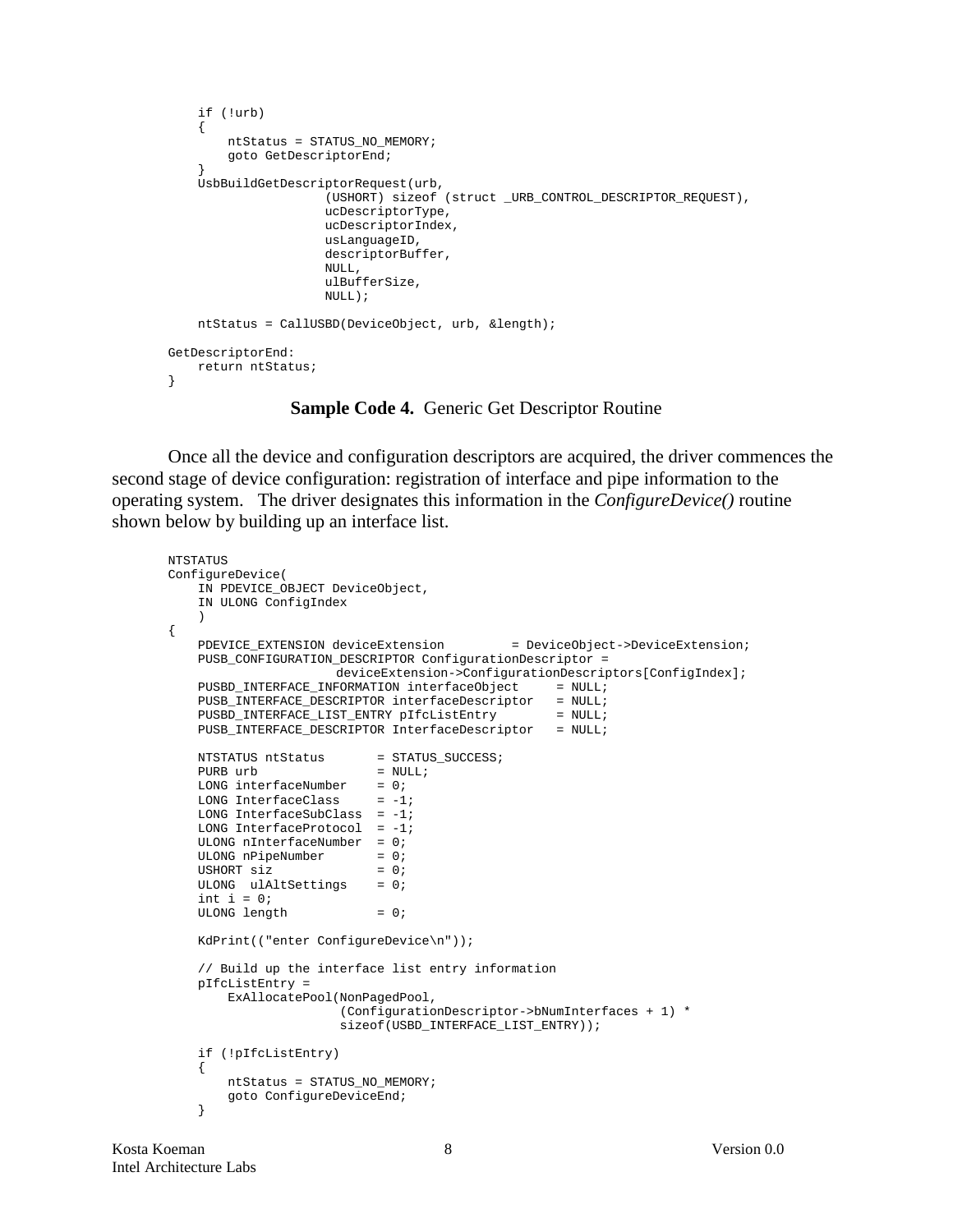```
    if (!urb)
    {
        ntStatus = STATUS_NO_MEMORY;
        goto GetDescriptorEnd;
    }
    UsbBuildGetDescriptorRequest(urb,
                     (USHORT) sizeof (struct _URB_CONTROL_DESCRIPTOR_REQUEST),
                     ucDescriptorType,
                     ucDescriptorIndex,
                     usLanguageID,
                     descriptorBuffer,
                     NULL,
                     ulBufferSize,
                     NULL);

    ntStatus = CallUSBD(DeviceObject, urb, &length);

GetDescriptorEnd:
    return ntStatus;
}
```

**Sample Code 4.** Generic Get Descriptor Routine

Once all the device and configuration descriptors are acquired, the driver commences the second stage of device configuration: registration of interface and pipe information to the operating system. The driver designates this information in the *ConfigureDevice()* routine shown below by building up an interface list.

```
NTSTATUS
ConfigureDevice(
    IN PDEVICE_OBJECT DeviceObject,
    IN ULONG ConfigIndex
    )
{
    PDEVICE_EXTENSION deviceExtension         = DeviceObject->DeviceExtension;
    PUSB_CONFIGURATION_DESCRIPTOR ConfigurationDescriptor =
                    deviceExtension->ConfigurationDescriptors[ConfigIndex];
    PUSBD_INTERFACE_INFORMATION interfaceObject     = NULL;
    PUSB_INTERFACE_DESCRIPTOR interfaceDescriptor   = NULL;
    PUSBD_INTERFACE_LIST_ENTRY pIfcListEntry        = NULL;
    PUSB_INTERFACE_DESCRIPTOR InterfaceDescriptor   = NULL;

    NTSTATUS ntStatus       = STATUS_SUCCESS;
    PURB urb                = NULL;
    LONG interfaceNumber    = 0;
    LONG InterfaceClass     = -1;
    LONG InterfaceSubClass  = -1;
    LONG InterfaceProtocol  = -1;
    ULONG nInterfaceNumber  = 0;
    ULONG nPipeNumber       = 0;
    USHORT siz              = 0;
    ULONG  ulAltSettings    = 0;
    int i = 0;
    ULONG length            = 0;

    KdPrint(("enter ConfigureDevice\n"));

    // Build up the interface list entry information
    pIfcListEntry =
        ExAllocatePool(NonPagedPool,
                      (ConfigurationDescriptor->bNumInterfaces + 1) *
                      sizeof(USBD_INTERFACE_LIST_ENTRY));

    if (!pIfcListEntry)
    {
        ntStatus = STATUS_NO_MEMORY;
        goto ConfigureDeviceEnd;
    }
```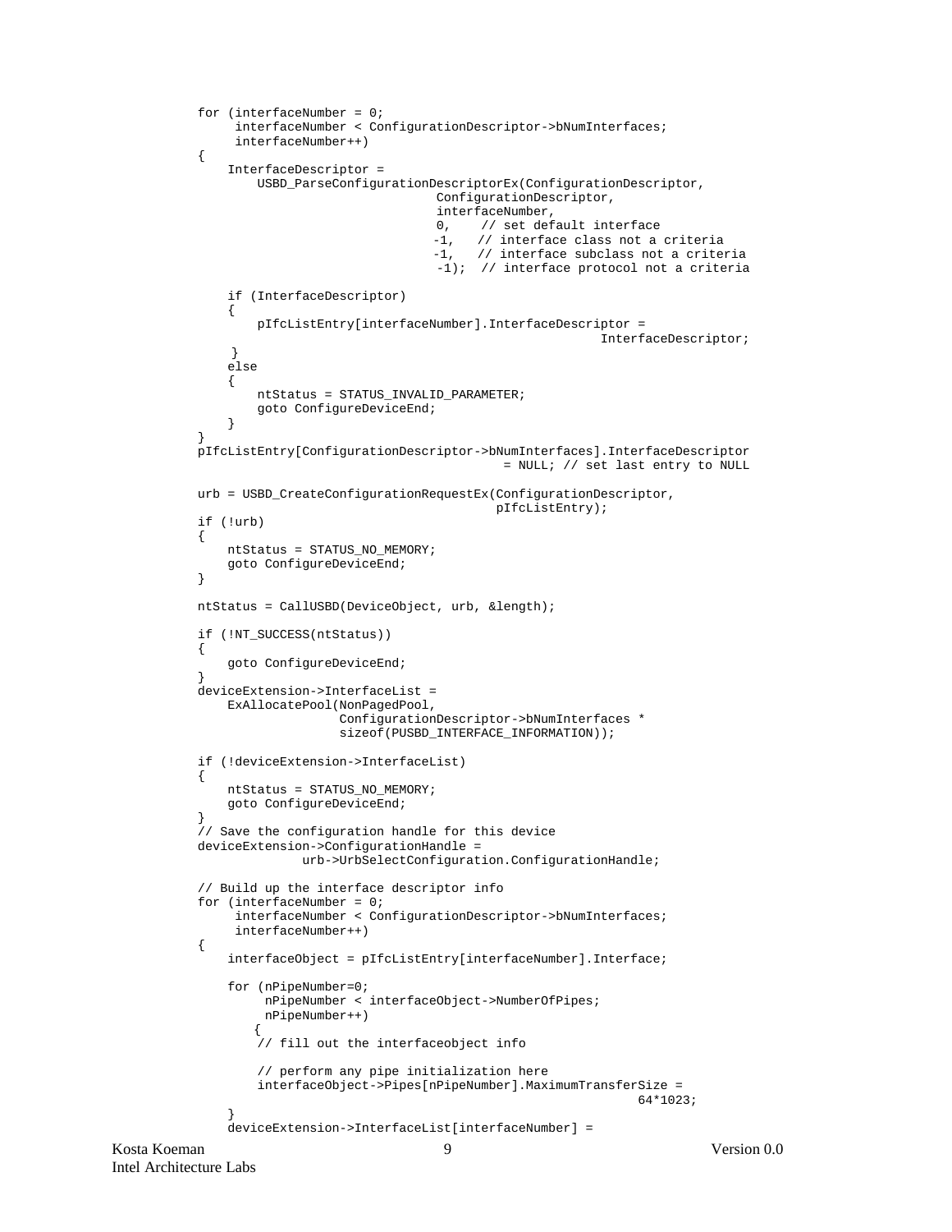```
for (interfaceNumber = 0;
     interfaceNumber < ConfigurationDescriptor->bNumInterfaces;
     interfaceNumber++)
{
    InterfaceDescriptor =
        USBD_ParseConfigurationDescriptorEx(ConfigurationDescriptor,
                                ConfigurationDescriptor,
                                interfaceNumber,
                                0,    // set default interface
                               -1,   // interface class not a criteria
                               -1,   // interface subclass not a criteria
                               -1);  // interface protocol not a criteria

    if (InterfaceDescriptor)
    {
        pIfcListEntry[interfaceNumber].InterfaceDescriptor =
                                                      InterfaceDescriptor;
     }
    else
    {
        ntStatus = STATUS_INVALID_PARAMETER;
        goto ConfigureDeviceEnd;
    }
}
pIfcListEntry[ConfigurationDescriptor->bNumInterfaces].InterfaceDescriptor
                                         = NULL; // set last entry to NULL

urb = USBD_CreateConfigurationRequestEx(ConfigurationDescriptor,
                                        pIfcListEntry);
if (!urb)
{
    ntStatus = STATUS_NO_MEMORY;
    goto ConfigureDeviceEnd;
}

ntStatus = CallUSBD(DeviceObject, urb, &length);

if (!NT_SUCCESS(ntStatus))
{
    goto ConfigureDeviceEnd;
}
deviceExtension->InterfaceList =
    ExAllocatePool(NonPagedPool,
                   ConfigurationDescriptor->bNumInterfaces *
                   sizeof(PUSBD_INTERFACE_INFORMATION));

if (!deviceExtension->InterfaceList)
{
    ntStatus = STATUS_NO_MEMORY;
    goto ConfigureDeviceEnd;
}
// Save the configuration handle for this device
deviceExtension->ConfigurationHandle =
              urb->UrbSelectConfiguration.ConfigurationHandle;

// Build up the interface descriptor info
for (interfaceNumber = 0;
     interfaceNumber < ConfigurationDescriptor->bNumInterfaces;
     interfaceNumber++)
{
    interfaceObject = pIfcListEntry[interfaceNumber].Interface;

    for (nPipeNumber=0;
         nPipeNumber < interfaceObject->NumberOfPipes;
         nPipeNumber++)
       {
        // fill out the interfaceobject info

        // perform any pipe initialization here
        interfaceObject->Pipes[nPipeNumber].MaximumTransferSize =
                                                          64*1023;
    }
    deviceExtension->InterfaceList[interfaceNumber] =
```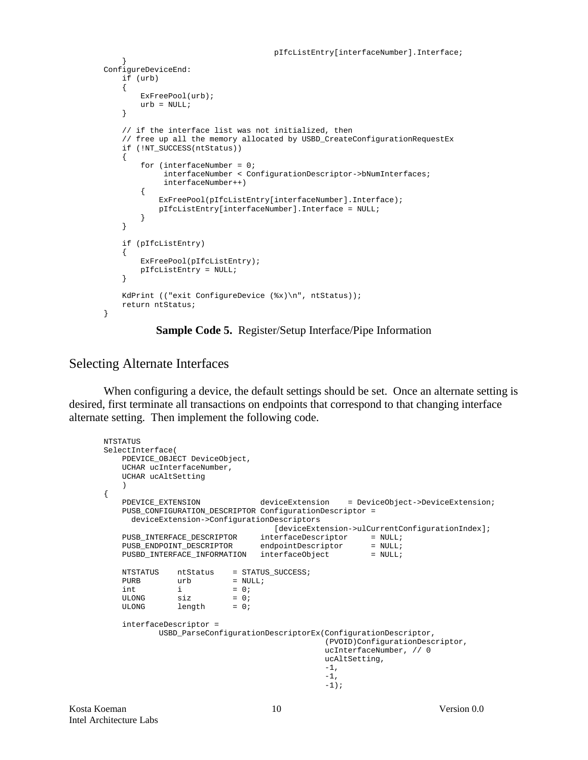```
                                    pIfcListEntry[interfaceNumber].Interface;
    }
ConfigureDeviceEnd:
    if (urb)
    {
        ExFreePool(urb);
        urb = NULL;
    }

    // if the interface list was not initialized, then
    // free up all the memory allocated by USBD_CreateConfigurationRequestEx
    if (!NT_SUCCESS(ntStatus))
    {
        for (interfaceNumber = 0;
             interfaceNumber < ConfigurationDescriptor->bNumInterfaces;
             interfaceNumber++)
        {
            ExFreePool(pIfcListEntry[interfaceNumber].Interface);
            pIfcListEntry[interfaceNumber].Interface = NULL;
        }
    }

    if (pIfcListEntry)
    {
        ExFreePool(pIfcListEntry);
        pIfcListEntry = NULL;
    }

    KdPrint (("exit ConfigureDevice (%x)\n", ntStatus));
    return ntStatus;
}
```

**Sample Code 5.** Register/Setup Interface/Pipe Information

## Selecting Alternate Interfaces

When configuring a device, the default settings should be set. Once an alternate setting is desired, first terminate all transactions on endpoints that correspond to that changing interface alternate setting. Then implement the following code.

```
NTSTATUS
SelectInterface(
    PDEVICE_OBJECT DeviceObject,
    UCHAR ucInterfaceNumber,
    UCHAR ucAltSetting
    )
{
    PDEVICE_EXTENSION             deviceExtension    = DeviceObject->DeviceExtension;
    PUSB_CONFIGURATION_DESCRIPTOR ConfigurationDescriptor =
      deviceExtension->ConfigurationDescriptors
                                  [deviceExtension->ulCurrentConfigurationIndex];
    PUSB_INTERFACE_DESCRIPTOR     interfaceDescriptor     = NULL;
    PUSB_ENDPOINT_DESCRIPTOR      endpointDescriptor      = NULL;
    PUSBD_INTERFACE_INFORMATION   interfaceObject         = NULL;

    NTSTATUS    ntStatus    = STATUS_SUCCESS;
    PURB        urb         = NULL;
    int         i           = 0;
    ULONG       siz         = 0;
    ULONG       length      = 0;

    interfaceDescriptor =
            USBD_ParseConfigurationDescriptorEx(ConfigurationDescriptor,
                                                (PVOID)ConfigurationDescriptor,
                                                ucInterfaceNumber, // 0
                                                ucAltSetting,
                                                -1,
                                                -1,
                                                -1);
```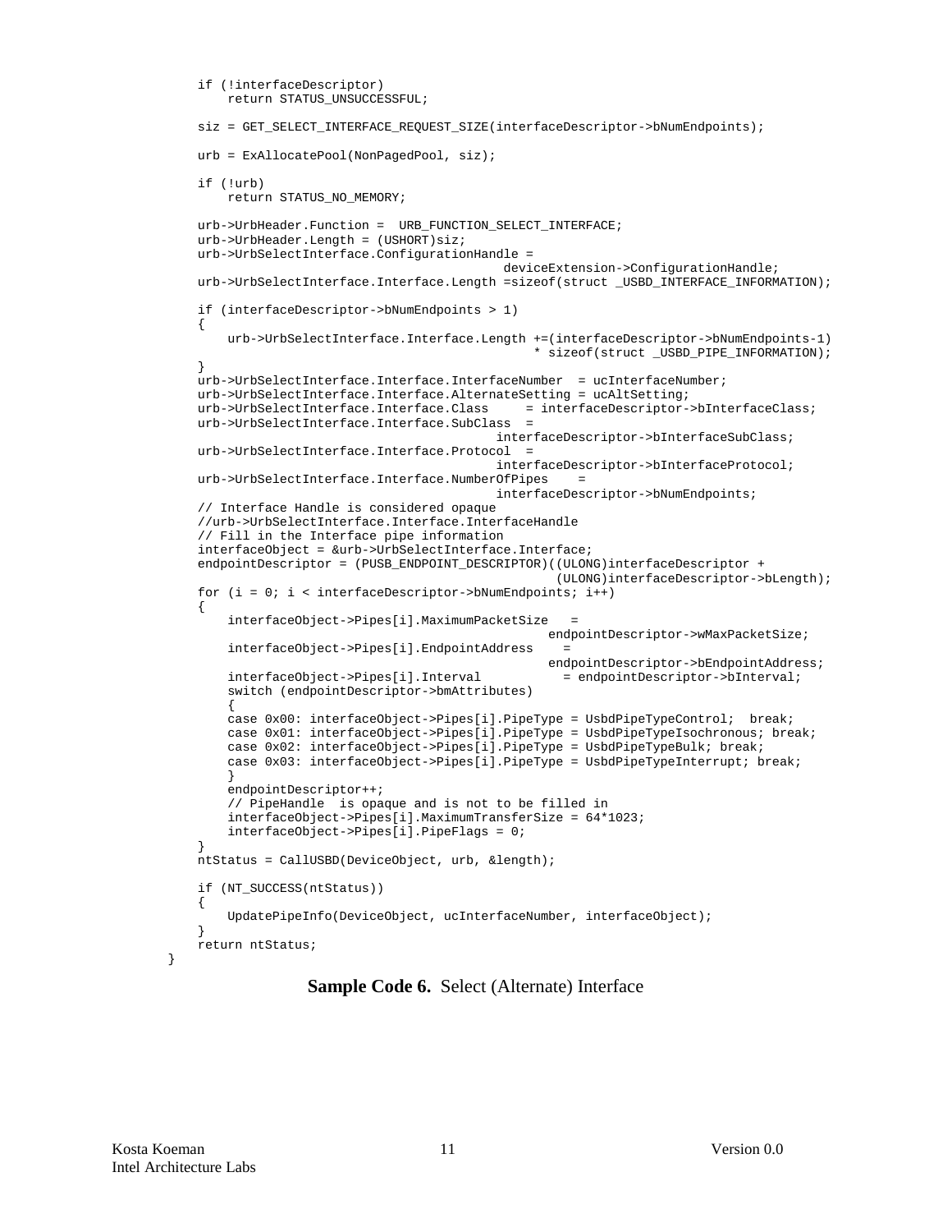```
    if (!interfaceDescriptor)
        return STATUS_UNSUCCESSFUL;

    siz = GET_SELECT_INTERFACE_REQUEST_SIZE(interfaceDescriptor->bNumEndpoints);

    urb = ExAllocatePool(NonPagedPool, siz);

    if (!urb)
        return STATUS_NO_MEMORY;

    urb->UrbHeader.Function =  URB_FUNCTION_SELECT_INTERFACE;
    urb->UrbHeader.Length = (USHORT)siz;
    urb->UrbSelectInterface.ConfigurationHandle =
                                          deviceExtension->ConfigurationHandle;
    urb->UrbSelectInterface.Interface.Length =sizeof(struct _USBD_INTERFACE_INFORMATION);

    if (interfaceDescriptor->bNumEndpoints > 1)
    {
        urb->UrbSelectInterface.Interface.Length +=(interfaceDescriptor->bNumEndpoints-1)
                                              * sizeof(struct _USBD_PIPE_INFORMATION);
    }
    urb->UrbSelectInterface.Interface.InterfaceNumber  = ucInterfaceNumber;
    urb->UrbSelectInterface.Interface.AlternateSetting = ucAltSetting;
    urb->UrbSelectInterface.Interface.Class     = interfaceDescriptor->bInterfaceClass;
    urb->UrbSelectInterface.Interface.SubClass  =
                                        interfaceDescriptor->bInterfaceSubClass;
    urb->UrbSelectInterface.Interface.Protocol  =
                                        interfaceDescriptor->bInterfaceProtocol;
    urb->UrbSelectInterface.Interface.NumberOfPipes    =
                                        interfaceDescriptor->bNumEndpoints;
    // Interface Handle is considered opaque
    //urb->UrbSelectInterface.Interface.InterfaceHandle
    // Fill in the Interface pipe information
    interfaceObject = &urb->UrbSelectInterface.Interface;
    endpointDescriptor = (PUSB_ENDPOINT_DESCRIPTOR)((ULONG)interfaceDescriptor +
                                                (ULONG)interfaceDescriptor->bLength);
    for (i = 0; i < interfaceDescriptor->bNumEndpoints; i++)
    {
        interfaceObject->Pipes[i].MaximumPacketSize   =
                                               endpointDescriptor->wMaxPacketSize;
        interfaceObject->Pipes[i].EndpointAddress    =
                                               endpointDescriptor->bEndpointAddress;
        interfaceObject->Pipes[i].Interval           = endpointDescriptor->bInterval;
        switch (endpointDescriptor->bmAttributes)
        {
        case 0x00: interfaceObject->Pipes[i].PipeType = UsbdPipeTypeControl;  break;
        case 0x01: interfaceObject->Pipes[i].PipeType = UsbdPipeTypeIsochronous; break;
        case 0x02: interfaceObject->Pipes[i].PipeType = UsbdPipeTypeBulk; break;
        case 0x03: interfaceObject->Pipes[i].PipeType = UsbdPipeTypeInterrupt; break;
        }
        endpointDescriptor++;
        // PipeHandle  is opaque and is not to be filled in
        interfaceObject->Pipes[i].MaximumTransferSize = 64*1023;
        interfaceObject->Pipes[i].PipeFlags = 0;
    }
    ntStatus = CallUSBD(DeviceObject, urb, &length);

    if (NT_SUCCESS(ntStatus))
    {
        UpdatePipeInfo(DeviceObject, ucInterfaceNumber, interfaceObject);
    }
    return ntStatus;
}
```

**Sample Code 6.** Select (Alternate) Interface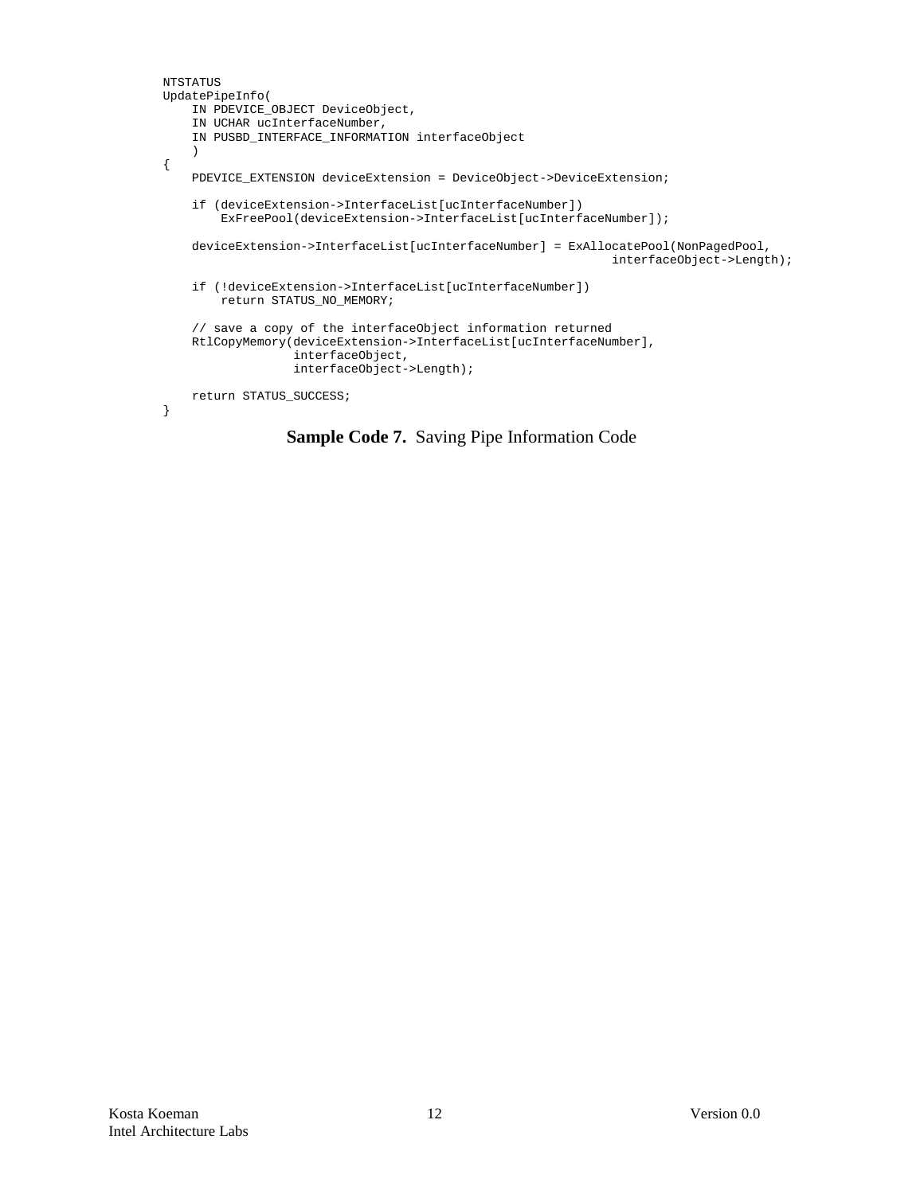```
NTSTATUS
UpdatePipeInfo(
    IN PDEVICE_OBJECT DeviceObject,
    IN UCHAR ucInterfaceNumber,
    IN PUSBD_INTERFACE_INFORMATION interfaceObject
    )
{
    PDEVICE_EXTENSION deviceExtension = DeviceObject->DeviceExtension;

    if (deviceExtension->InterfaceList[ucInterfaceNumber])
        ExFreePool(deviceExtension->InterfaceList[ucInterfaceNumber]);

    deviceExtension->InterfaceList[ucInterfaceNumber] = ExAllocatePool(NonPagedPool,
                                                          interfaceObject->Length);

    if (!deviceExtension->InterfaceList[ucInterfaceNumber])
        return STATUS_NO_MEMORY;

    // save a copy of the interfaceObject information returned
    RtlCopyMemory(deviceExtension->InterfaceList[ucInterfaceNumber],
                  interfaceObject,
                  interfaceObject->Length);

    return STATUS_SUCCESS;
}
```

**Sample Code 7.** Saving Pipe Information Code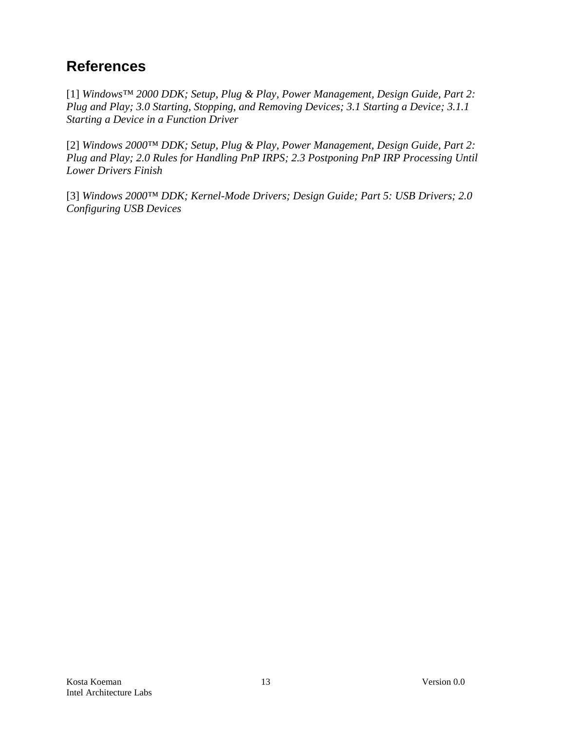## References

[1] *Windows™ 2000 DDK; Setup, Plug & Play, Power Management, Design Guide, Part 2: Plug and Play; 3.0 Starting, Stopping, and Removing Devices; 3.1 Starting a Device; 3.1.1 Starting a Device in a Function Driver*

[2] *Windows 2000™ DDK; Setup, Plug & Play, Power Management, Design Guide, Part 2: Plug and Play; 2.0 Rules for Handling PnP IRPS; 2.3 Postponing PnP IRP Processing Until Lower Drivers Finish*

[3] *Windows 2000™ DDK; Kernel-Mode Drivers; Design Guide; Part 5: USB Drivers; 2.0 Configuring USB Devices*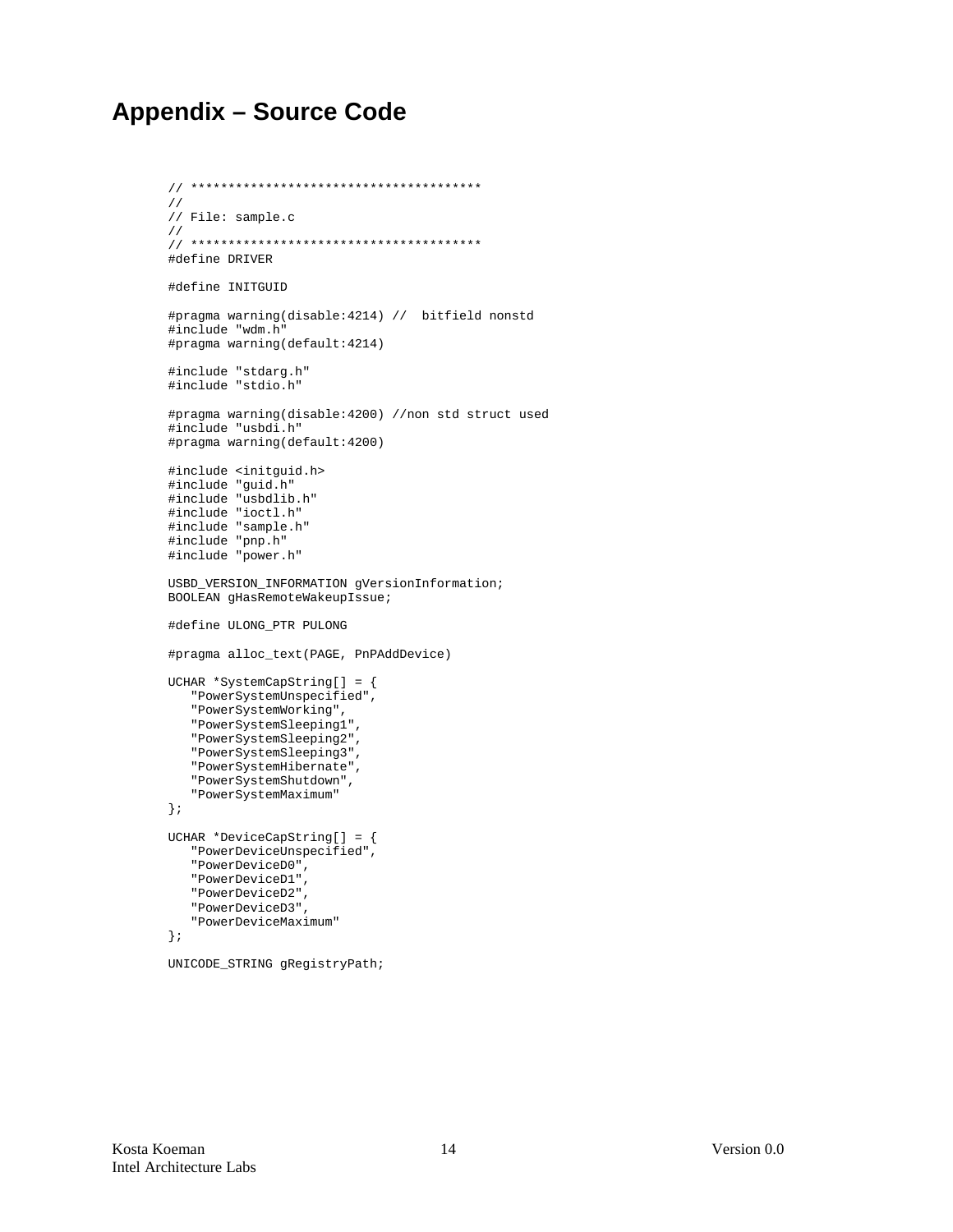# Appendix – Source Code

```
// ***************************************
//
// File: sample.c
//
// ***************************************
#define DRIVER

#define INITGUID

#pragma warning(disable:4214) //  bitfield nonstd
#include "wdm.h"
#pragma warning(default:4214)

#include "stdarg.h"
#include "stdio.h"

#pragma warning(disable:4200) //non std struct used
#include "usbdi.h"
#pragma warning(default:4200)

#include <initguid.h>
#include "guid.h"
#include "usbdlib.h"
#include "ioctl.h"
#include "sample.h"
#include "pnp.h"
#include "power.h"

USBD_VERSION_INFORMATION gVersionInformation;
BOOLEAN gHasRemoteWakeupIssue;

#define ULONG_PTR PULONG

#pragma alloc_text(PAGE, PnPAddDevice)

UCHAR *SystemCapString[] = {
   "PowerSystemUnspecified",
   "PowerSystemWorking",
   "PowerSystemSleeping1",
   "PowerSystemSleeping2",
   "PowerSystemSleeping3",
   "PowerSystemHibernate",
   "PowerSystemShutdown",
   "PowerSystemMaximum"
};

UCHAR *DeviceCapString[] = {
   "PowerDeviceUnspecified",
   "PowerDeviceD0",
   "PowerDeviceD1",
   "PowerDeviceD2",
   "PowerDeviceD3",
   "PowerDeviceMaximum"
};

UNICODE_STRING gRegistryPath;
```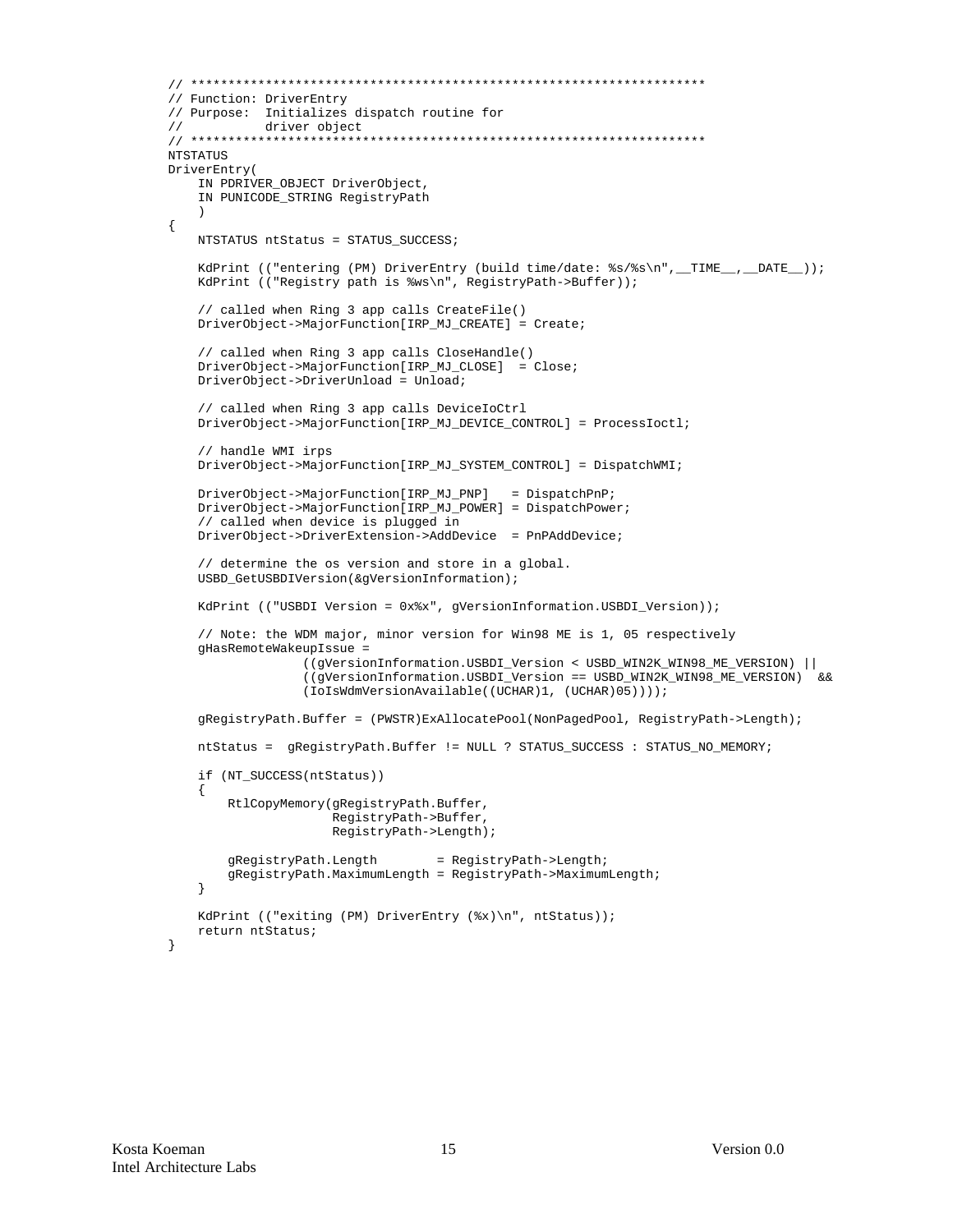```
// ********************************************************************
// Function: DriverEntry
// Purpose:  Initializes dispatch routine for
//           driver object
// ********************************************************************
NTSTATUS
DriverEntry(
    IN PDRIVER_OBJECT DriverObject,
    IN PUNICODE_STRING RegistryPath
    )
{
    NTSTATUS ntStatus = STATUS_SUCCESS;

    KdPrint (("entering (PM) DriverEntry (build time/date: %s/%s\n",__TIME__,__DATE__));
    KdPrint (("Registry path is %ws\n", RegistryPath->Buffer));

    // called when Ring 3 app calls CreateFile()
    DriverObject->MajorFunction[IRP_MJ_CREATE] = Create;

    // called when Ring 3 app calls CloseHandle()
    DriverObject->MajorFunction[IRP_MJ_CLOSE]  = Close;
    DriverObject->DriverUnload = Unload;

    // called when Ring 3 app calls DeviceIoCtrl
    DriverObject->MajorFunction[IRP_MJ_DEVICE_CONTROL] = ProcessIoctl;

    // handle WMI irps
    DriverObject->MajorFunction[IRP_MJ_SYSTEM_CONTROL] = DispatchWMI;

    DriverObject->MajorFunction[IRP_MJ_PNP]   = DispatchPnP;
    DriverObject->MajorFunction[IRP_MJ_POWER] = DispatchPower;
    // called when device is plugged in
    DriverObject->DriverExtension->AddDevice  = PnPAddDevice;

    // determine the os version and store in a global.
    USBD_GetUSBDIVersion(&gVersionInformation);

    KdPrint (("USBDI Version = 0x%x", gVersionInformation.USBDI_Version));

    // Note: the WDM major, minor version for Win98 ME is 1, 05 respectively
    gHasRemoteWakeupIssue =
                  ((gVersionInformation.USBDI_Version < USBD_WIN2K_WIN98_ME_VERSION) ||
                  ((gVersionInformation.USBDI_Version == USBD_WIN2K_WIN98_ME_VERSION)  &&
                  (IoIsWdmVersionAvailable((UCHAR)1, (UCHAR)05))));

    gRegistryPath.Buffer = (PWSTR)ExAllocatePool(NonPagedPool, RegistryPath->Length);

    ntStatus =  gRegistryPath.Buffer != NULL ? STATUS_SUCCESS : STATUS_NO_MEMORY;

    if (NT_SUCCESS(ntStatus))
    {
        RtlCopyMemory(gRegistryPath.Buffer,
                      RegistryPath->Buffer,
                      RegistryPath->Length);

        gRegistryPath.Length        = RegistryPath->Length;
        gRegistryPath.MaximumLength = RegistryPath->MaximumLength;
    }

    KdPrint (("exiting (PM) DriverEntry (%x)\n", ntStatus));
    return ntStatus;
}
```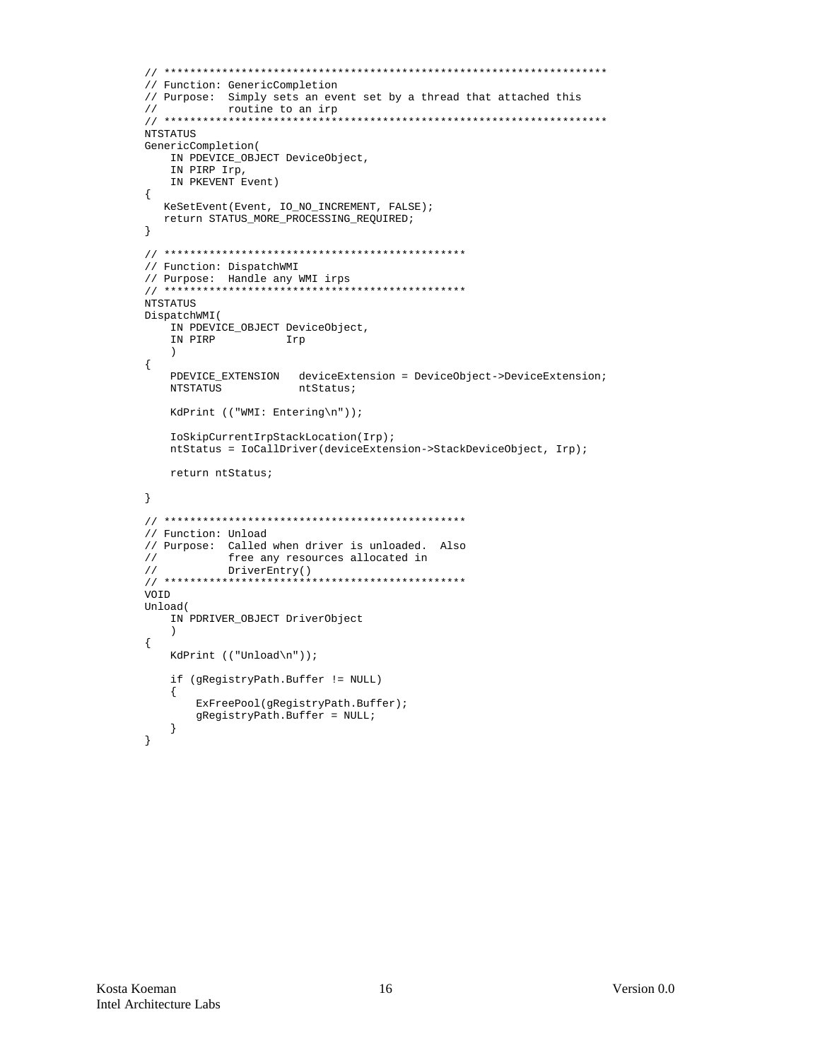```
// *********************************************************************
// Function: GenericCompletion
// Purpose:  Simply sets an event set by a thread that attached this
//           routine to an irp
// *********************************************************************
NTSTATUS
GenericCompletion(
    IN PDEVICE_OBJECT DeviceObject,
    IN PIRP Irp,
    IN PKEVENT Event)
{
   KeSetEvent(Event, IO_NO_INCREMENT, FALSE);
   return STATUS_MORE_PROCESSING_REQUIRED;
}

// ***********************************************
// Function: DispatchWMI
// Purpose:  Handle any WMI irps
// ***********************************************
NTSTATUS
DispatchWMI(
    IN PDEVICE_OBJECT DeviceObject,
    IN PIRP           Irp
    )
{
    PDEVICE_EXTENSION   deviceExtension = DeviceObject->DeviceExtension;
    NTSTATUS            ntStatus;

    KdPrint (("WMI: Entering\n"));

    IoSkipCurrentIrpStackLocation(Irp);
    ntStatus = IoCallDriver(deviceExtension->StackDeviceObject, Irp);

    return ntStatus;

}

// ***********************************************
// Function: Unload
// Purpose:  Called when driver is unloaded.  Also
//           free any resources allocated in
//           DriverEntry()
// ***********************************************
VOID
Unload(
    IN PDRIVER_OBJECT DriverObject
    )
{
    KdPrint (("Unload\n"));

    if (gRegistryPath.Buffer != NULL)
    {
        ExFreePool(gRegistryPath.Buffer);
        gRegistryPath.Buffer = NULL;
    }
}
```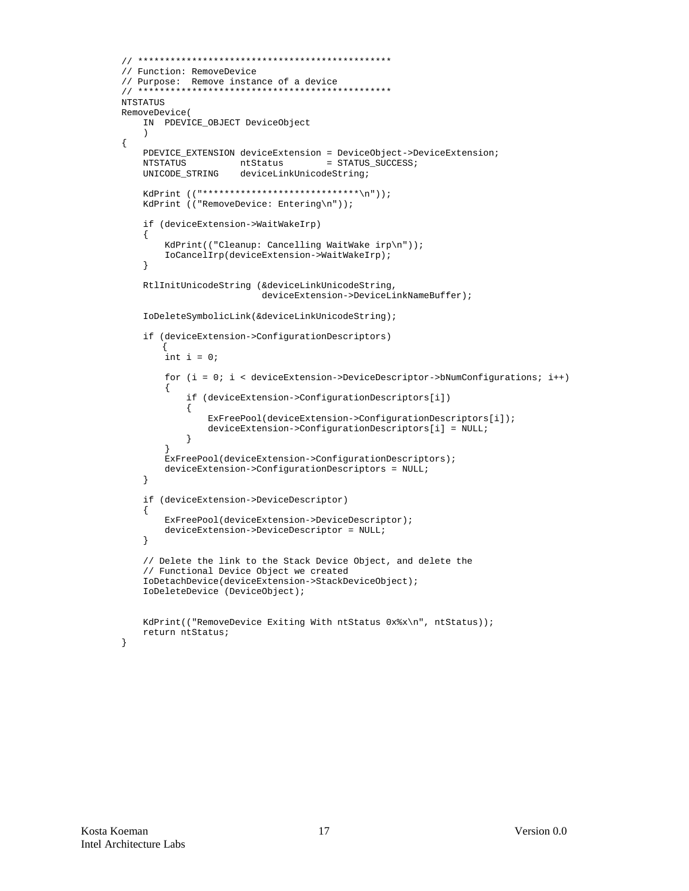```
// ***********************************************
// Function: RemoveDevice
// Purpose:  Remove instance of a device
// ***********************************************
NTSTATUS
RemoveDevice(
    IN  PDEVICE_OBJECT DeviceObject
    )
{
    PDEVICE_EXTENSION deviceExtension = DeviceObject->DeviceExtension;
    NTSTATUS          ntStatus        = STATUS_SUCCESS;
    UNICODE_STRING    deviceLinkUnicodeString;

    KdPrint (("*****************************\n"));
    KdPrint (("RemoveDevice: Entering\n"));

    if (deviceExtension->WaitWakeIrp)
    {
        KdPrint(("Cleanup: Cancelling WaitWake irp\n"));
        IoCancelIrp(deviceExtension->WaitWakeIrp);
    }

    RtlInitUnicodeString (&deviceLinkUnicodeString,
                          deviceExtension->DeviceLinkNameBuffer);

    IoDeleteSymbolicLink(&deviceLinkUnicodeString);

    if (deviceExtension->ConfigurationDescriptors)
       {
        int i = 0;

        for (i = 0; i < deviceExtension->DeviceDescriptor->bNumConfigurations; i++)
        {
            if (deviceExtension->ConfigurationDescriptors[i])
            {
                ExFreePool(deviceExtension->ConfigurationDescriptors[i]);
                deviceExtension->ConfigurationDescriptors[i] = NULL;
            }
        }
        ExFreePool(deviceExtension->ConfigurationDescriptors);
        deviceExtension->ConfigurationDescriptors = NULL;
    }

    if (deviceExtension->DeviceDescriptor)
    {
        ExFreePool(deviceExtension->DeviceDescriptor);
        deviceExtension->DeviceDescriptor = NULL;
    }

    // Delete the link to the Stack Device Object, and delete the
    // Functional Device Object we created
    IoDetachDevice(deviceExtension->StackDeviceObject);
    IoDeleteDevice (DeviceObject);


    KdPrint(("RemoveDevice Exiting With ntStatus 0x%x\n", ntStatus));
    return ntStatus;
}
```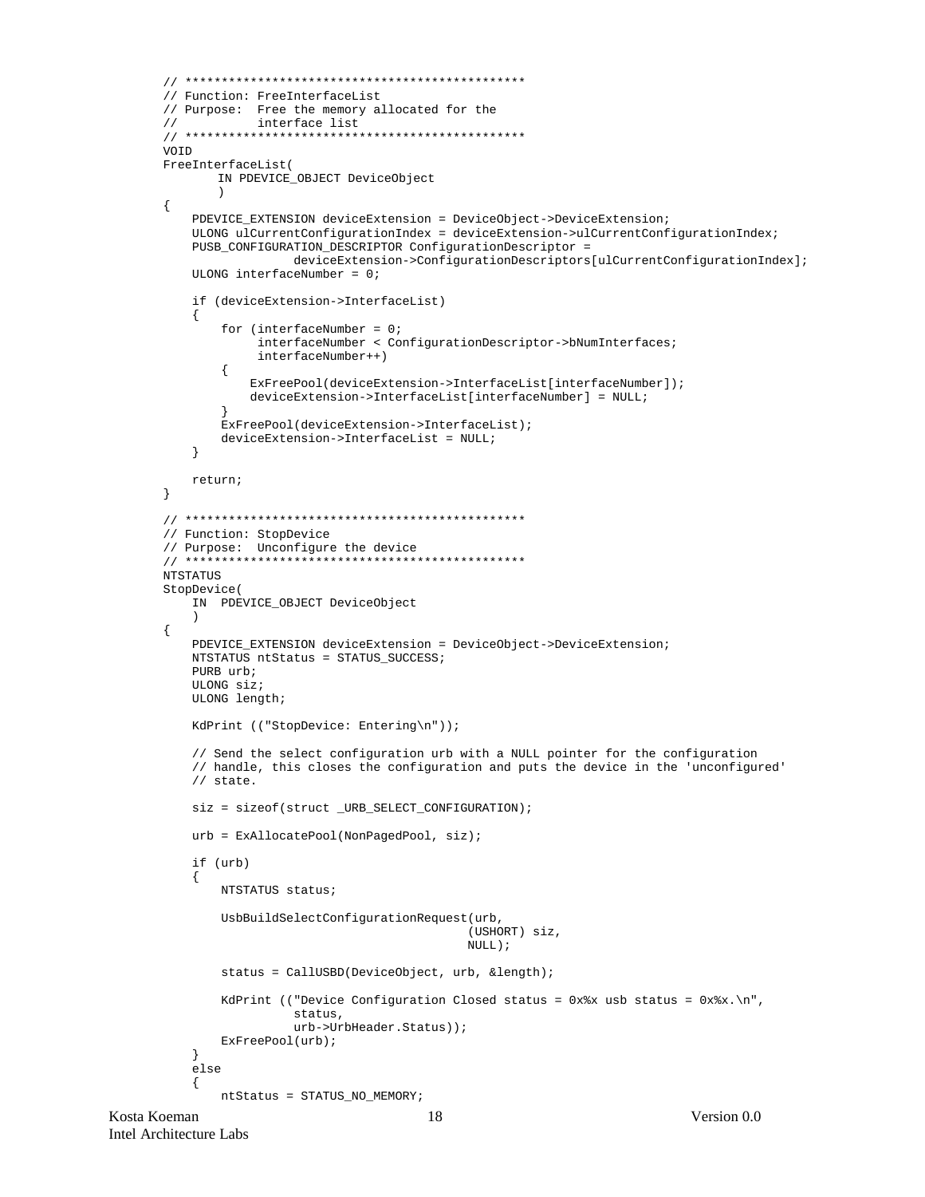```
// ***********************************************
// Function: FreeInterfaceList
// Purpose:  Free the memory allocated for the
//           interface list
// ***********************************************
VOID
FreeInterfaceList(
       IN PDEVICE_OBJECT DeviceObject
       )
{
    PDEVICE_EXTENSION deviceExtension = DeviceObject->DeviceExtension;
    ULONG ulCurrentConfigurationIndex = deviceExtension->ulCurrentConfigurationIndex;
    PUSB_CONFIGURATION_DESCRIPTOR ConfigurationDescriptor =
                  deviceExtension->ConfigurationDescriptors[ulCurrentConfigurationIndex];
    ULONG interfaceNumber = 0;

    if (deviceExtension->InterfaceList)
    {
        for (interfaceNumber = 0;
             interfaceNumber < ConfigurationDescriptor->bNumInterfaces;
             interfaceNumber++)
        {
            ExFreePool(deviceExtension->InterfaceList[interfaceNumber]);
            deviceExtension->InterfaceList[interfaceNumber] = NULL;
        }
        ExFreePool(deviceExtension->InterfaceList);
        deviceExtension->InterfaceList = NULL;
    }

    return;
}

// ***********************************************
// Function: StopDevice
// Purpose:  Unconfigure the device
// ***********************************************
NTSTATUS
StopDevice(
    IN  PDEVICE_OBJECT DeviceObject
    )
{
    PDEVICE_EXTENSION deviceExtension = DeviceObject->DeviceExtension;
    NTSTATUS ntStatus = STATUS_SUCCESS;
    PURB urb;
    ULONG siz;
    ULONG length;

    KdPrint (("StopDevice: Entering\n"));

    // Send the select configuration urb with a NULL pointer for the configuration
    // handle, this closes the configuration and puts the device in the 'unconfigured'
    // state.

    siz = sizeof(struct _URB_SELECT_CONFIGURATION);

    urb = ExAllocatePool(NonPagedPool, siz);

    if (urb)
    {
        NTSTATUS status;

        UsbBuildSelectConfigurationRequest(urb,
                                          (USHORT) siz,
                                          NULL);

        status = CallUSBD(DeviceObject, urb, &length);

        KdPrint (("Device Configuration Closed status = 0x%x usb status = 0x%x.\n",
                  status,
                  urb->UrbHeader.Status));
        ExFreePool(urb);
    }
    else
    {
        ntStatus = STATUS_NO_MEMORY;
```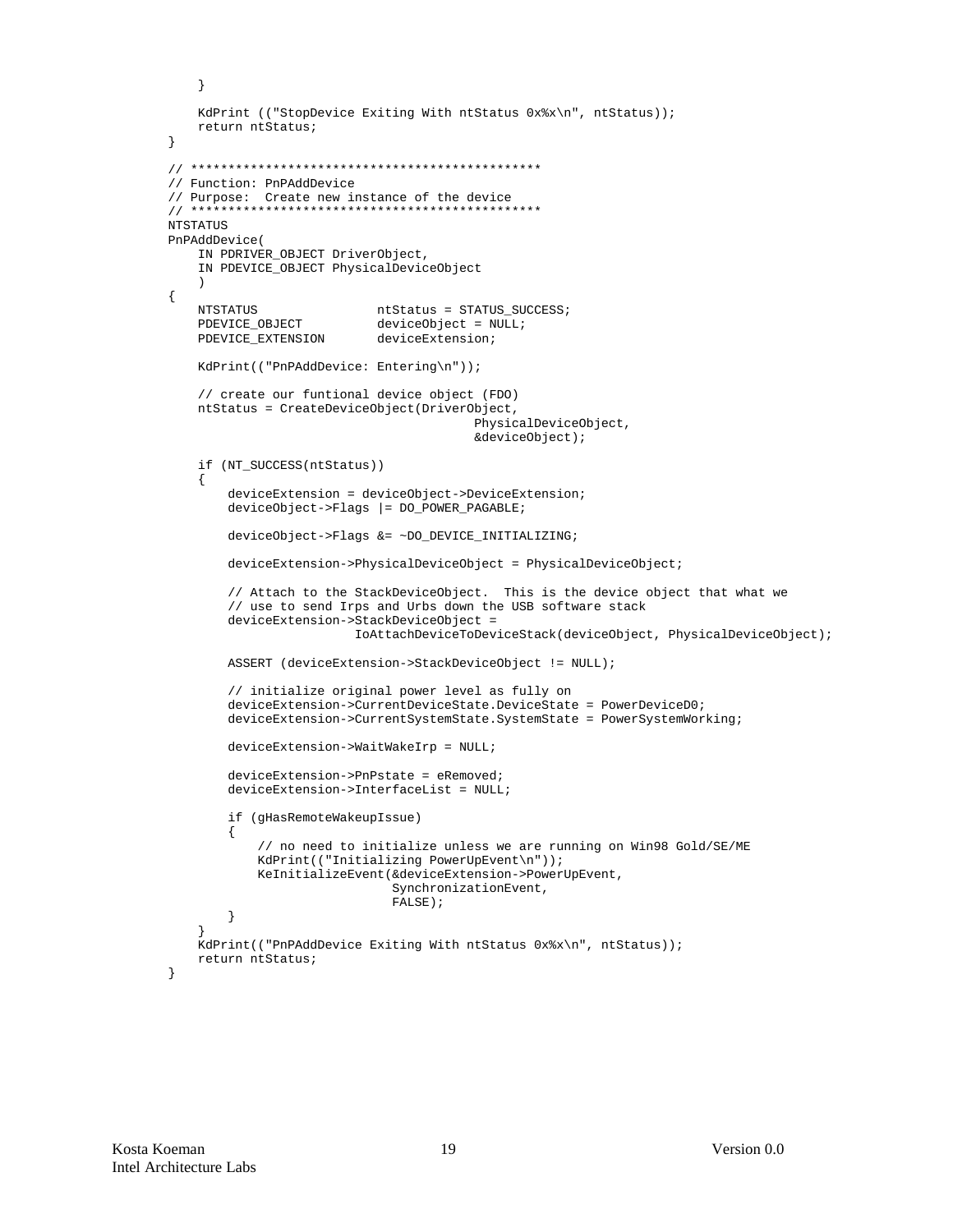```
    }

    KdPrint (("StopDevice Exiting With ntStatus 0x%x\n", ntStatus));
    return ntStatus;
}

// ***********************************************
// Function: PnPAddDevice
// Purpose:  Create new instance of the device
// ***********************************************
NTSTATUS
PnPAddDevice(
    IN PDRIVER_OBJECT DriverObject,
    IN PDEVICE_OBJECT PhysicalDeviceObject
    )
{
    NTSTATUS                ntStatus = STATUS_SUCCESS;
    PDEVICE_OBJECT          deviceObject = NULL;
    PDEVICE_EXTENSION       deviceExtension;

    KdPrint(("PnPAddDevice: Entering\n"));

    // create our funtional device object (FDO)
    ntStatus = CreateDeviceObject(DriverObject,
                                     PhysicalDeviceObject,
                                     &deviceObject);

    if (NT_SUCCESS(ntStatus))
    {
        deviceExtension = deviceObject->DeviceExtension;
        deviceObject->Flags |= DO_POWER_PAGABLE;

        deviceObject->Flags &= ~DO_DEVICE_INITIALIZING;

        deviceExtension->PhysicalDeviceObject = PhysicalDeviceObject;

        // Attach to the StackDeviceObject.  This is the device object that what we
        // use to send Irps and Urbs down the USB software stack
        deviceExtension->StackDeviceObject =
                      IoAttachDeviceToDeviceStack(deviceObject, PhysicalDeviceObject);

        ASSERT (deviceExtension->StackDeviceObject != NULL);

        // initialize original power level as fully on
        deviceExtension->CurrentDeviceState.DeviceState = PowerDeviceD0;
        deviceExtension->CurrentSystemState.SystemState = PowerSystemWorking;

        deviceExtension->WaitWakeIrp = NULL;

        deviceExtension->PnPstate = eRemoved;
        deviceExtension->InterfaceList = NULL;

        if (gHasRemoteWakeupIssue)
        {
            // no need to initialize unless we are running on Win98 Gold/SE/ME
            KdPrint(("Initializing PowerUpEvent\n"));
            KeInitializeEvent(&deviceExtension->PowerUpEvent,
                              SynchronizationEvent,
                              FALSE);
        }
    }
    KdPrint(("PnPAddDevice Exiting With ntStatus 0x%x\n", ntStatus));
    return ntStatus;
}
```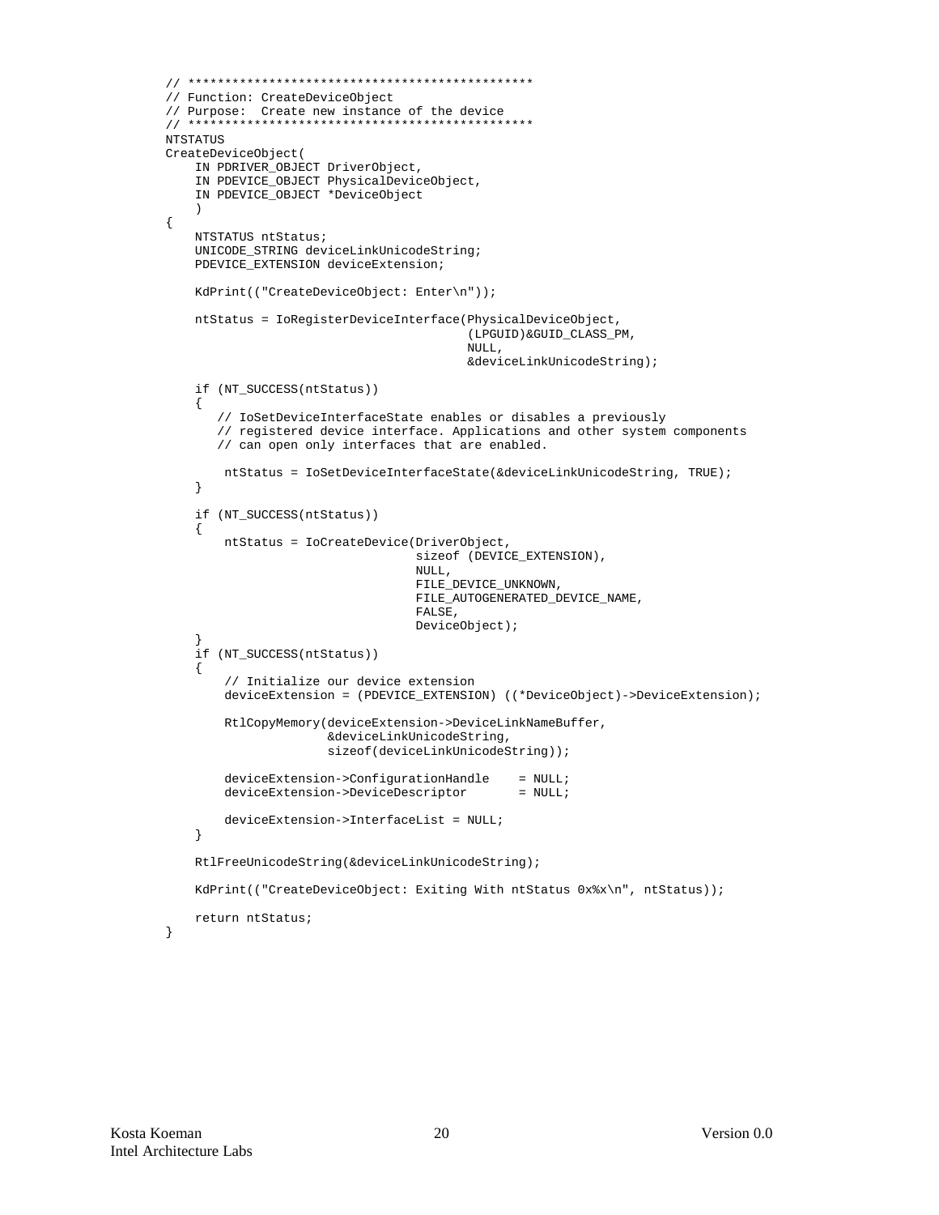```
// ***********************************************
// Function: CreateDeviceObject
// Purpose:  Create new instance of the device
// ***********************************************
NTSTATUS
CreateDeviceObject(
    IN PDRIVER_OBJECT DriverObject,
    IN PDEVICE_OBJECT PhysicalDeviceObject,
    IN PDEVICE_OBJECT *DeviceObject
    )
{
    NTSTATUS ntStatus;
    UNICODE_STRING deviceLinkUnicodeString;
    PDEVICE_EXTENSION deviceExtension;

    KdPrint(("CreateDeviceObject: Enter\n"));

    ntStatus = IoRegisterDeviceInterface(PhysicalDeviceObject,
                                         (LPGUID)&GUID_CLASS_PM,
                                         NULL,
                                         &deviceLinkUnicodeString);

    if (NT_SUCCESS(ntStatus))
    {
       // IoSetDeviceInterfaceState enables or disables a previously
       // registered device interface. Applications and other system components
       // can open only interfaces that are enabled.

        ntStatus = IoSetDeviceInterfaceState(&deviceLinkUnicodeString, TRUE);
    }

    if (NT_SUCCESS(ntStatus))
    {
        ntStatus = IoCreateDevice(DriverObject,
                                  sizeof (DEVICE_EXTENSION),
                                  NULL,
                                  FILE_DEVICE_UNKNOWN,
                                  FILE_AUTOGENERATED_DEVICE_NAME,
                                  FALSE,
                                  DeviceObject);
    }
    if (NT_SUCCESS(ntStatus))
    {
        // Initialize our device extension
        deviceExtension = (PDEVICE_EXTENSION) ((*DeviceObject)->DeviceExtension);

        RtlCopyMemory(deviceExtension->DeviceLinkNameBuffer,
                      &deviceLinkUnicodeString,
                      sizeof(deviceLinkUnicodeString));

        deviceExtension->ConfigurationHandle    = NULL;
        deviceExtension->DeviceDescriptor       = NULL;

        deviceExtension->InterfaceList = NULL;
    }

    RtlFreeUnicodeString(&deviceLinkUnicodeString);

    KdPrint(("CreateDeviceObject: Exiting With ntStatus 0x%x\n", ntStatus));

    return ntStatus;
}
```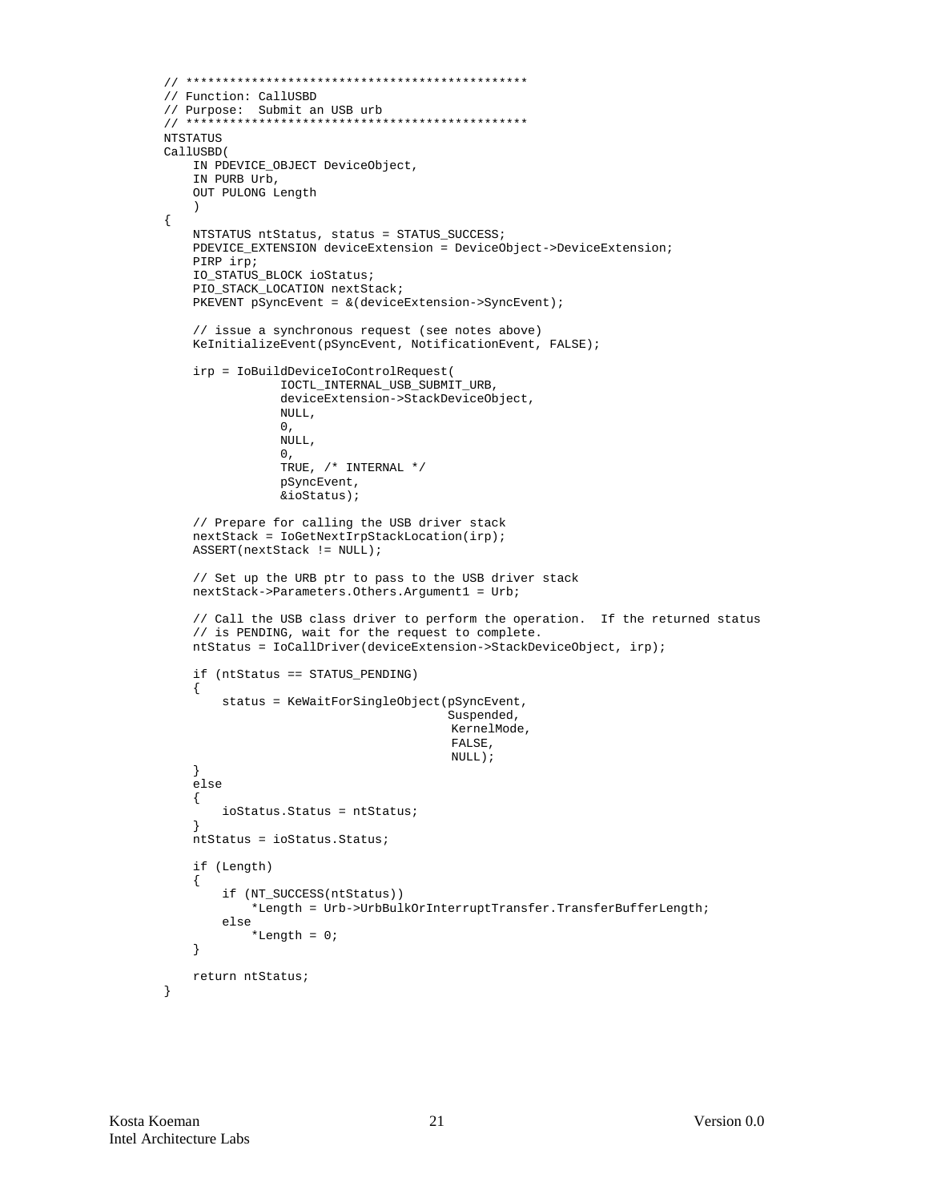```
// ***********************************************
// Function: CallUSBD
// Purpose:  Submit an USB urb
// ***********************************************
NTSTATUS
CallUSBD(
    IN PDEVICE_OBJECT DeviceObject,
    IN PURB Urb,
    OUT PULONG Length
    )
{
    NTSTATUS ntStatus, status = STATUS_SUCCESS;
    PDEVICE_EXTENSION deviceExtension = DeviceObject->DeviceExtension;
    PIRP irp;
    IO_STATUS_BLOCK ioStatus;
    PIO_STACK_LOCATION nextStack;
    PKEVENT pSyncEvent = &(deviceExtension->SyncEvent);

    // issue a synchronous request (see notes above)
    KeInitializeEvent(pSyncEvent, NotificationEvent, FALSE);

    irp = IoBuildDeviceIoControlRequest(
                IOCTL_INTERNAL_USB_SUBMIT_URB,
                deviceExtension->StackDeviceObject,
                NULL,
                0,
                NULL,
                0,
                TRUE, /* INTERNAL */
                pSyncEvent,
                &ioStatus);

    // Prepare for calling the USB driver stack
    nextStack = IoGetNextIrpStackLocation(irp);
    ASSERT(nextStack != NULL);

    // Set up the URB ptr to pass to the USB driver stack
    nextStack->Parameters.Others.Argument1 = Urb;

    // Call the USB class driver to perform the operation.  If the returned status
    // is PENDING, wait for the request to complete.
    ntStatus = IoCallDriver(deviceExtension->StackDeviceObject, irp);

    if (ntStatus == STATUS_PENDING)
    {
        status = KeWaitForSingleObject(pSyncEvent,
                                       Suspended,
                                       KernelMode,
                                       FALSE,
                                       NULL);
    }
    else
    {
        ioStatus.Status = ntStatus;
    }
    ntStatus = ioStatus.Status;

    if (Length)
    {
        if (NT_SUCCESS(ntStatus))
            *Length = Urb->UrbBulkOrInterruptTransfer.TransferBufferLength;
        else
            *Length = 0;
    }

    return ntStatus;
}
```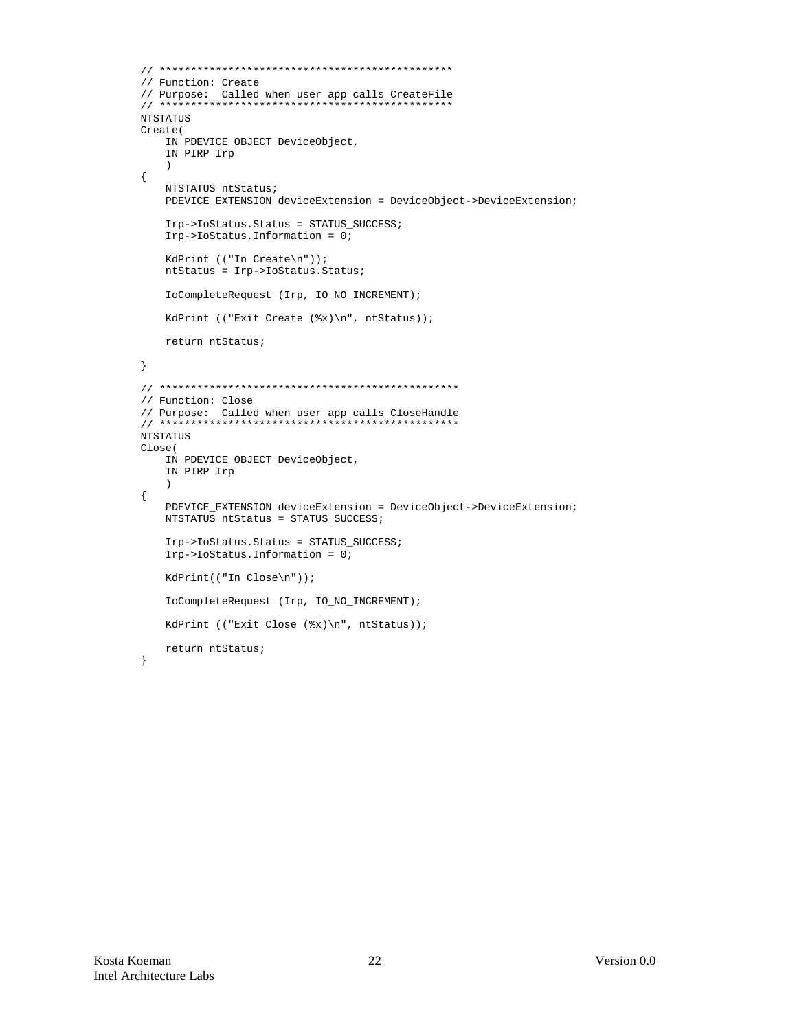```
// ***********************************************
// Function: Create
// Purpose:  Called when user app calls CreateFile
// ***********************************************
NTSTATUS
Create(
    IN PDEVICE_OBJECT DeviceObject,
    IN PIRP Irp
    )
{
    NTSTATUS ntStatus;
    PDEVICE_EXTENSION deviceExtension = DeviceObject->DeviceExtension;

    Irp->IoStatus.Status = STATUS_SUCCESS;
    Irp->IoStatus.Information = 0;

    KdPrint (("In Create\n"));
    ntStatus = Irp->IoStatus.Status;

    IoCompleteRequest (Irp, IO_NO_INCREMENT);

    KdPrint (("Exit Create (%x)\n", ntStatus));

    return ntStatus;

}

// ************************************************
// Function: Close
// Purpose:  Called when user app calls CloseHandle
// ************************************************
NTSTATUS
Close(
    IN PDEVICE_OBJECT DeviceObject,
    IN PIRP Irp
    )
{
    PDEVICE_EXTENSION deviceExtension = DeviceObject->DeviceExtension;
    NTSTATUS ntStatus = STATUS_SUCCESS;

    Irp->IoStatus.Status = STATUS_SUCCESS;
    Irp->IoStatus.Information = 0;

    KdPrint(("In Close\n"));

    IoCompleteRequest (Irp, IO_NO_INCREMENT);

    KdPrint (("Exit Close (%x)\n", ntStatus));

    return ntStatus;
}
```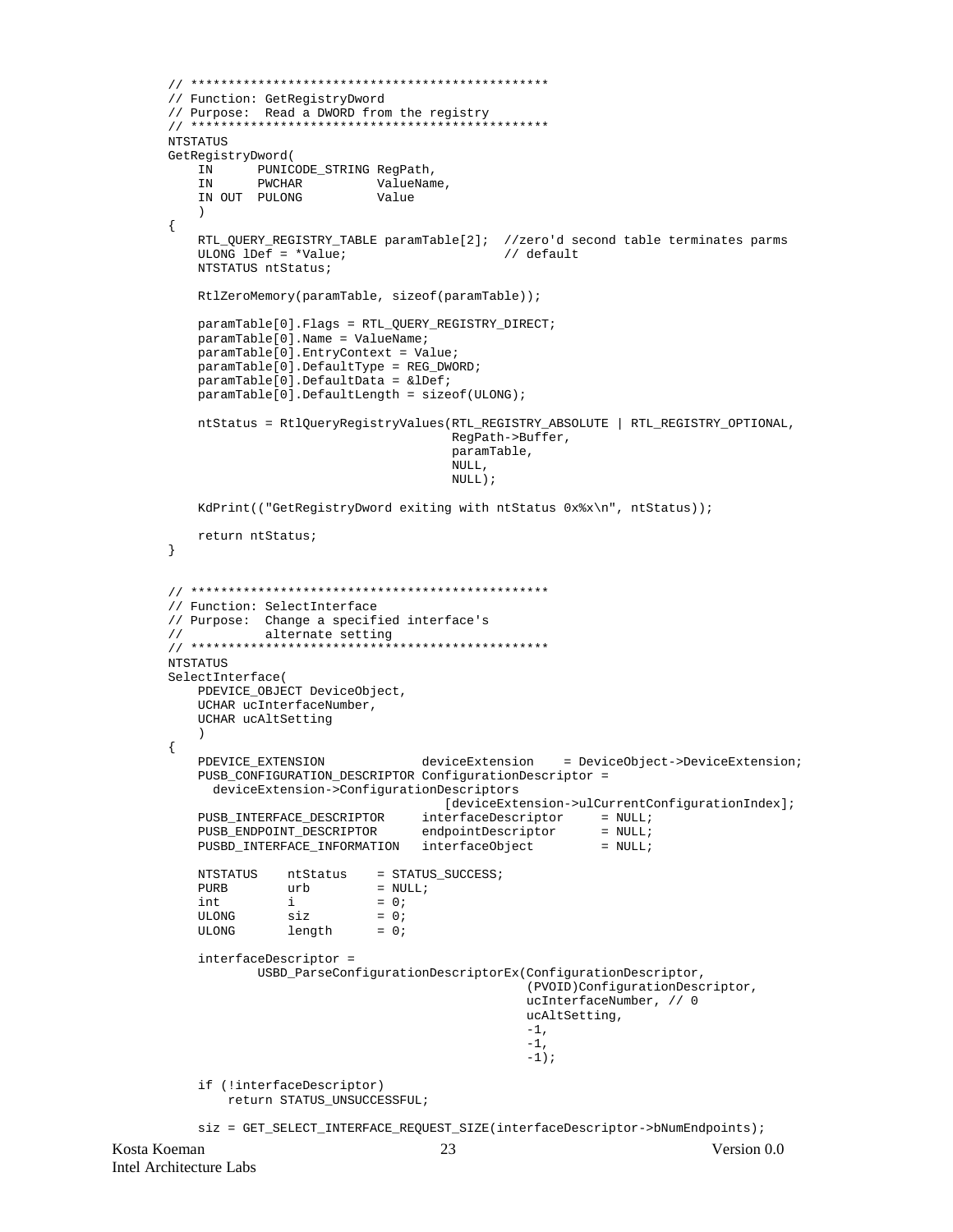```
// ************************************************
// Function: GetRegistryDword
// Purpose:  Read a DWORD from the registry
// ************************************************
NTSTATUS
GetRegistryDword(
    IN      PUNICODE_STRING RegPath,
    IN      PWCHAR          ValueName,
    IN OUT  PULONG          Value
    )
{
    RTL_QUERY_REGISTRY_TABLE paramTable[2];  //zero'd second table terminates parms
    ULONG lDef = *Value;                     // default
    NTSTATUS ntStatus;

    RtlZeroMemory(paramTable, sizeof(paramTable));

    paramTable[0].Flags = RTL_QUERY_REGISTRY_DIRECT;
    paramTable[0].Name = ValueName;
    paramTable[0].EntryContext = Value;
    paramTable[0].DefaultType = REG_DWORD;
    paramTable[0].DefaultData = &lDef;
    paramTable[0].DefaultLength = sizeof(ULONG);

    ntStatus = RtlQueryRegistryValues(RTL_REGISTRY_ABSOLUTE | RTL_REGISTRY_OPTIONAL,
                                      RegPath->Buffer,
                                      paramTable,
                                      NULL,
                                      NULL);

    KdPrint(("GetRegistryDword exiting with ntStatus 0x%x\n", ntStatus));

    return ntStatus;
}


// ************************************************
// Function: SelectInterface
// Purpose:  Change a specified interface's
//           alternate setting
// ************************************************
NTSTATUS
SelectInterface(
    PDEVICE_OBJECT DeviceObject,
    UCHAR ucInterfaceNumber,
    UCHAR ucAltSetting
    )
{
    PDEVICE_EXTENSION             deviceExtension    = DeviceObject->DeviceExtension;
    PUSB_CONFIGURATION_DESCRIPTOR ConfigurationDescriptor =
      deviceExtension->ConfigurationDescriptors
                                     [deviceExtension->ulCurrentConfigurationIndex];
    PUSB_INTERFACE_DESCRIPTOR     interfaceDescriptor     = NULL;
    PUSB_ENDPOINT_DESCRIPTOR      endpointDescriptor      = NULL;
    PUSBD_INTERFACE_INFORMATION   interfaceObject         = NULL;

    NTSTATUS    ntStatus    = STATUS_SUCCESS;
    PURB        urb         = NULL;
    int         i           = 0;
    ULONG       siz         = 0;
    ULONG       length      = 0;

    interfaceDescriptor =
            USBD_ParseConfigurationDescriptorEx(ConfigurationDescriptor,
                                                (PVOID)ConfigurationDescriptor,
                                                ucInterfaceNumber, // 0
                                                ucAltSetting,
                                                -1,
                                                -1,
                                                -1);

    if (!interfaceDescriptor)
        return STATUS_UNSUCCESSFUL;

    siz = GET_SELECT_INTERFACE_REQUEST_SIZE(interfaceDescriptor->bNumEndpoints);
```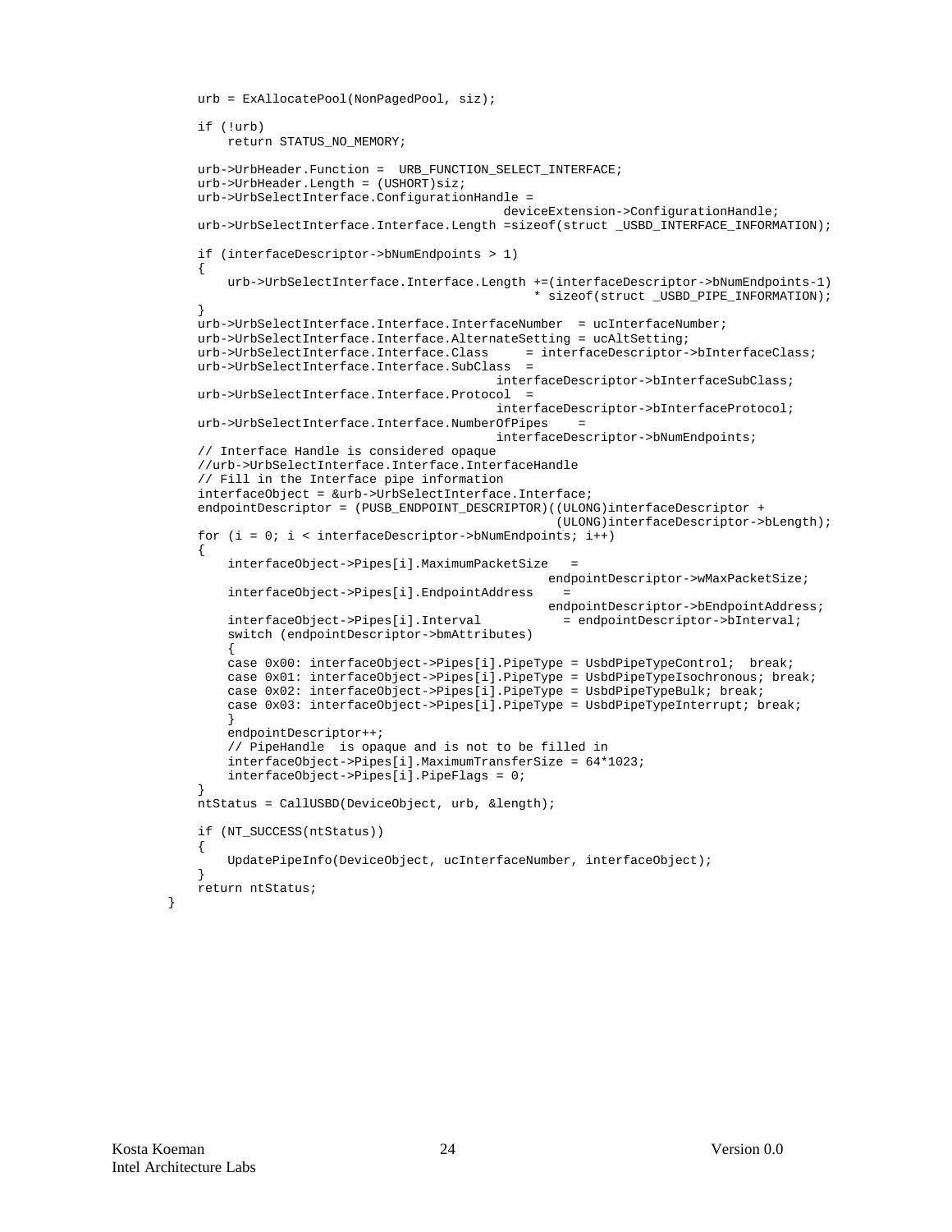```
    urb = ExAllocatePool(NonPagedPool, siz);

    if (!urb)
        return STATUS_NO_MEMORY;

    urb->UrbHeader.Function =  URB_FUNCTION_SELECT_INTERFACE;
    urb->UrbHeader.Length = (USHORT)siz;
    urb->UrbSelectInterface.ConfigurationHandle =
                                        deviceExtension->ConfigurationHandle;
    urb->UrbSelectInterface.Interface.Length =sizeof(struct _USBD_INTERFACE_INFORMATION);

    if (interfaceDescriptor->bNumEndpoints > 1)
    {
        urb->UrbSelectInterface.Interface.Length +=(interfaceDescriptor->bNumEndpoints-1)
                                              * sizeof(struct _USBD_PIPE_INFORMATION);
    }
    urb->UrbSelectInterface.Interface.InterfaceNumber  = ucInterfaceNumber;
    urb->UrbSelectInterface.Interface.AlternateSetting = ucAltSetting;
    urb->UrbSelectInterface.Interface.Class     = interfaceDescriptor->bInterfaceClass;
    urb->UrbSelectInterface.Interface.SubClass  =
                                        interfaceDescriptor->bInterfaceSubClass;
    urb->UrbSelectInterface.Interface.Protocol  =
                                        interfaceDescriptor->bInterfaceProtocol;
    urb->UrbSelectInterface.Interface.NumberOfPipes    =
                                        interfaceDescriptor->bNumEndpoints;
    // Interface Handle is considered opaque
    //urb->UrbSelectInterface.Interface.InterfaceHandle
    // Fill in the Interface pipe information
    interfaceObject = &urb->UrbSelectInterface.Interface;
    endpointDescriptor = (PUSB_ENDPOINT_DESCRIPTOR)((ULONG)interfaceDescriptor +
                                               (ULONG)interfaceDescriptor->bLength);
    for (i = 0; i < interfaceDescriptor->bNumEndpoints; i++)
    {
        interfaceObject->Pipes[i].MaximumPacketSize   =
                                              endpointDescriptor->wMaxPacketSize;
        interfaceObject->Pipes[i].EndpointAddress    =
                                              endpointDescriptor->bEndpointAddress;
        interfaceObject->Pipes[i].Interval          = endpointDescriptor->bInterval;
        switch (endpointDescriptor->bmAttributes)
        {
        case 0x00: interfaceObject->Pipes[i].PipeType = UsbdPipeTypeControl;  break;
        case 0x01: interfaceObject->Pipes[i].PipeType = UsbdPipeTypeIsochronous; break;
        case 0x02: interfaceObject->Pipes[i].PipeType = UsbdPipeTypeBulk; break;
        case 0x03: interfaceObject->Pipes[i].PipeType = UsbdPipeTypeInterrupt; break;
        }
        endpointDescriptor++;
        // PipeHandle  is opaque and is not to be filled in
        interfaceObject->Pipes[i].MaximumTransferSize = 64*1023;
        interfaceObject->Pipes[i].PipeFlags = 0;
    }
    ntStatus = CallUSBD(DeviceObject, urb, &length);

    if (NT_SUCCESS(ntStatus))
    {
        UpdatePipeInfo(DeviceObject, ucInterfaceNumber, interfaceObject);
    }
    return ntStatus;
}
```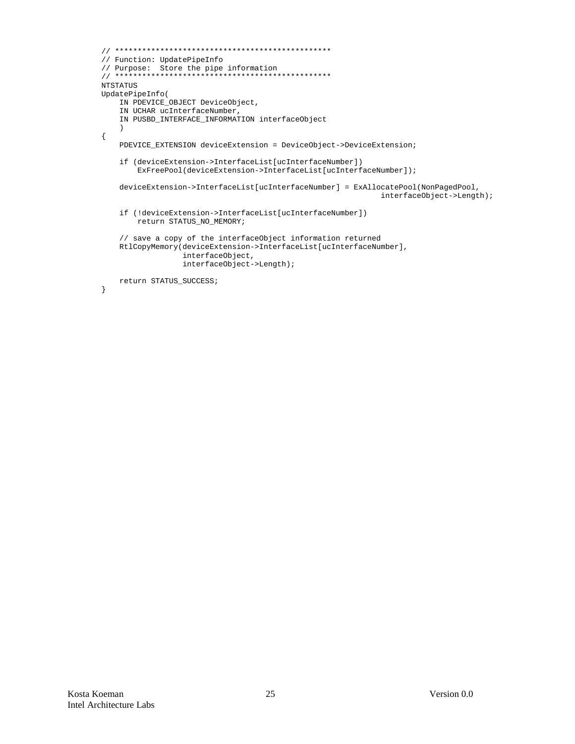```
// ************************************************
// Function: UpdatePipeInfo
// Purpose:  Store the pipe information
// ************************************************
NTSTATUS
UpdatePipeInfo(
    IN PDEVICE_OBJECT DeviceObject,
    IN UCHAR ucInterfaceNumber,
    IN PUSBD_INTERFACE_INFORMATION interfaceObject
    )
{
    PDEVICE_EXTENSION deviceExtension = DeviceObject->DeviceExtension;

    if (deviceExtension->InterfaceList[ucInterfaceNumber])
        ExFreePool(deviceExtension->InterfaceList[ucInterfaceNumber]);

    deviceExtension->InterfaceList[ucInterfaceNumber] = ExAllocatePool(NonPagedPool,
                                                             interfaceObject->Length);

    if (!deviceExtension->InterfaceList[ucInterfaceNumber])
        return STATUS_NO_MEMORY;

    // save a copy of the interfaceObject information returned
    RtlCopyMemory(deviceExtension->InterfaceList[ucInterfaceNumber],
                  interfaceObject,
                  interfaceObject->Length);

    return STATUS_SUCCESS;
}
```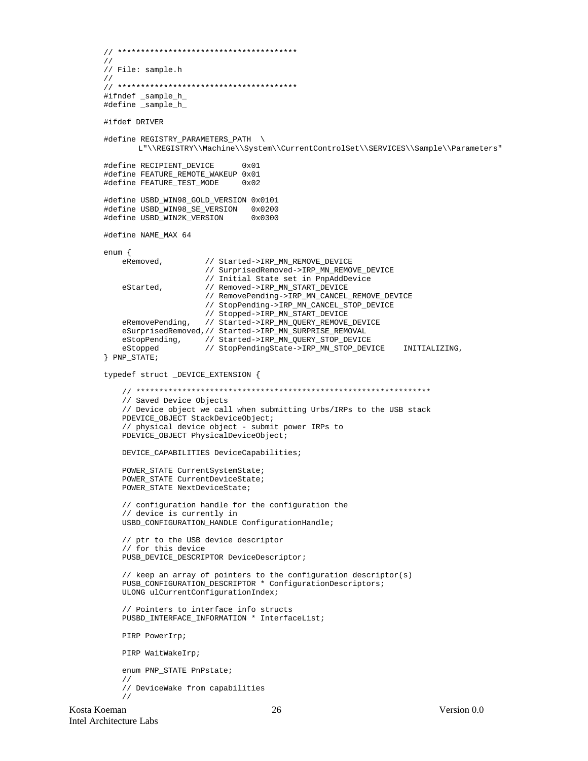```
// ***************************************
//
// File: sample.h
//
// ***************************************
#ifndef _sample_h_
#define _sample_h_

#ifdef DRIVER

#define REGISTRY_PARAMETERS_PATH  \
        L"\\REGISTRY\\Machine\\System\\CurrentControlSet\\SERVICES\\Sample\\Parameters"

#define RECIPIENT_DEVICE      0x01
#define FEATURE_REMOTE_WAKEUP 0x01
#define FEATURE_TEST_MODE     0x02

#define USBD_WIN98_GOLD_VERSION 0x0101
#define USBD_WIN98_SE_VERSION   0x0200
#define USBD_WIN2K_VERSION      0x0300

#define NAME_MAX 64

enum {
    eRemoved,         // Started->IRP_MN_REMOVE_DEVICE
                      // SurprisedRemoved->IRP_MN_REMOVE_DEVICE
                      // Initial State set in PnpAddDevice
    eStarted,         // Removed->IRP_MN_START_DEVICE
                      // RemovePending->IRP_MN_CANCEL_REMOVE_DEVICE
                      // StopPending->IRP_MN_CANCEL_STOP_DEVICE
                      // Stopped->IRP_MN_START_DEVICE
    eRemovePending,   // Started->IRP_MN_QUERY_REMOVE_DEVICE
    eSurprisedRemoved,// Started->IRP_MN_SURPRISE_REMOVAL
    eStopPending,     // Started->IRP_MN_QUERY_STOP_DEVICE
    eStopped          // StopPendingState->IRP_MN_STOP_DEVICE    INITIALIZING,
} PNP_STATE;

typedef struct _DEVICE_EXTENSION {

    // ***************************************************************
    // Saved Device Objects
    // Device object we call when submitting Urbs/IRPs to the USB stack
    PDEVICE_OBJECT StackDeviceObject;
    // physical device object - submit power IRPs to
    PDEVICE_OBJECT PhysicalDeviceObject;

    DEVICE_CAPABILITIES DeviceCapabilities;

    POWER_STATE CurrentSystemState;
    POWER_STATE CurrentDeviceState;
    POWER_STATE NextDeviceState;

    // configuration handle for the configuration the
    // device is currently in
    USBD_CONFIGURATION_HANDLE ConfigurationHandle;

    // ptr to the USB device descriptor
    // for this device
    PUSB_DEVICE_DESCRIPTOR DeviceDescriptor;

    // keep an array of pointers to the configuration descriptor(s)
    PUSB_CONFIGURATION_DESCRIPTOR * ConfigurationDescriptors;
    ULONG ulCurrentConfigurationIndex;

    // Pointers to interface info structs
    PUSBD_INTERFACE_INFORMATION * InterfaceList;

    PIRP PowerIrp;

    PIRP WaitWakeIrp;

    enum PNP_STATE PnPstate;
    //
    // DeviceWake from capabilities
    //
```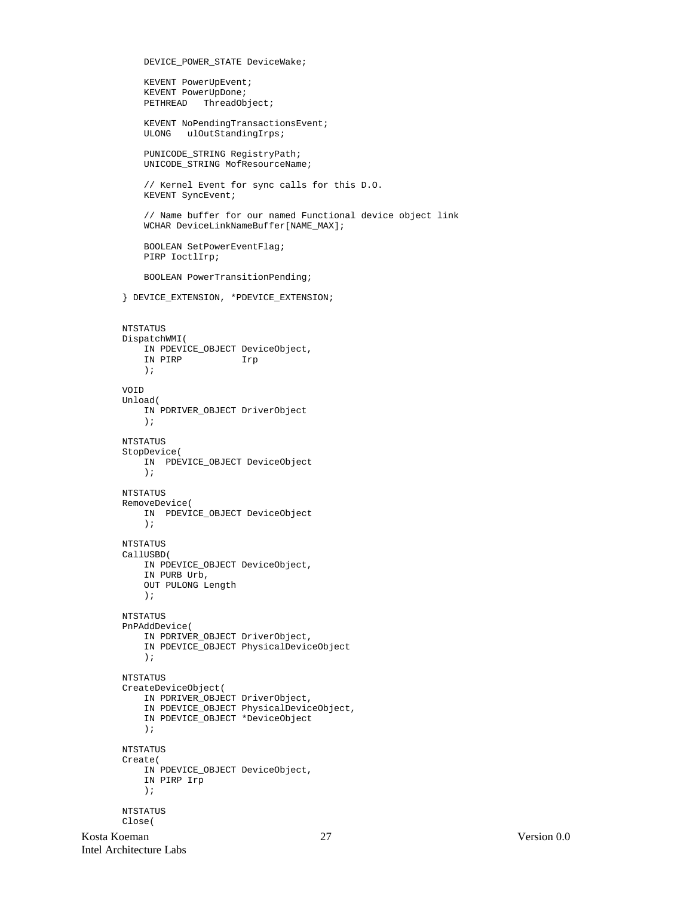```
    DEVICE_POWER_STATE DeviceWake;

    KEVENT PowerUpEvent;
    KEVENT PowerUpDone;
    PETHREAD   ThreadObject;

    KEVENT NoPendingTransactionsEvent;
    ULONG   ulOutStandingIrps;

    PUNICODE_STRING RegistryPath;
    UNICODE_STRING MofResourceName;

    // Kernel Event for sync calls for this D.O.
    KEVENT SyncEvent;

    // Name buffer for our named Functional device object link
    WCHAR DeviceLinkNameBuffer[NAME_MAX];

    BOOLEAN SetPowerEventFlag;
    PIRP IoctlIrp;

    BOOLEAN PowerTransitionPending;

} DEVICE_EXTENSION, *PDEVICE_EXTENSION;


NTSTATUS
DispatchWMI(
    IN PDEVICE_OBJECT DeviceObject,
    IN PIRP           Irp
    );

VOID
Unload(
    IN PDRIVER_OBJECT DriverObject
    );

NTSTATUS
StopDevice(
    IN  PDEVICE_OBJECT DeviceObject
    );

NTSTATUS
RemoveDevice(
    IN  PDEVICE_OBJECT DeviceObject
    );

NTSTATUS
CallUSBD(
    IN PDEVICE_OBJECT DeviceObject,
    IN PURB Urb,
    OUT PULONG Length
    );

NTSTATUS
PnPAddDevice(
    IN PDRIVER_OBJECT DriverObject,
    IN PDEVICE_OBJECT PhysicalDeviceObject
    );

NTSTATUS
CreateDeviceObject(
    IN PDRIVER_OBJECT DriverObject,
    IN PDEVICE_OBJECT PhysicalDeviceObject,
    IN PDEVICE_OBJECT *DeviceObject
    );

NTSTATUS
Create(
    IN PDEVICE_OBJECT DeviceObject,
    IN PIRP Irp
    );

NTSTATUS
Close(
```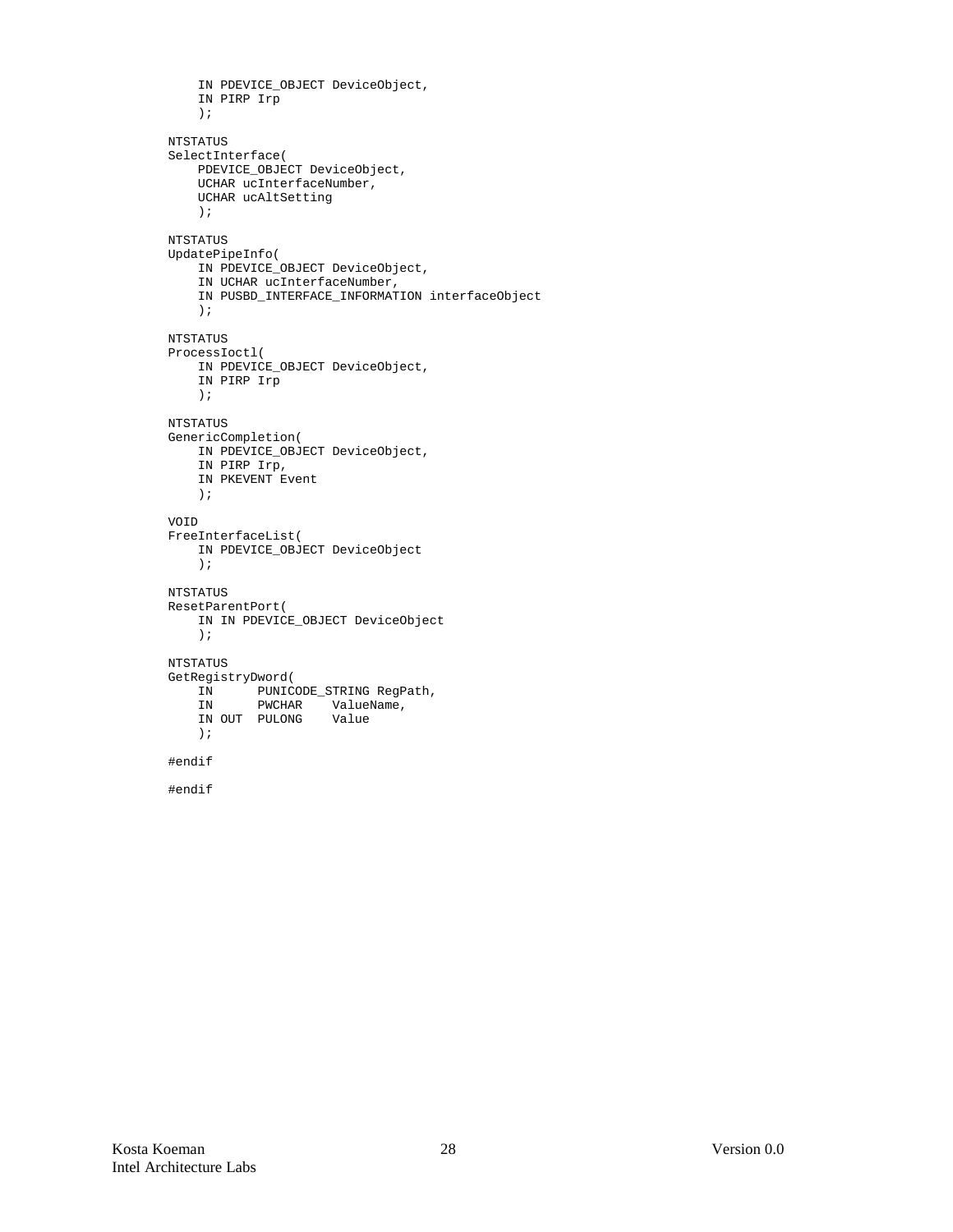```
    IN PDEVICE_OBJECT DeviceObject,
    IN PIRP Irp
    );

NTSTATUS
SelectInterface(
    PDEVICE_OBJECT DeviceObject,
    UCHAR ucInterfaceNumber,
    UCHAR ucAltSetting
    );

NTSTATUS
UpdatePipeInfo(
    IN PDEVICE_OBJECT DeviceObject,
    IN UCHAR ucInterfaceNumber,
    IN PUSBD_INTERFACE_INFORMATION interfaceObject
    );

NTSTATUS
ProcessIoctl(
    IN PDEVICE_OBJECT DeviceObject,
    IN PIRP Irp
    );

NTSTATUS
GenericCompletion(
    IN PDEVICE_OBJECT DeviceObject,
    IN PIRP Irp,
    IN PKEVENT Event
    );

VOID
FreeInterfaceList(
    IN PDEVICE_OBJECT DeviceObject
    );

NTSTATUS
ResetParentPort(
    IN IN PDEVICE_OBJECT DeviceObject
    );

NTSTATUS
GetRegistryDword(
    IN      PUNICODE_STRING RegPath,
    IN      PWCHAR    ValueName,
    IN OUT  PULONG    Value
    );

#endif

#endif
```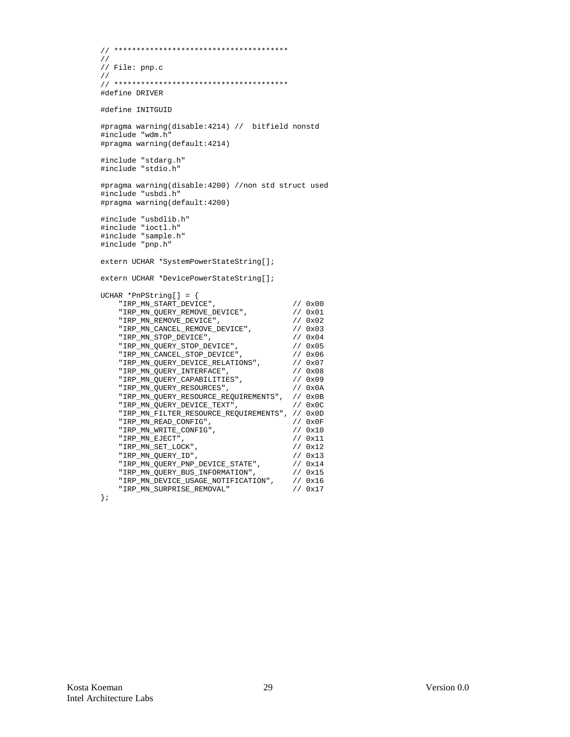```c
// ***************************************
//
// File: pnp.c
//
// ***************************************
#define DRIVER

#define INITGUID

#pragma warning(disable:4214) //  bitfield nonstd
#include "wdm.h"
#pragma warning(default:4214)

#include "stdarg.h"
#include "stdio.h"

#pragma warning(disable:4200) //non std struct used
#include "usbdi.h"
#pragma warning(default:4200)

#include "usbdlib.h"
#include "ioctl.h"
#include "sample.h"
#include "pnp.h"

extern UCHAR *SystemPowerStateString[];

extern UCHAR *DevicePowerStateString[];

UCHAR *PnPString[] = {
    "IRP_MN_START_DEVICE",                 // 0x00
    "IRP_MN_QUERY_REMOVE_DEVICE",          // 0x01
    "IRP_MN_REMOVE_DEVICE",                // 0x02
    "IRP_MN_CANCEL_REMOVE_DEVICE",         // 0x03
    "IRP_MN_STOP_DEVICE",                  // 0x04
    "IRP_MN_QUERY_STOP_DEVICE",            // 0x05
    "IRP_MN_CANCEL_STOP_DEVICE",           // 0x06
    "IRP_MN_QUERY_DEVICE_RELATIONS",       // 0x07
    "IRP_MN_QUERY_INTERFACE",              // 0x08
    "IRP_MN_QUERY_CAPABILITIES",           // 0x09
    "IRP_MN_QUERY_RESOURCES",              // 0x0A
    "IRP_MN_QUERY_RESOURCE_REQUIREMENTS",  // 0x0B
    "IRP_MN_QUERY_DEVICE_TEXT",            // 0x0C
    "IRP_MN_FILTER_RESOURCE_REQUIREMENTS", // 0x0D
    "IRP_MN_READ_CONFIG",                  // 0x0F
    "IRP_MN_WRITE_CONFIG",                 // 0x10
    "IRP_MN_EJECT",                        // 0x11
    "IRP_MN_SET_LOCK",                     // 0x12
    "IRP_MN_QUERY_ID",                     // 0x13
    "IRP_MN_QUERY_PNP_DEVICE_STATE",       // 0x14
    "IRP_MN_QUERY_BUS_INFORMATION",        // 0x15
    "IRP_MN_DEVICE_USAGE_NOTIFICATION",    // 0x16
    "IRP_MN_SURPRISE_REMOVAL"              // 0x17
};
```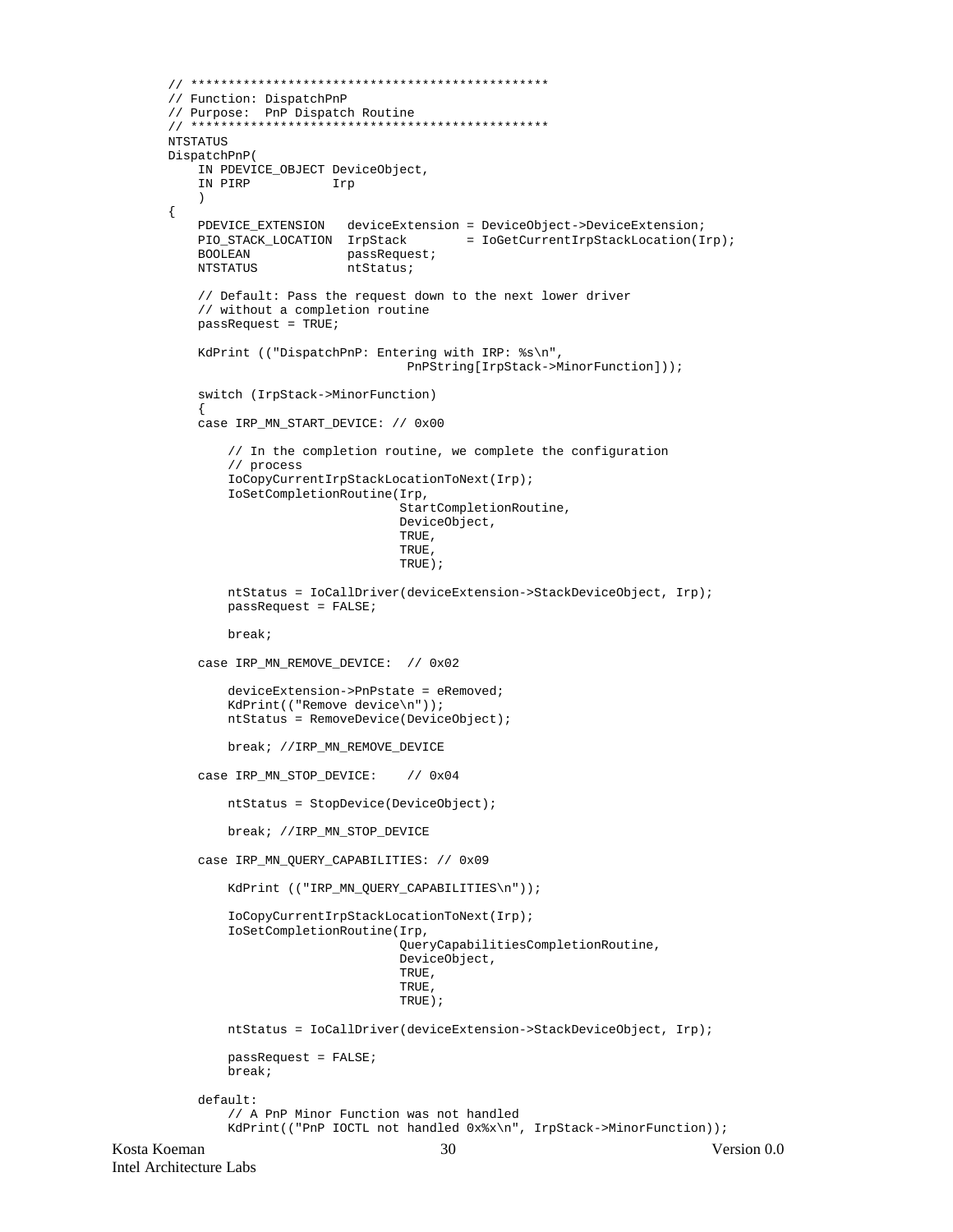```c
// ************************************************
// Function: DispatchPnP
// Purpose:  PnP Dispatch Routine
// ************************************************
NTSTATUS
DispatchPnP(
    IN PDEVICE_OBJECT DeviceObject,
    IN PIRP           Irp
    )
{
    PDEVICE_EXTENSION   deviceExtension = DeviceObject->DeviceExtension;
    PIO_STACK_LOCATION  IrpStack        = IoGetCurrentIrpStackLocation(Irp);
    BOOLEAN             passRequest;
    NTSTATUS            ntStatus;

    // Default: Pass the request down to the next lower driver
    // without a completion routine
    passRequest = TRUE;

    KdPrint (("DispatchPnP: Entering with IRP: %s\n",
                              PnPString[IrpStack->MinorFunction]));

    switch (IrpStack->MinorFunction)
    {
    case IRP_MN_START_DEVICE: // 0x00

        // In the completion routine, we complete the configuration
        // process
        IoCopyCurrentIrpStackLocationToNext(Irp);
        IoSetCompletionRoutine(Irp,
                               StartCompletionRoutine,
                               DeviceObject,
                               TRUE,
                               TRUE,
                               TRUE);

        ntStatus = IoCallDriver(deviceExtension->StackDeviceObject, Irp);
        passRequest = FALSE;

        break;

    case IRP_MN_REMOVE_DEVICE:  // 0x02

        deviceExtension->PnPstate = eRemoved;
        KdPrint(("Remove device\n"));
        ntStatus = RemoveDevice(DeviceObject);

        break; //IRP_MN_REMOVE_DEVICE

    case IRP_MN_STOP_DEVICE:    // 0x04

        ntStatus = StopDevice(DeviceObject);

        break; //IRP_MN_STOP_DEVICE

    case IRP_MN_QUERY_CAPABILITIES: // 0x09

        KdPrint (("IRP_MN_QUERY_CAPABILITIES\n"));

        IoCopyCurrentIrpStackLocationToNext(Irp);
        IoSetCompletionRoutine(Irp,
                               QueryCapabilitiesCompletionRoutine,
                               DeviceObject,
                               TRUE,
                               TRUE,
                               TRUE);

        ntStatus = IoCallDriver(deviceExtension->StackDeviceObject, Irp);

        passRequest = FALSE;
        break;

    default:
        // A PnP Minor Function was not handled
        KdPrint(("PnP IOCTL not handled 0x%x\n", IrpStack->MinorFunction));
```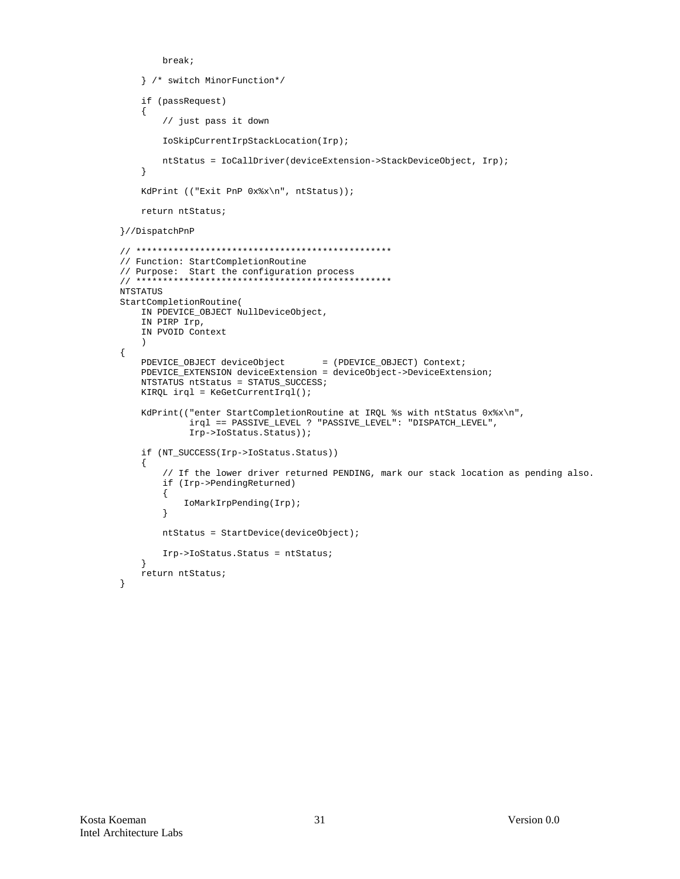```
        break;

    } /* switch MinorFunction*/

    if (passRequest)
    {
        // just pass it down

        IoSkipCurrentIrpStackLocation(Irp);

        ntStatus = IoCallDriver(deviceExtension->StackDeviceObject, Irp);
    }

    KdPrint (("Exit PnP 0x%x\n", ntStatus));

    return ntStatus;

}//DispatchPnP

// ************************************************
// Function: StartCompletionRoutine
// Purpose:  Start the configuration process
// ************************************************
NTSTATUS
StartCompletionRoutine(
    IN PDEVICE_OBJECT NullDeviceObject,
    IN PIRP Irp,
    IN PVOID Context
    )
{
    PDEVICE_OBJECT deviceObject       = (PDEVICE_OBJECT) Context;
    PDEVICE_EXTENSION deviceExtension = deviceObject->DeviceExtension;
    NTSTATUS ntStatus = STATUS_SUCCESS;
    KIRQL irql = KeGetCurrentIrql();

    KdPrint(("enter StartCompletionRoutine at IRQL %s with ntStatus 0x%x\n",
             irql == PASSIVE_LEVEL ? "PASSIVE_LEVEL": "DISPATCH_LEVEL",
             Irp->IoStatus.Status));

    if (NT_SUCCESS(Irp->IoStatus.Status))
    {
        // If the lower driver returned PENDING, mark our stack location as pending also.
        if (Irp->PendingReturned)
        {
            IoMarkIrpPending(Irp);
        }

        ntStatus = StartDevice(deviceObject);

        Irp->IoStatus.Status = ntStatus;
    }
    return ntStatus;
}
```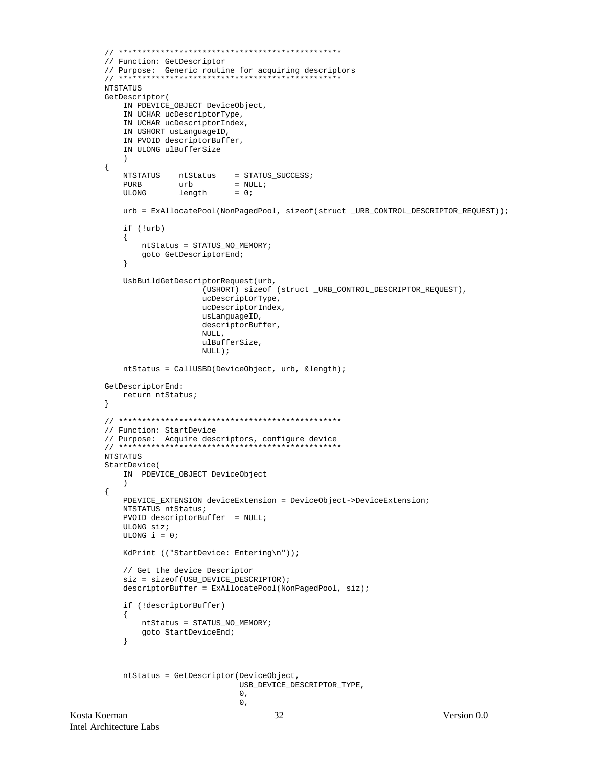```
// ************************************************
// Function: GetDescriptor
// Purpose:  Generic routine for acquiring descriptors
// ************************************************
NTSTATUS
GetDescriptor(
    IN PDEVICE_OBJECT DeviceObject,
    IN UCHAR ucDescriptorType,
    IN UCHAR ucDescriptorIndex,
    IN USHORT usLanguageID,
    IN PVOID descriptorBuffer,
    IN ULONG ulBufferSize
    )
{
    NTSTATUS    ntStatus    = STATUS_SUCCESS;
    PURB        urb         = NULL;
    ULONG       length      = 0;

    urb = ExAllocatePool(NonPagedPool, sizeof(struct _URB_CONTROL_DESCRIPTOR_REQUEST));

    if (!urb)
    {
        ntStatus = STATUS_NO_MEMORY;
        goto GetDescriptorEnd;
    }

    UsbBuildGetDescriptorRequest(urb,
                     (USHORT) sizeof (struct _URB_CONTROL_DESCRIPTOR_REQUEST),
                     ucDescriptorType,
                     ucDescriptorIndex,
                     usLanguageID,
                     descriptorBuffer,
                     NULL,
                     ulBufferSize,
                     NULL);

    ntStatus = CallUSBD(DeviceObject, urb, &length);

GetDescriptorEnd:
    return ntStatus;
}

// ************************************************
// Function: StartDevice
// Purpose:  Acquire descriptors, configure device
// ************************************************
NTSTATUS
StartDevice(
    IN  PDEVICE_OBJECT DeviceObject
    )
{
    PDEVICE_EXTENSION deviceExtension = DeviceObject->DeviceExtension;
    NTSTATUS ntStatus;
    PVOID descriptorBuffer  = NULL;
    ULONG siz;
    ULONG i = 0;

    KdPrint (("StartDevice: Entering\n"));

    // Get the device Descriptor
    siz = sizeof(USB_DEVICE_DESCRIPTOR);
    descriptorBuffer = ExAllocatePool(NonPagedPool, siz);

    if (!descriptorBuffer)
    {
        ntStatus = STATUS_NO_MEMORY;
        goto StartDeviceEnd;
    }



    ntStatus = GetDescriptor(DeviceObject,
                             USB_DEVICE_DESCRIPTOR_TYPE,
                             0,
                             0,
```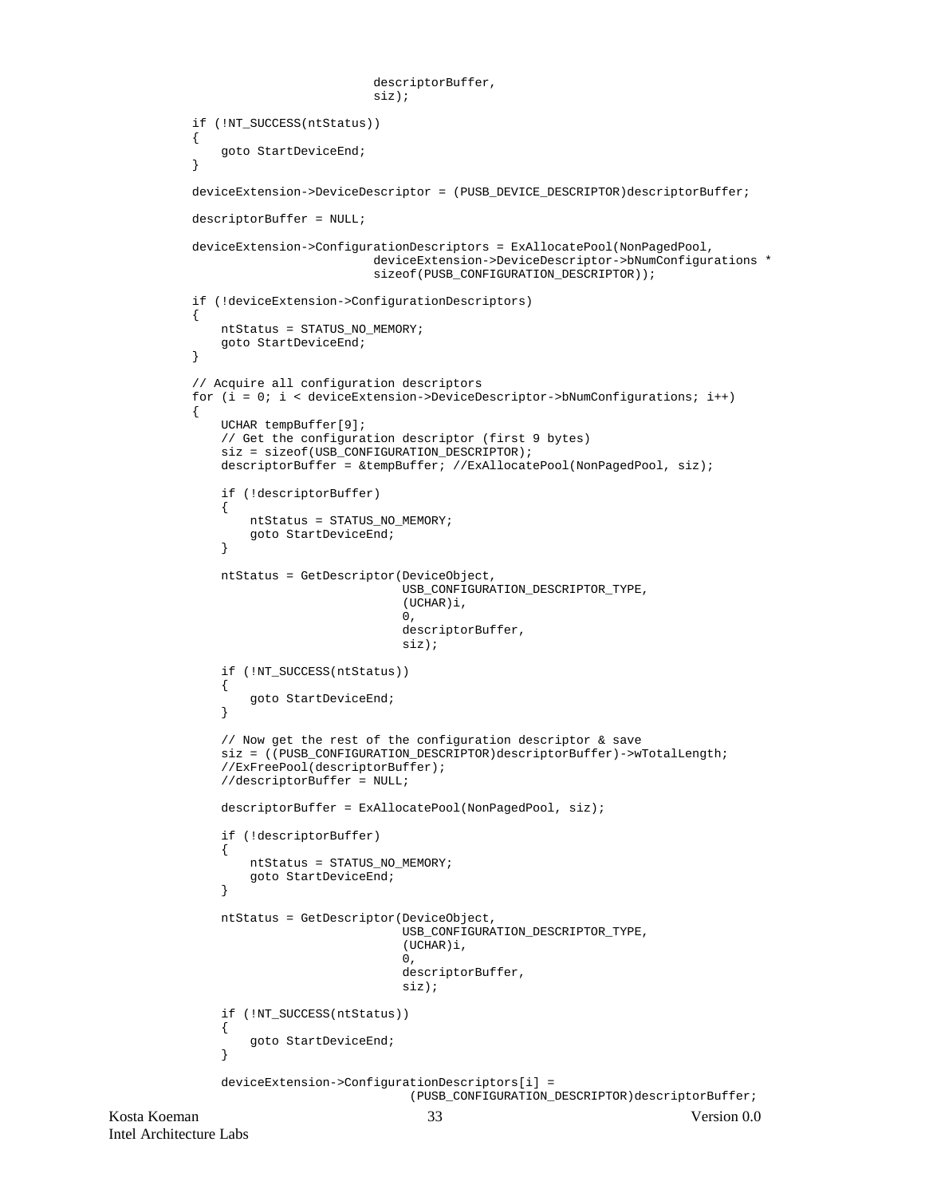```
                              descriptorBuffer,
                              siz);

    if (!NT_SUCCESS(ntStatus))
    {
        goto StartDeviceEnd;
    }

    deviceExtension->DeviceDescriptor = (PUSB_DEVICE_DESCRIPTOR)descriptorBuffer;

    descriptorBuffer = NULL;

    deviceExtension->ConfigurationDescriptors = ExAllocatePool(NonPagedPool,
                              deviceExtension->DeviceDescriptor->bNumConfigurations *
                              sizeof(PUSB_CONFIGURATION_DESCRIPTOR));

    if (!deviceExtension->ConfigurationDescriptors)
    {
        ntStatus = STATUS_NO_MEMORY;
        goto StartDeviceEnd;
    }

    // Acquire all configuration descriptors
    for (i = 0; i < deviceExtension->DeviceDescriptor->bNumConfigurations; i++)
    {
        UCHAR tempBuffer[9];
        // Get the configuration descriptor (first 9 bytes)
        siz = sizeof(USB_CONFIGURATION_DESCRIPTOR);
        descriptorBuffer = &tempBuffer; //ExAllocatePool(NonPagedPool, siz);

        if (!descriptorBuffer)
        {
            ntStatus = STATUS_NO_MEMORY;
            goto StartDeviceEnd;
        }

        ntStatus = GetDescriptor(DeviceObject,
                                 USB_CONFIGURATION_DESCRIPTOR_TYPE,
                                 (UCHAR)i,
                                 0,
                                 descriptorBuffer,
                                 siz);

        if (!NT_SUCCESS(ntStatus))
        {
            goto StartDeviceEnd;
        }

        // Now get the rest of the configuration descriptor & save
        siz = ((PUSB_CONFIGURATION_DESCRIPTOR)descriptorBuffer)->wTotalLength;
        //ExFreePool(descriptorBuffer);
        //descriptorBuffer = NULL;

        descriptorBuffer = ExAllocatePool(NonPagedPool, siz);

        if (!descriptorBuffer)
        {
            ntStatus = STATUS_NO_MEMORY;
            goto StartDeviceEnd;
        }

        ntStatus = GetDescriptor(DeviceObject,
                                 USB_CONFIGURATION_DESCRIPTOR_TYPE,
                                 (UCHAR)i,
                                 0,
                                 descriptorBuffer,
                                 siz);

        if (!NT_SUCCESS(ntStatus))
        {
            goto StartDeviceEnd;
        }

        deviceExtension->ConfigurationDescriptors[i] =
                                  (PUSB_CONFIGURATION_DESCRIPTOR)descriptorBuffer;
```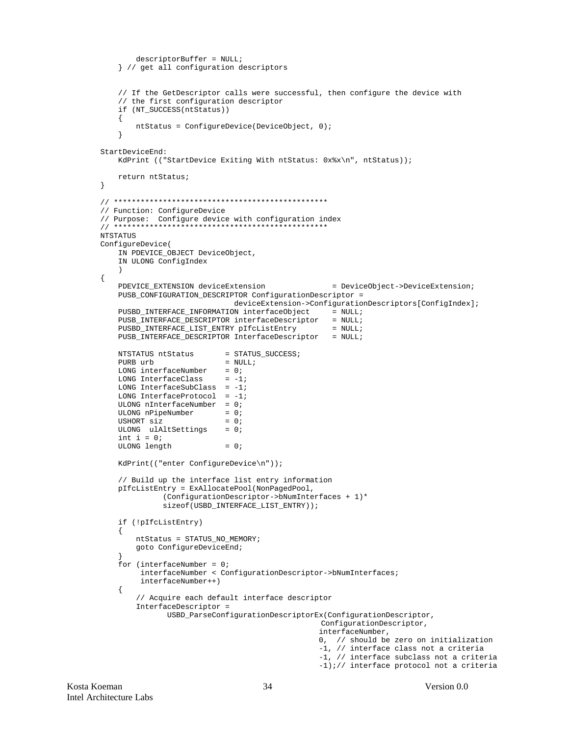```
            descriptorBuffer = NULL;
        } // get all configuration descriptors


        // If the GetDescriptor calls were successful, then configure the device with
        // the first configuration descriptor
        if (NT_SUCCESS(ntStatus))
        {
            ntStatus = ConfigureDevice(DeviceObject, 0);
        }

    StartDeviceEnd:
        KdPrint (("StartDevice Exiting With ntStatus: 0x%x\n", ntStatus));

        return ntStatus;
    }

    // ************************************************
    // Function: ConfigureDevice
    // Purpose:  Configure device with configuration index
    // ************************************************
    NTSTATUS
    ConfigureDevice(
        IN PDEVICE_OBJECT DeviceObject,
        IN ULONG ConfigIndex
        )
    {
        PDEVICE_EXTENSION deviceExtension               = DeviceObject->DeviceExtension;
        PUSB_CONFIGURATION_DESCRIPTOR ConfigurationDescriptor =
                                  deviceExtension->ConfigurationDescriptors[ConfigIndex];
        PUSBD_INTERFACE_INFORMATION interfaceObject     = NULL;
        PUSB_INTERFACE_DESCRIPTOR interfaceDescriptor   = NULL;
        PUSBD_INTERFACE_LIST_ENTRY pIfcListEntry        = NULL;
        PUSB_INTERFACE_DESCRIPTOR InterfaceDescriptor   = NULL;

        NTSTATUS ntStatus       = STATUS_SUCCESS;
        PURB urb                = NULL;
        LONG interfaceNumber    = 0;
        LONG InterfaceClass     = -1;
        LONG InterfaceSubClass  = -1;
        LONG InterfaceProtocol  = -1;
        ULONG nInterfaceNumber  = 0;
        ULONG nPipeNumber       = 0;
        USHORT siz              = 0;
        ULONG  ulAltSettings    = 0;
        int i = 0;
        ULONG length            = 0;

        KdPrint(("enter ConfigureDevice\n"));

        // Build up the interface list entry information
        pIfcListEntry = ExAllocatePool(NonPagedPool,
                 (ConfigurationDescriptor->bNumInterfaces + 1)*
                 sizeof(USBD_INTERFACE_LIST_ENTRY));

        if (!pIfcListEntry)
        {
            ntStatus = STATUS_NO_MEMORY;
            goto ConfigureDeviceEnd;
        }
        for (interfaceNumber = 0;
             interfaceNumber < ConfigurationDescriptor->bNumInterfaces;
             interfaceNumber++)
        {
            // Acquire each default interface descriptor
            InterfaceDescriptor =
                   USBD_ParseConfigurationDescriptorEx(ConfigurationDescriptor,
                                                    ConfigurationDescriptor,
                                                   interfaceNumber,
                                                   0,  // should be zero on initialization
                                                   -1, // interface class not a criteria
                                                   -1, // interface subclass not a criteria
                                                   -1);// interface protocol not a criteria
```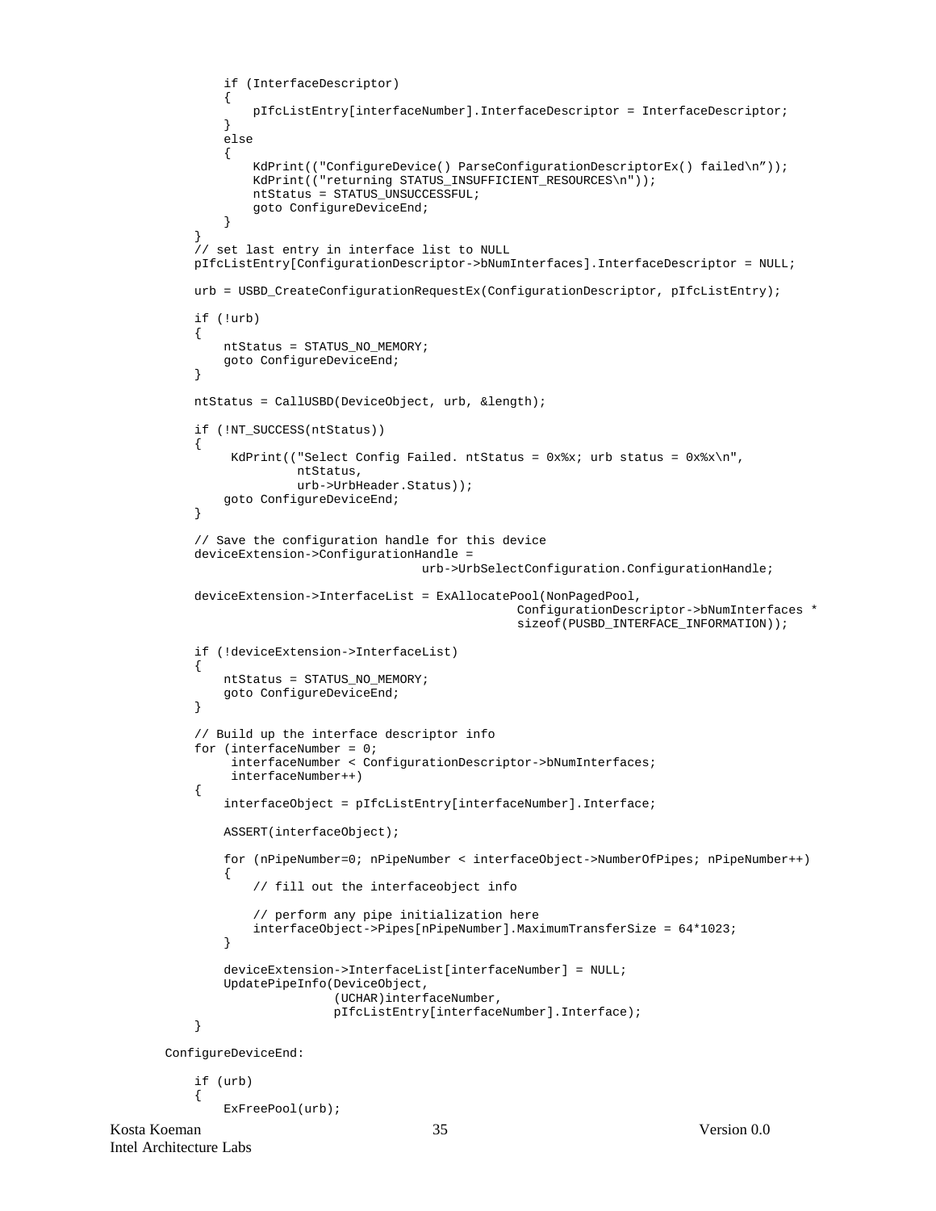```
            if (InterfaceDescriptor)
            {
                pIfcListEntry[interfaceNumber].InterfaceDescriptor = InterfaceDescriptor;
            }
            else
            {
                KdPrint(("ConfigureDevice() ParseConfigurationDescriptorEx() failed\n"));
                KdPrint(("returning STATUS_INSUFFICIENT_RESOURCES\n"));
                ntStatus = STATUS_UNSUCCESSFUL;
                goto ConfigureDeviceEnd;
            }
        }
        // set last entry in interface list to NULL
        pIfcListEntry[ConfigurationDescriptor->bNumInterfaces].InterfaceDescriptor = NULL;

        urb = USBD_CreateConfigurationRequestEx(ConfigurationDescriptor, pIfcListEntry);

        if (!urb)
        {
            ntStatus = STATUS_NO_MEMORY;
            goto ConfigureDeviceEnd;
        }

        ntStatus = CallUSBD(DeviceObject, urb, &length);

        if (!NT_SUCCESS(ntStatus))
        {
             KdPrint(("Select Config Failed. ntStatus = 0x%x; urb status = 0x%x\n",
                      ntStatus,
                      urb->UrbHeader.Status));
            goto ConfigureDeviceEnd;
        }

        // Save the configuration handle for this device
        deviceExtension->ConfigurationHandle =
                                    urb->UrbSelectConfiguration.ConfigurationHandle;

        deviceExtension->InterfaceList = ExAllocatePool(NonPagedPool,
                                                 ConfigurationDescriptor->bNumInterfaces *
                                                 sizeof(PUSBD_INTERFACE_INFORMATION));

        if (!deviceExtension->InterfaceList)
        {
            ntStatus = STATUS_NO_MEMORY;
            goto ConfigureDeviceEnd;
        }

        // Build up the interface descriptor info
        for (interfaceNumber = 0;
             interfaceNumber < ConfigurationDescriptor->bNumInterfaces;
             interfaceNumber++)
        {
            interfaceObject = pIfcListEntry[interfaceNumber].Interface;

            ASSERT(interfaceObject);

            for (nPipeNumber=0; nPipeNumber < interfaceObject->NumberOfPipes; nPipeNumber++)
            {
                // fill out the interfaceobject info

                // perform any pipe initialization here
                interfaceObject->Pipes[nPipeNumber].MaximumTransferSize = 64*1023;
            }

            deviceExtension->InterfaceList[interfaceNumber] = NULL;
            UpdatePipeInfo(DeviceObject,
                           (UCHAR)interfaceNumber,
                           pIfcListEntry[interfaceNumber].Interface);
        }

    ConfigureDeviceEnd:

        if (urb)
        {
            ExFreePool(urb);
```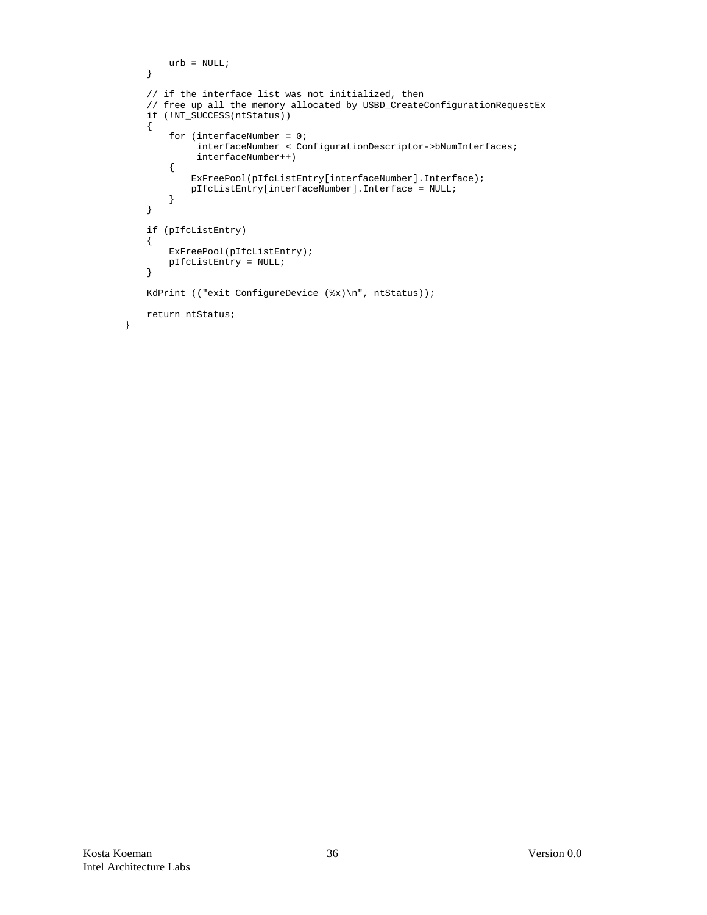```
            urb = NULL;
        }

        // if the interface list was not initialized, then
        // free up all the memory allocated by USBD_CreateConfigurationRequestEx
        if (!NT_SUCCESS(ntStatus))
        {
            for (interfaceNumber = 0;
                 interfaceNumber < ConfigurationDescriptor->bNumInterfaces;
                 interfaceNumber++)
            {
                ExFreePool(pIfcListEntry[interfaceNumber].Interface);
                pIfcListEntry[interfaceNumber].Interface = NULL;
            }
        }

        if (pIfcListEntry)
        {
            ExFreePool(pIfcListEntry);
            pIfcListEntry = NULL;
        }

        KdPrint (("exit ConfigureDevice (%x)\n", ntStatus));

        return ntStatus;
    }
```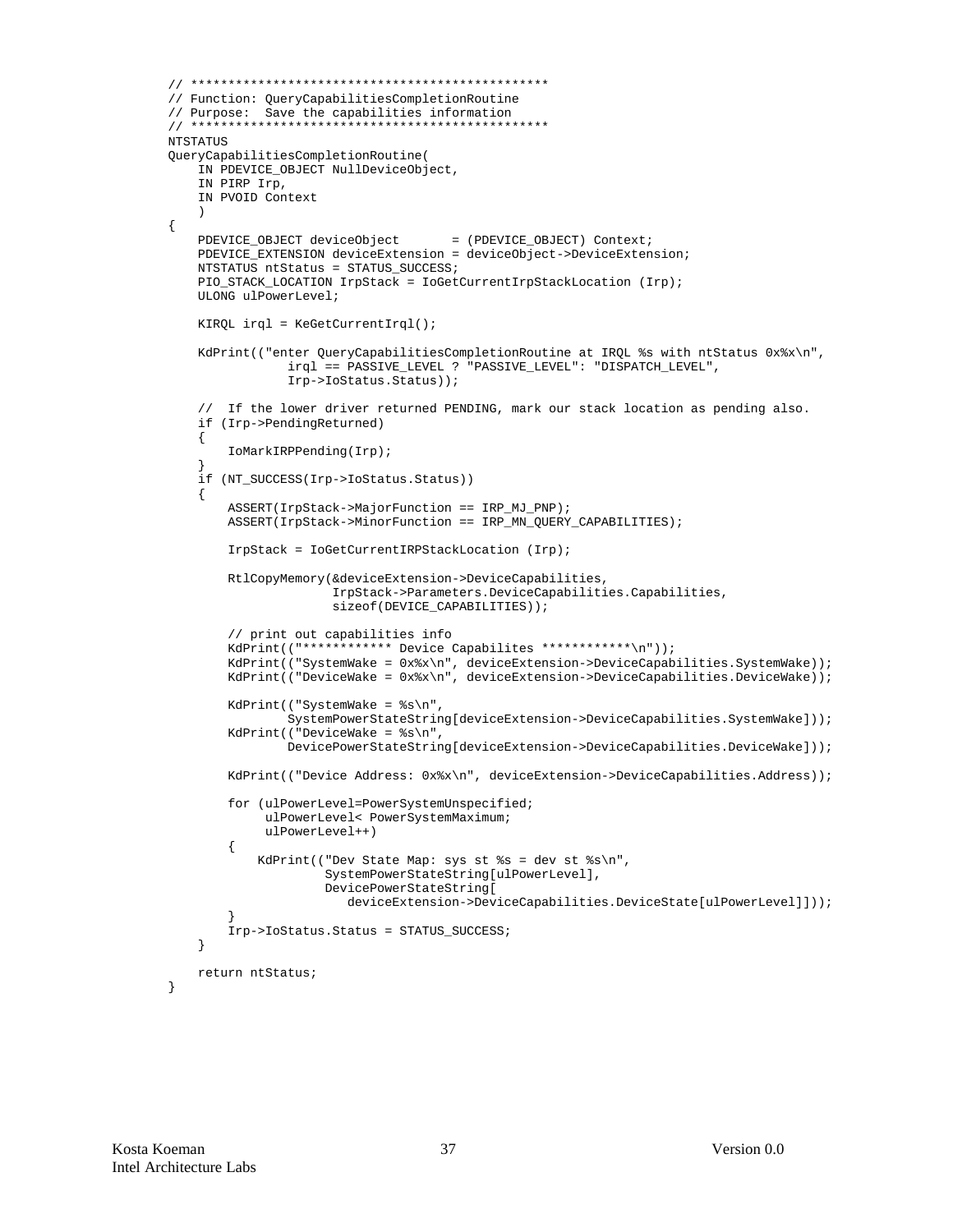```
// ************************************************
// Function: QueryCapabilitiesCompletionRoutine
// Purpose:  Save the capabilities information
// ************************************************
NTSTATUS
QueryCapabilitiesCompletionRoutine(
    IN PDEVICE_OBJECT NullDeviceObject,
    IN PIRP Irp,
    IN PVOID Context
    )
{
    PDEVICE_OBJECT deviceObject       = (PDEVICE_OBJECT) Context;
    PDEVICE_EXTENSION deviceExtension = deviceObject->DeviceExtension;
    NTSTATUS ntStatus = STATUS_SUCCESS;
    PIO_STACK_LOCATION IrpStack = IoGetCurrentIrpStackLocation (Irp);
    ULONG ulPowerLevel;

    KIRQL irql = KeGetCurrentIrql();

    KdPrint(("enter QueryCapabilitiesCompletionRoutine at IRQL %s with ntStatus 0x%x\n",
            irql == PASSIVE_LEVEL ? "PASSIVE_LEVEL": "DISPATCH_LEVEL",
            Irp->IoStatus.Status));

    //  If the lower driver returned PENDING, mark our stack location as pending also.
    if (Irp->PendingReturned)
    {
        IoMarkIRPPending(Irp);
    }
    if (NT_SUCCESS(Irp->IoStatus.Status))
    {
        ASSERT(IrpStack->MajorFunction == IRP_MJ_PNP);
        ASSERT(IrpStack->MinorFunction == IRP_MN_QUERY_CAPABILITIES);

        IrpStack = IoGetCurrentIRPStackLocation (Irp);

        RtlCopyMemory(&deviceExtension->DeviceCapabilities,
                      IrpStack->Parameters.DeviceCapabilities.Capabilities,
                      sizeof(DEVICE_CAPABILITIES));

        // print out capabilities info
        KdPrint(("************ Device Capabilites ************\n"));
        KdPrint(("SystemWake = 0x%x\n", deviceExtension->DeviceCapabilities.SystemWake));
        KdPrint(("DeviceWake = 0x%x\n", deviceExtension->DeviceCapabilities.DeviceWake));

        KdPrint(("SystemWake = %s\n",
                SystemPowerStateString[deviceExtension->DeviceCapabilities.SystemWake]));
        KdPrint(("DeviceWake = %s\n",
                DevicePowerStateString[deviceExtension->DeviceCapabilities.DeviceWake]));

        KdPrint(("Device Address: 0x%x\n", deviceExtension->DeviceCapabilities.Address));

        for (ulPowerLevel=PowerSystemUnspecified;
             ulPowerLevel< PowerSystemMaximum;
             ulPowerLevel++)
        {
            KdPrint(("Dev State Map: sys st %s = dev st %s\n",
                     SystemPowerStateString[ulPowerLevel],
                     DevicePowerStateString[
                        deviceExtension->DeviceCapabilities.DeviceState[ulPowerLevel]]));
        }
        Irp->IoStatus.Status = STATUS_SUCCESS;
    }

    return ntStatus;
}
```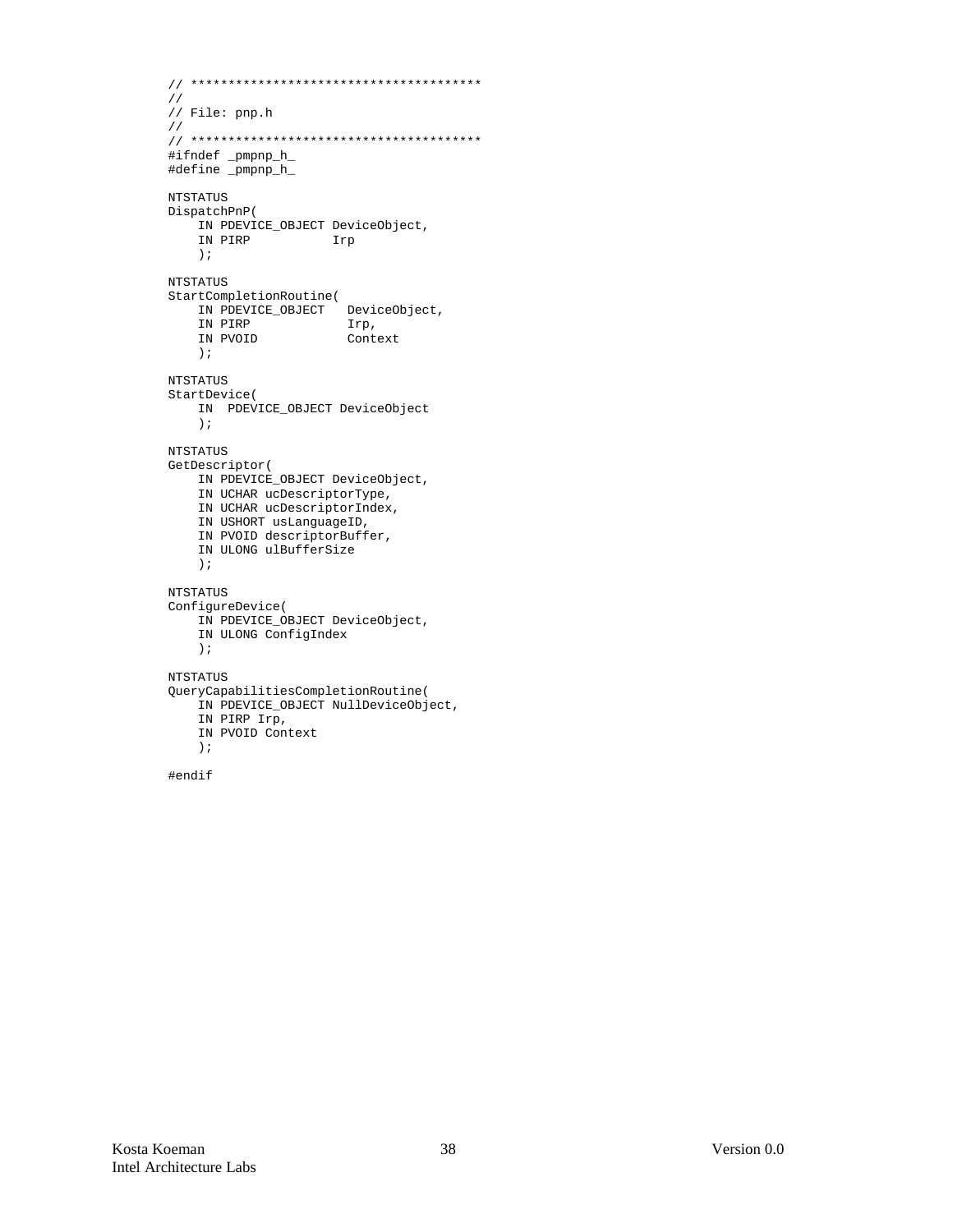```
// ***************************************
//
// File: pnp.h
//
// ***************************************
#ifndef _pmpnp_h_
#define _pmpnp_h_

NTSTATUS
DispatchPnP(
    IN PDEVICE_OBJECT DeviceObject,
    IN PIRP           Irp
    );

NTSTATUS
StartCompletionRoutine(
    IN PDEVICE_OBJECT   DeviceObject,
    IN PIRP             Irp,
    IN PVOID            Context
    );

NTSTATUS
StartDevice(
    IN  PDEVICE_OBJECT DeviceObject
    );

NTSTATUS
GetDescriptor(
    IN PDEVICE_OBJECT DeviceObject,
    IN UCHAR ucDescriptorType,
    IN UCHAR ucDescriptorIndex,
    IN USHORT usLanguageID,
    IN PVOID descriptorBuffer,
    IN ULONG ulBufferSize
    );

NTSTATUS
ConfigureDevice(
    IN PDEVICE_OBJECT DeviceObject,
    IN ULONG ConfigIndex
    );

NTSTATUS
QueryCapabilitiesCompletionRoutine(
    IN PDEVICE_OBJECT NullDeviceObject,
    IN PIRP Irp,
    IN PVOID Context
    );

#endif
```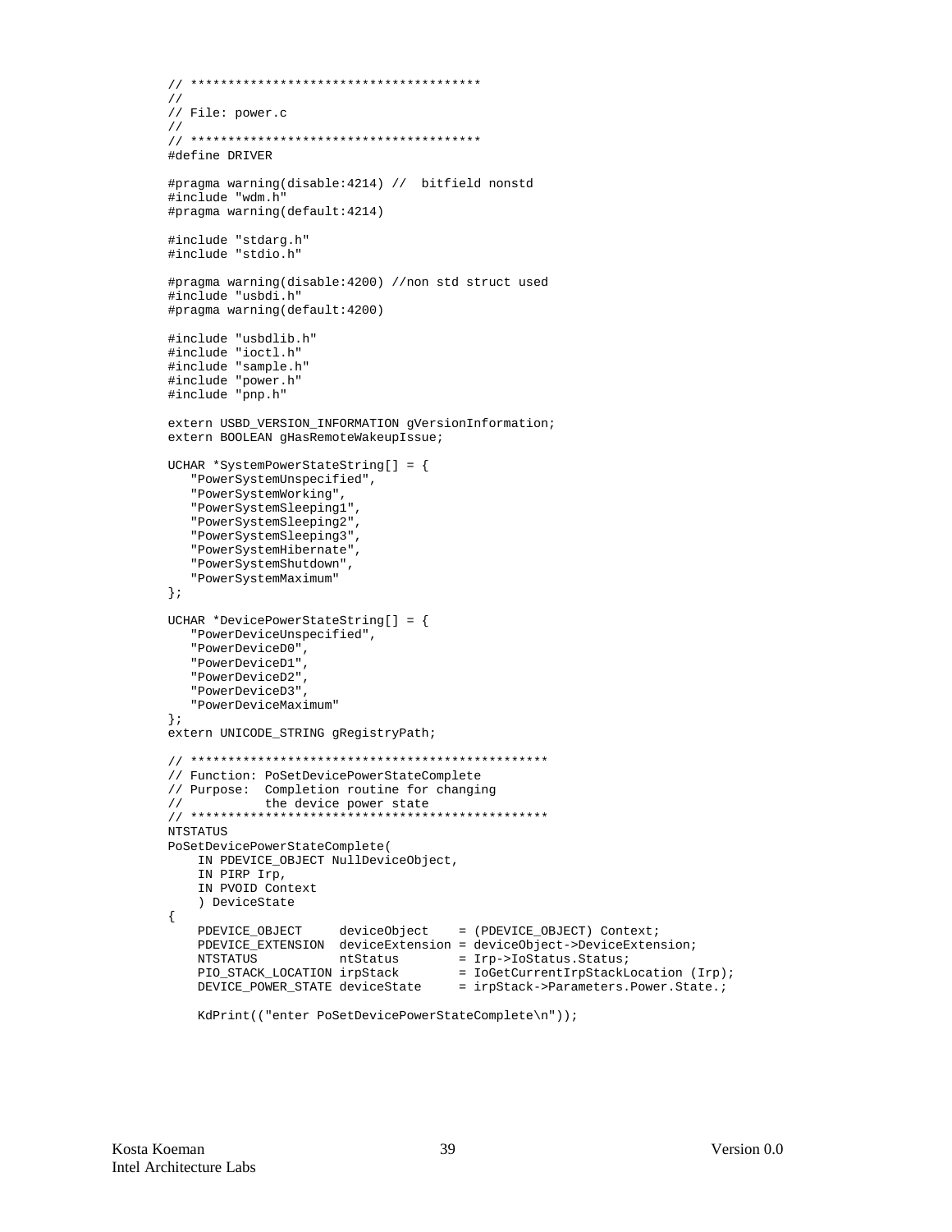```c
// ***************************************
//
// File: power.c
//
// ***************************************
#define DRIVER

#pragma warning(disable:4214) //  bitfield nonstd
#include "wdm.h"
#pragma warning(default:4214)

#include "stdarg.h"
#include "stdio.h"

#pragma warning(disable:4200) //non std struct used
#include "usbdi.h"
#pragma warning(default:4200)

#include "usbdlib.h"
#include "ioctl.h"
#include "sample.h"
#include "power.h"
#include "pnp.h"

extern USBD_VERSION_INFORMATION gVersionInformation;
extern BOOLEAN gHasRemoteWakeupIssue;

UCHAR *SystemPowerStateString[] = {
   "PowerSystemUnspecified",
   "PowerSystemWorking",
   "PowerSystemSleeping1",
   "PowerSystemSleeping2",
   "PowerSystemSleeping3",
   "PowerSystemHibernate",
   "PowerSystemShutdown",
   "PowerSystemMaximum"
};

UCHAR *DevicePowerStateString[] = {
   "PowerDeviceUnspecified",
   "PowerDeviceD0",
   "PowerDeviceD1",
   "PowerDeviceD2",
   "PowerDeviceD3",
   "PowerDeviceMaximum"
};
extern UNICODE_STRING gRegistryPath;

// ************************************************
// Function: PoSetDevicePowerStateComplete
// Purpose:  Completion routine for changing
//           the device power state
// ************************************************
NTSTATUS
PoSetDevicePowerStateComplete(
    IN PDEVICE_OBJECT NullDeviceObject,
    IN PIRP Irp,
    IN PVOID Context
    ) DeviceState
{
    PDEVICE_OBJECT     deviceObject    = (PDEVICE_OBJECT) Context;
    PDEVICE_EXTENSION  deviceExtension = deviceObject->DeviceExtension;
    NTSTATUS           ntStatus        = Irp->IoStatus.Status;
    PIO_STACK_LOCATION irpStack        = IoGetCurrentIrpStackLocation (Irp);
    DEVICE_POWER_STATE deviceState     = irpStack->Parameters.Power.State.;

    KdPrint(("enter PoSetDevicePowerStateComplete\n"));
```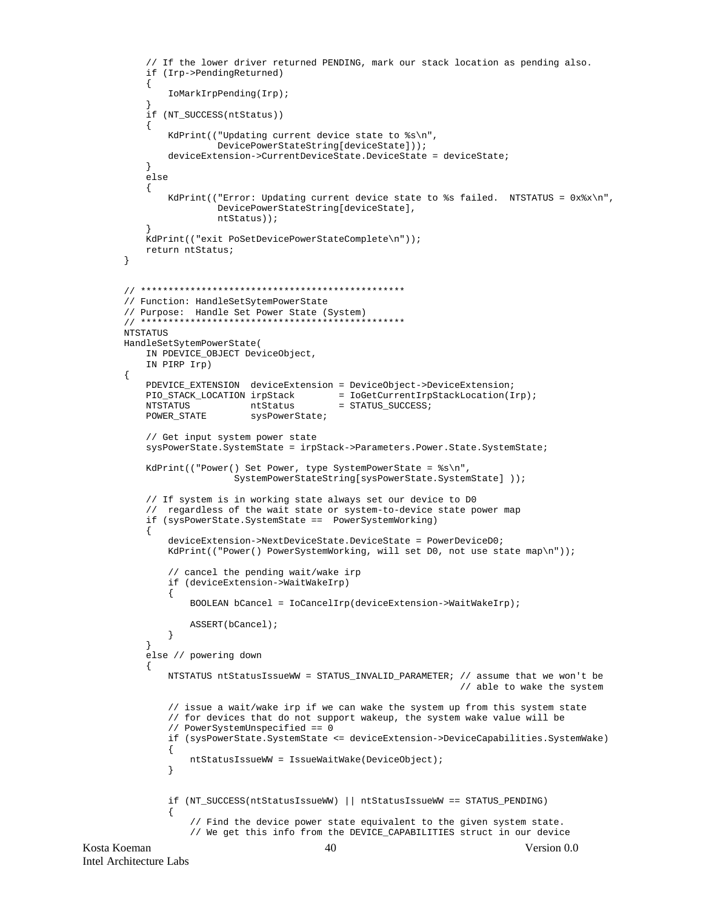```
    // If the lower driver returned PENDING, mark our stack location as pending also.
    if (Irp->PendingReturned)
    {
        IoMarkIrpPending(Irp);
    }
    if (NT_SUCCESS(ntStatus))
    {
        KdPrint(("Updating current device state to %s\n",
                DevicePowerStateString[deviceState]));
        deviceExtension->CurrentDeviceState.DeviceState = deviceState;
    }
    else
    {
        KdPrint(("Error: Updating current device state to %s failed.  NTSTATUS = 0x%x\n",
                DevicePowerStateString[deviceState],
                ntStatus));
    }
    KdPrint(("exit PoSetDevicePowerStateComplete\n"));
    return ntStatus;
}


// ************************************************
// Function: HandleSetSytemPowerState
// Purpose:  Handle Set Power State (System)
// ************************************************
NTSTATUS
HandleSetSytemPowerState(
    IN PDEVICE_OBJECT DeviceObject,
    IN PIRP Irp)
{
    PDEVICE_EXTENSION  deviceExtension = DeviceObject->DeviceExtension;
    PIO_STACK_LOCATION irpStack        = IoGetCurrentIrpStackLocation(Irp);
    NTSTATUS           ntStatus        = STATUS_SUCCESS;
    POWER_STATE        sysPowerState;

    // Get input system power state
    sysPowerState.SystemState = irpStack->Parameters.Power.State.SystemState;

    KdPrint(("Power() Set Power, type SystemPowerState = %s\n",
                    SystemPowerStateString[sysPowerState.SystemState] ));

    // If system is in working state always set our device to D0
    //  regardless of the wait state or system-to-device state power map
    if (sysPowerState.SystemState ==  PowerSystemWorking)
    {
        deviceExtension->NextDeviceState.DeviceState = PowerDeviceD0;
        KdPrint(("Power() PowerSystemWorking, will set D0, not use state map\n"));

        // cancel the pending wait/wake irp
        if (deviceExtension->WaitWakeIrp)
        {
            BOOLEAN bCancel = IoCancelIrp(deviceExtension->WaitWakeIrp);

            ASSERT(bCancel);
        }
    }
    else // powering down
    {
        NTSTATUS ntStatusIssueWW = STATUS_INVALID_PARAMETER; // assume that we won't be
                                                             // able to wake the system

        // issue a wait/wake irp if we can wake the system up from this system state
        // for devices that do not support wakeup, the system wake value will be
        // PowerSystemUnspecified == 0
        if (sysPowerState.SystemState <= deviceExtension->DeviceCapabilities.SystemWake)
        {
            ntStatusIssueWW = IssueWaitWake(DeviceObject);
        }


        if (NT_SUCCESS(ntStatusIssueWW) || ntStatusIssueWW == STATUS_PENDING)
        {
            // Find the device power state equivalent to the given system state.
            // We get this info from the DEVICE_CAPABILITIES struct in our device
```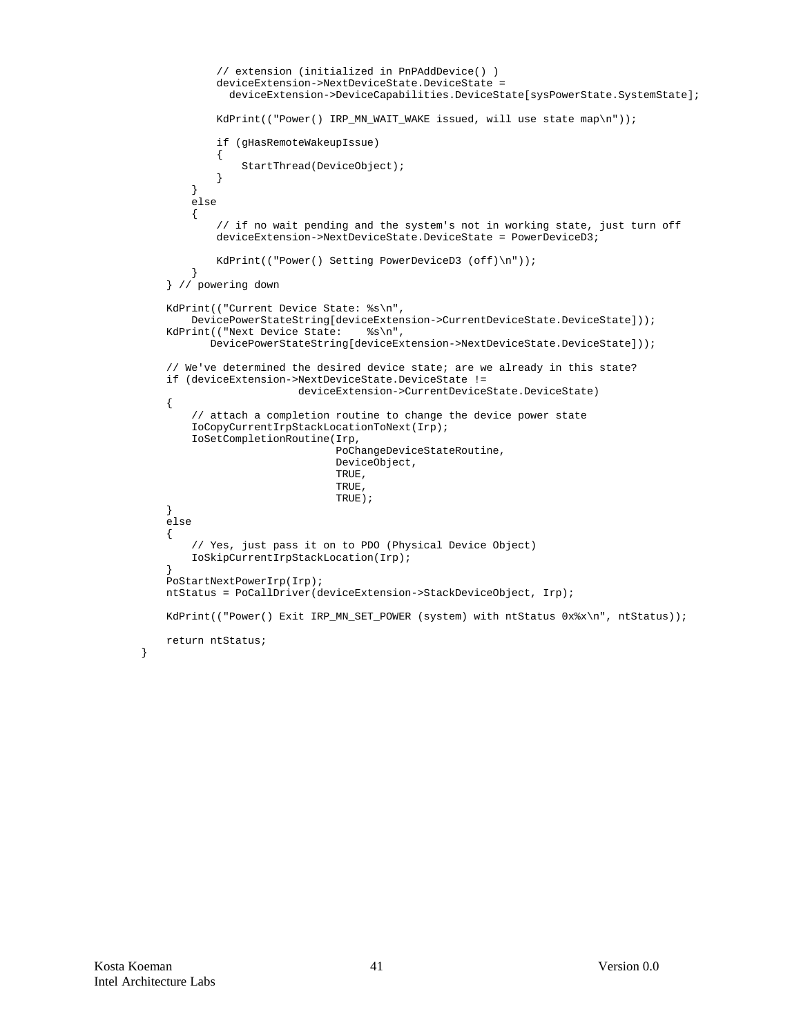```
            // extension (initialized in PnPAddDevice() )
            deviceExtension->NextDeviceState.DeviceState =
              deviceExtension->DeviceCapabilities.DeviceState[sysPowerState.SystemState];

            KdPrint(("Power() IRP_MN_WAIT_WAKE issued, will use state map\n"));

            if (gHasRemoteWakeupIssue)
            {
                StartThread(DeviceObject);
            }
        }
        else
        {
            // if no wait pending and the system's not in working state, just turn off
            deviceExtension->NextDeviceState.DeviceState = PowerDeviceD3;

            KdPrint(("Power() Setting PowerDeviceD3 (off)\n"));
        }
    } // powering down

    KdPrint(("Current Device State: %s\n",
        DevicePowerStateString[deviceExtension->CurrentDeviceState.DeviceState]));
    KdPrint(("Next Device State:    %s\n",
           DevicePowerStateString[deviceExtension->NextDeviceState.DeviceState]));

    // We've determined the desired device state; are we already in this state?
    if (deviceExtension->NextDeviceState.DeviceState !=
                         deviceExtension->CurrentDeviceState.DeviceState)
    {
        // attach a completion routine to change the device power state
        IoCopyCurrentIrpStackLocationToNext(Irp);
        IoSetCompletionRoutine(Irp,
                               PoChangeDeviceStateRoutine,
                               DeviceObject,
                               TRUE,
                               TRUE,
                               TRUE);
    }
    else
    {
        // Yes, just pass it on to PDO (Physical Device Object)
        IoSkipCurrentIrpStackLocation(Irp);
    }
    PoStartNextPowerIrp(Irp);
    ntStatus = PoCallDriver(deviceExtension->StackDeviceObject, Irp);

    KdPrint(("Power() Exit IRP_MN_SET_POWER (system) with ntStatus 0x%x\n", ntStatus));

    return ntStatus;
}
```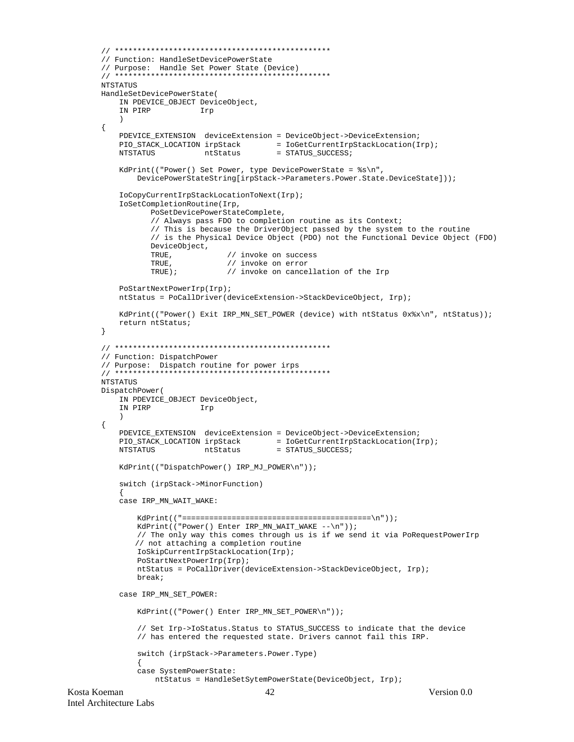```
// ***********************************************
// Function: HandleSetDevicePowerState
// Purpose:  Handle Set Power State (Device)
// ***********************************************
NTSTATUS
HandleSetDevicePowerState(
    IN PDEVICE_OBJECT DeviceObject,
    IN PIRP           Irp
    )
{
    PDEVICE_EXTENSION  deviceExtension = DeviceObject->DeviceExtension;
    PIO_STACK_LOCATION irpStack        = IoGetCurrentIrpStackLocation(Irp);
    NTSTATUS           ntStatus        = STATUS_SUCCESS;

    KdPrint(("Power() Set Power, type DevicePowerState = %s\n",
        DevicePowerStateString[irpStack->Parameters.Power.State.DeviceState]));

    IoCopyCurrentIrpStackLocationToNext(Irp);
    IoSetCompletionRoutine(Irp,
           PoSetDevicePowerStateComplete,
           // Always pass FDO to completion routine as its Context;
           // This is because the DriverObject passed by the system to the routine
           // is the Physical Device Object (PDO) not the Functional Device Object (FDO)
           DeviceObject,
           TRUE,            // invoke on success
           TRUE,            // invoke on error
           TRUE);           // invoke on cancellation of the Irp

    PoStartNextPowerIrp(Irp);
    ntStatus = PoCallDriver(deviceExtension->StackDeviceObject, Irp);

    KdPrint(("Power() Exit IRP_MN_SET_POWER (device) with ntStatus 0x%x\n", ntStatus));
    return ntStatus;
}

// ***********************************************
// Function: DispatchPower
// Purpose:  Dispatch routine for power irps
// ***********************************************
NTSTATUS
DispatchPower(
    IN PDEVICE_OBJECT DeviceObject,
    IN PIRP           Irp
    )
{
    PDEVICE_EXTENSION  deviceExtension = DeviceObject->DeviceExtension;
    PIO_STACK_LOCATION irpStack        = IoGetCurrentIrpStackLocation(Irp);
    NTSTATUS           ntStatus        = STATUS_SUCCESS;

    KdPrint(("DispatchPower() IRP_MJ_POWER\n"));

    switch (irpStack->MinorFunction)
    {
    case IRP_MN_WAIT_WAKE:

        KdPrint(("=========================================\n"));
        KdPrint(("Power() Enter IRP_MN_WAIT_WAKE --\n"));
        // The only way this comes through us is if we send it via PoRequestPowerIrp
       // not attaching a completion routine
        IoSkipCurrentIrpStackLocation(Irp);
        PoStartNextPowerIrp(Irp);
        ntStatus = PoCallDriver(deviceExtension->StackDeviceObject, Irp);
        break;

    case IRP_MN_SET_POWER:

        KdPrint(("Power() Enter IRP_MN_SET_POWER\n"));

        // Set Irp->IoStatus.Status to STATUS_SUCCESS to indicate that the device
        // has entered the requested state. Drivers cannot fail this IRP.

        switch (irpStack->Parameters.Power.Type)
        {
        case SystemPowerState:
            ntStatus = HandleSetSytemPowerState(DeviceObject, Irp);
```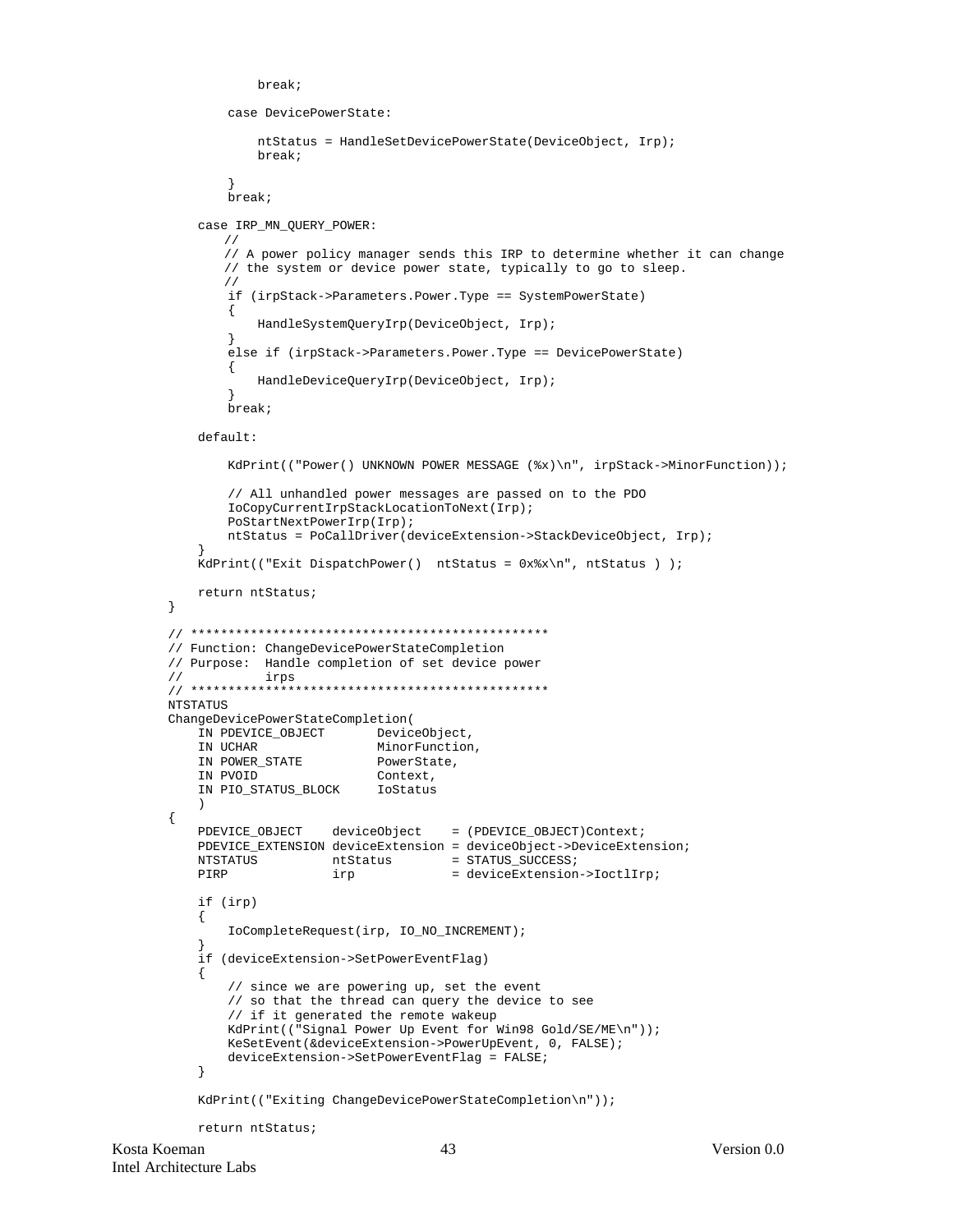```
                break;

            case DevicePowerState:

                ntStatus = HandleSetDevicePowerState(DeviceObject, Irp);
                break;

            }
            break;

        case IRP_MN_QUERY_POWER:
            //
            // A power policy manager sends this IRP to determine whether it can change
            // the system or device power state, typically to go to sleep.
            //
            if (irpStack->Parameters.Power.Type == SystemPowerState)
            {
                HandleSystemQueryIrp(DeviceObject, Irp);
            }
            else if (irpStack->Parameters.Power.Type == DevicePowerState)
            {
                HandleDeviceQueryIrp(DeviceObject, Irp);
            }
            break;

        default:

            KdPrint(("Power() UNKNOWN POWER MESSAGE (%x)\n", irpStack->MinorFunction));

            // All unhandled power messages are passed on to the PDO
            IoCopyCurrentIrpStackLocationToNext(Irp);
            PoStartNextPowerIrp(Irp);
            ntStatus = PoCallDriver(deviceExtension->StackDeviceObject, Irp);
        }
        KdPrint(("Exit DispatchPower()  ntStatus = 0x%x\n", ntStatus ) );

        return ntStatus;
    }

    // ************************************************
    // Function: ChangeDevicePowerStateCompletion
    // Purpose:  Handle completion of set device power
    //           irps
    // ************************************************
    NTSTATUS
    ChangeDevicePowerStateCompletion(
        IN PDEVICE_OBJECT       DeviceObject,
        IN UCHAR                MinorFunction,
        IN POWER_STATE          PowerState,
        IN PVOID                Context,
        IN PIO_STATUS_BLOCK     IoStatus
        )
    {
        PDEVICE_OBJECT    deviceObject    = (PDEVICE_OBJECT)Context;
        PDEVICE_EXTENSION deviceExtension = deviceObject->DeviceExtension;
        NTSTATUS          ntStatus        = STATUS_SUCCESS;
        PIRP              irp             = deviceExtension->IoctlIrp;

        if (irp)
        {
            IoCompleteRequest(irp, IO_NO_INCREMENT);
        }
        if (deviceExtension->SetPowerEventFlag)
        {
            // since we are powering up, set the event
            // so that the thread can query the device to see
            // if it generated the remote wakeup
            KdPrint(("Signal Power Up Event for Win98 Gold/SE/ME\n"));
            KeSetEvent(&deviceExtension->PowerUpEvent, 0, FALSE);
            deviceExtension->SetPowerEventFlag = FALSE;
        }

        KdPrint(("Exiting ChangeDevicePowerStateCompletion\n"));

        return ntStatus;
```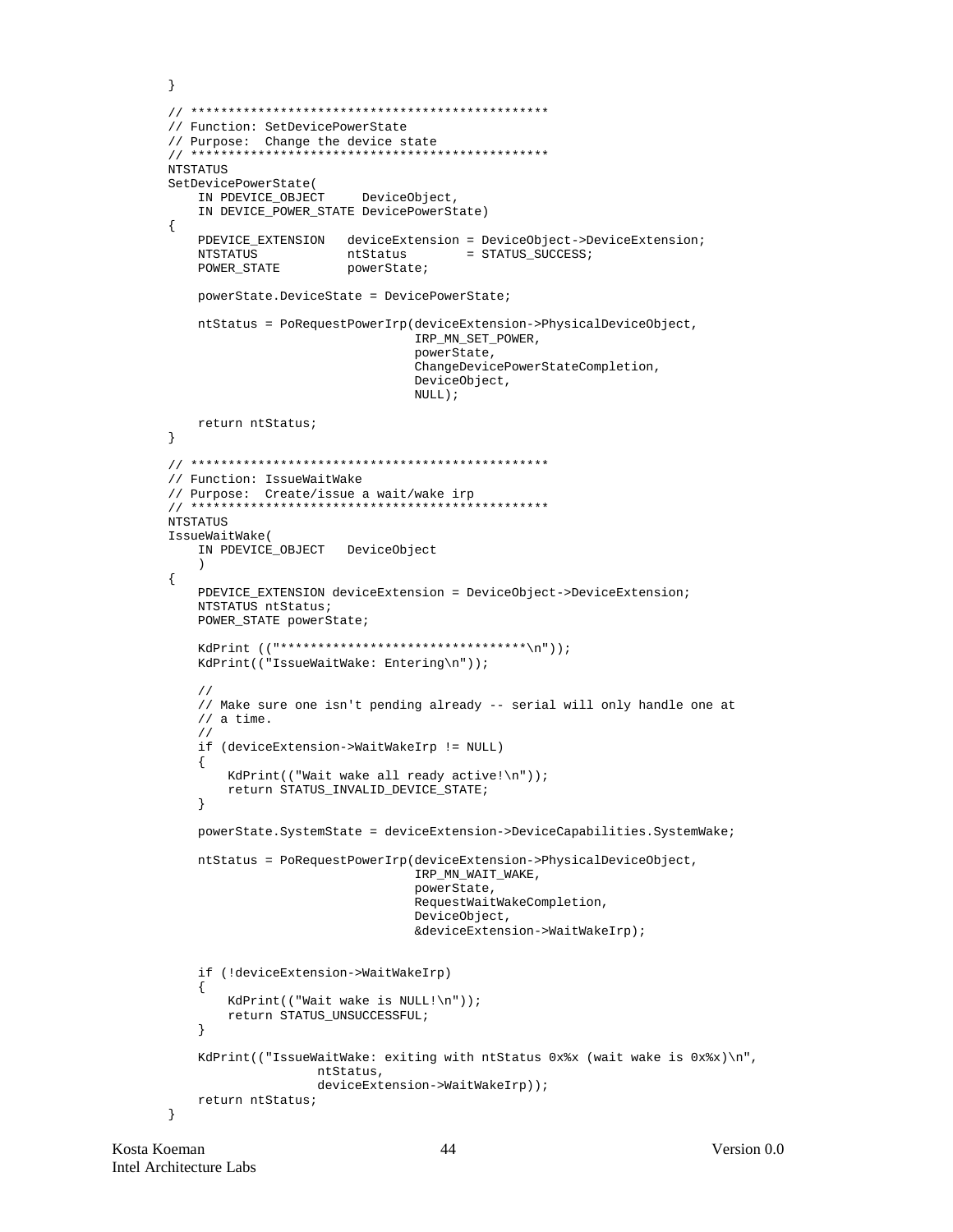```
}

// ************************************************
// Function: SetDevicePowerState
// Purpose:  Change the device state
// ************************************************
NTSTATUS
SetDevicePowerState(
    IN PDEVICE_OBJECT     DeviceObject,
    IN DEVICE_POWER_STATE DevicePowerState)
{
    PDEVICE_EXTENSION   deviceExtension = DeviceObject->DeviceExtension;
    NTSTATUS            ntStatus        = STATUS_SUCCESS;
    POWER_STATE         powerState;

    powerState.DeviceState = DevicePowerState;

    ntStatus = PoRequestPowerIrp(deviceExtension->PhysicalDeviceObject,
                                 IRP_MN_SET_POWER,
                                 powerState,
                                 ChangeDevicePowerStateCompletion,
                                 DeviceObject,
                                 NULL);

    return ntStatus;
}

// ************************************************
// Function: IssueWaitWake
// Purpose:  Create/issue a wait/wake irp
// ************************************************
NTSTATUS
IssueWaitWake(
    IN PDEVICE_OBJECT   DeviceObject
    )
{
    PDEVICE_EXTENSION deviceExtension = DeviceObject->DeviceExtension;
    NTSTATUS ntStatus;
    POWER_STATE powerState;

    KdPrint (("*********************************\n"));
    KdPrint(("IssueWaitWake: Entering\n"));

    //
    // Make sure one isn't pending already -- serial will only handle one at
    // a time.
    //
    if (deviceExtension->WaitWakeIrp != NULL)
    {
        KdPrint(("Wait wake all ready active!\n"));
        return STATUS_INVALID_DEVICE_STATE;
    }

    powerState.SystemState = deviceExtension->DeviceCapabilities.SystemWake;

    ntStatus = PoRequestPowerIrp(deviceExtension->PhysicalDeviceObject,
                                 IRP_MN_WAIT_WAKE,
                                 powerState,
                                 RequestWaitWakeCompletion,
                                 DeviceObject,
                                 &deviceExtension->WaitWakeIrp);


    if (!deviceExtension->WaitWakeIrp)
    {
        KdPrint(("Wait wake is NULL!\n"));
        return STATUS_UNSUCCESSFUL;
    }

    KdPrint(("IssueWaitWake: exiting with ntStatus 0x%x (wait wake is 0x%x)\n",
                    ntStatus,
                    deviceExtension->WaitWakeIrp));
    return ntStatus;
}
```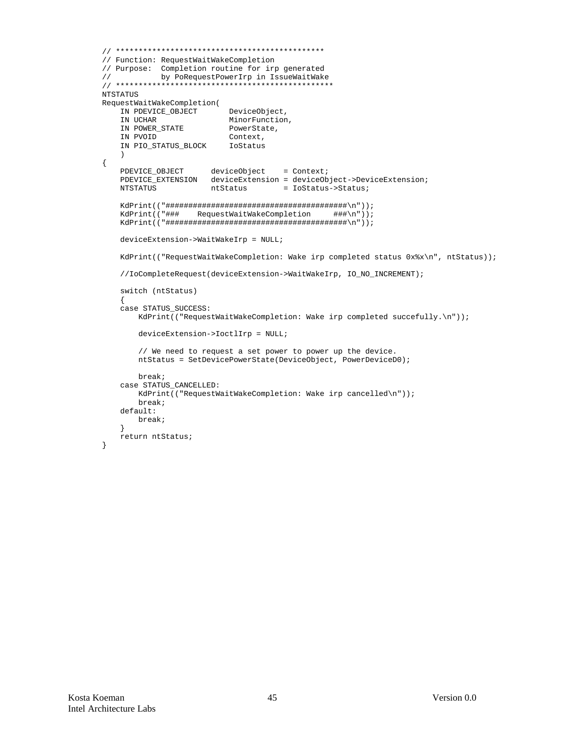```
// **********************************************
// Function: RequestWaitWakeCompletion
// Purpose:  Completion routine for irp generated
//           by PoRequestPowerIrp in IssueWaitWake
// ************************************************
NTSTATUS
RequestWaitWakeCompletion(
    IN PDEVICE_OBJECT       DeviceObject,
    IN UCHAR                MinorFunction,
    IN POWER_STATE          PowerState,
    IN PVOID                Context,
    IN PIO_STATUS_BLOCK     IoStatus
    )
{
    PDEVICE_OBJECT      deviceObject    = Context;
    PDEVICE_EXTENSION   deviceExtension = deviceObject->DeviceExtension;
    NTSTATUS            ntStatus        = IoStatus->Status;

    KdPrint(("########################################\n"));
    KdPrint(("###    RequestWaitWakeCompletion     ###\n"));
    KdPrint(("########################################\n"));

    deviceExtension->WaitWakeIrp = NULL;

    KdPrint(("RequestWaitWakeCompletion: Wake irp completed status 0x%x\n", ntStatus));

    //IoCompleteRequest(deviceExtension->WaitWakeIrp, IO_NO_INCREMENT);

    switch (ntStatus)
    {
    case STATUS_SUCCESS:
        KdPrint(("RequestWaitWakeCompletion: Wake irp completed succefully.\n"));

        deviceExtension->IoctlIrp = NULL;

        // We need to request a set power to power up the device.
        ntStatus = SetDevicePowerState(DeviceObject, PowerDeviceD0);

        break;
    case STATUS_CANCELLED:
        KdPrint(("RequestWaitWakeCompletion: Wake irp cancelled\n"));
        break;
    default:
        break;
    }
    return ntStatus;
}
```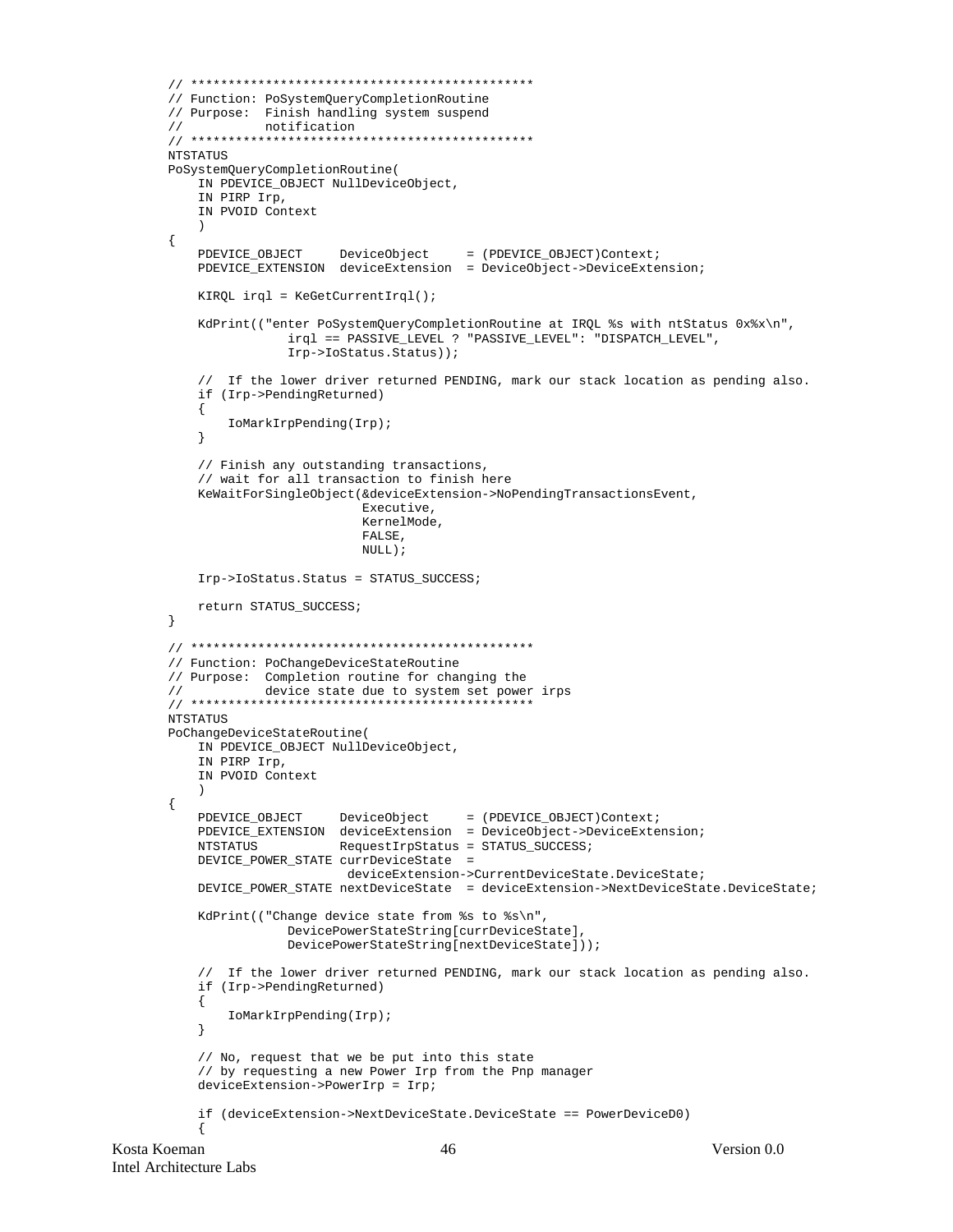```
// **********************************************
// Function: PoSystemQueryCompletionRoutine
// Purpose:  Finish handling system suspend
//           notification
// **********************************************
NTSTATUS
PoSystemQueryCompletionRoutine(
    IN PDEVICE_OBJECT NullDeviceObject,
    IN PIRP Irp,
    IN PVOID Context
    )
{
    PDEVICE_OBJECT     DeviceObject     = (PDEVICE_OBJECT)Context;
    PDEVICE_EXTENSION  deviceExtension  = DeviceObject->DeviceExtension;

    KIRQL irql = KeGetCurrentIrql();

    KdPrint(("enter PoSystemQueryCompletionRoutine at IRQL %s with ntStatus 0x%x\n",
             irql == PASSIVE_LEVEL ? "PASSIVE_LEVEL": "DISPATCH_LEVEL",
             Irp->IoStatus.Status));

    //  If the lower driver returned PENDING, mark our stack location as pending also.
    if (Irp->PendingReturned)
    {
        IoMarkIrpPending(Irp);
    }

    // Finish any outstanding transactions,
    // wait for all transaction to finish here
    KeWaitForSingleObject(&deviceExtension->NoPendingTransactionsEvent,
                          Executive,
                          KernelMode,
                          FALSE,
                          NULL);

    Irp->IoStatus.Status = STATUS_SUCCESS;

    return STATUS_SUCCESS;
}

// **********************************************
// Function: PoChangeDeviceStateRoutine
// Purpose:  Completion routine for changing the
//           device state due to system set power irps
// **********************************************
NTSTATUS
PoChangeDeviceStateRoutine(
    IN PDEVICE_OBJECT NullDeviceObject,
    IN PIRP Irp,
    IN PVOID Context
    )
{
    PDEVICE_OBJECT     DeviceObject     = (PDEVICE_OBJECT)Context;
    PDEVICE_EXTENSION  deviceExtension  = DeviceObject->DeviceExtension;
    NTSTATUS           RequestIrpStatus = STATUS_SUCCESS;
    DEVICE_POWER_STATE currDeviceState  =
                       deviceExtension->CurrentDeviceState.DeviceState;
    DEVICE_POWER_STATE nextDeviceState  = deviceExtension->NextDeviceState.DeviceState;

    KdPrint(("Change device state from %s to %s\n",
             DevicePowerStateString[currDeviceState],
             DevicePowerStateString[nextDeviceState]));

    //  If the lower driver returned PENDING, mark our stack location as pending also.
    if (Irp->PendingReturned)
    {
        IoMarkIrpPending(Irp);
    }

    // No, request that we be put into this state
    // by requesting a new Power Irp from the Pnp manager
    deviceExtension->PowerIrp = Irp;

    if (deviceExtension->NextDeviceState.DeviceState == PowerDeviceD0)
    {
```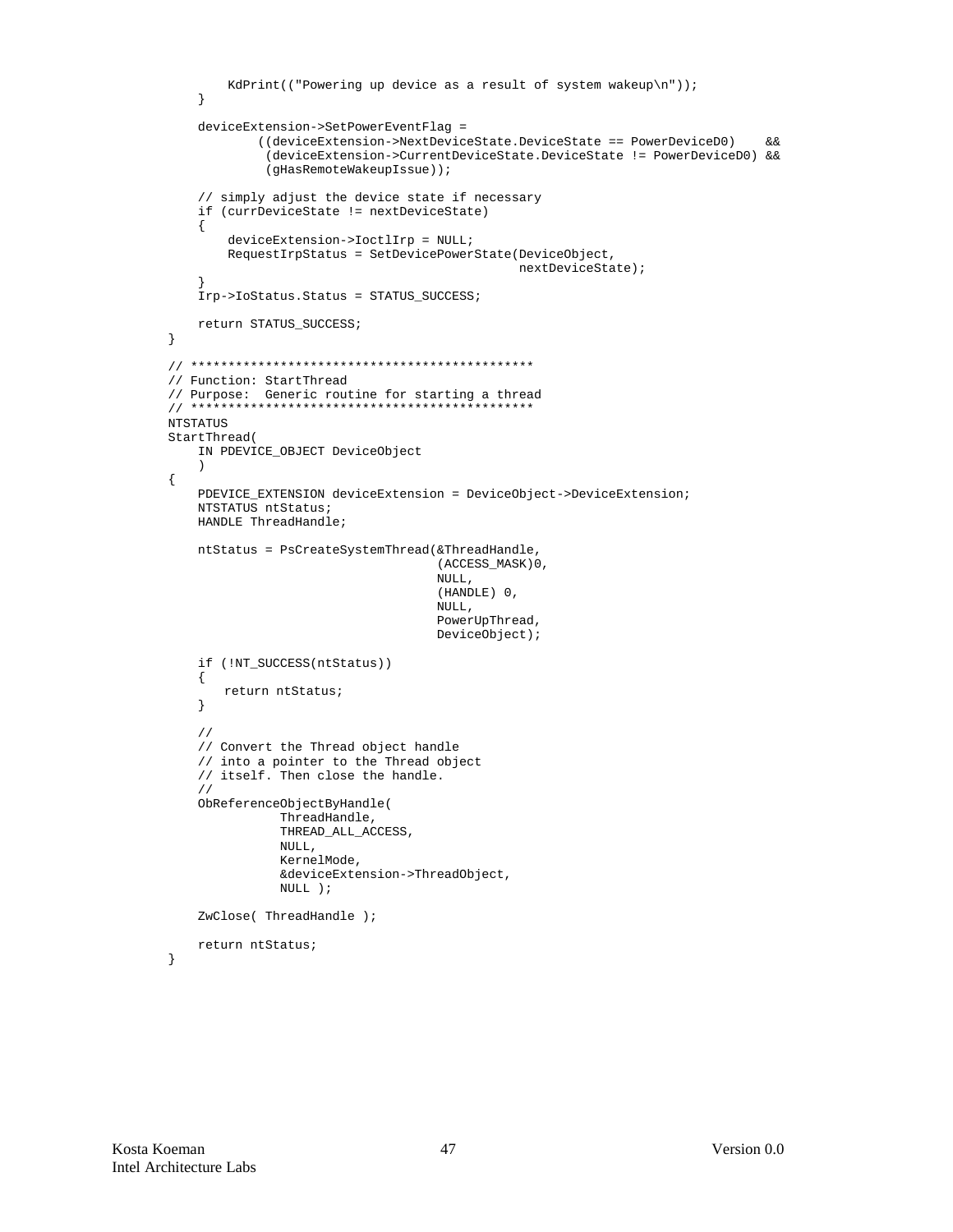```
        KdPrint(("Powering up device as a result of system wakeup\n"));
    }

    deviceExtension->SetPowerEventFlag =
            ((deviceExtension->NextDeviceState.DeviceState == PowerDeviceD0)    &&
             (deviceExtension->CurrentDeviceState.DeviceState != PowerDeviceD0) &&
             (gHasRemoteWakeupIssue));

    // simply adjust the device state if necessary
    if (currDeviceState != nextDeviceState)
    {
        deviceExtension->IoctlIrp = NULL;
        RequestIrpStatus = SetDevicePowerState(DeviceObject,
                                               nextDeviceState);
    }
    Irp->IoStatus.Status = STATUS_SUCCESS;

    return STATUS_SUCCESS;
}

// *********************************************
// Function: StartThread
// Purpose:  Generic routine for starting a thread
// *********************************************
NTSTATUS
StartThread(
    IN PDEVICE_OBJECT DeviceObject
    )
{
    PDEVICE_EXTENSION deviceExtension = DeviceObject->DeviceExtension;
    NTSTATUS ntStatus;
    HANDLE ThreadHandle;

    ntStatus = PsCreateSystemThread(&ThreadHandle,
                                    (ACCESS_MASK)0,
                                    NULL,
                                    (HANDLE) 0,
                                    NULL,
                                    PowerUpThread,
                                    DeviceObject);

    if (!NT_SUCCESS(ntStatus))
    {
       return ntStatus;
    }

    //
    // Convert the Thread object handle
    // into a pointer to the Thread object
    // itself. Then close the handle.
    //
    ObReferenceObjectByHandle(
               ThreadHandle,
               THREAD_ALL_ACCESS,
               NULL,
               KernelMode,
               &deviceExtension->ThreadObject,
               NULL );

    ZwClose( ThreadHandle );

    return ntStatus;
}
```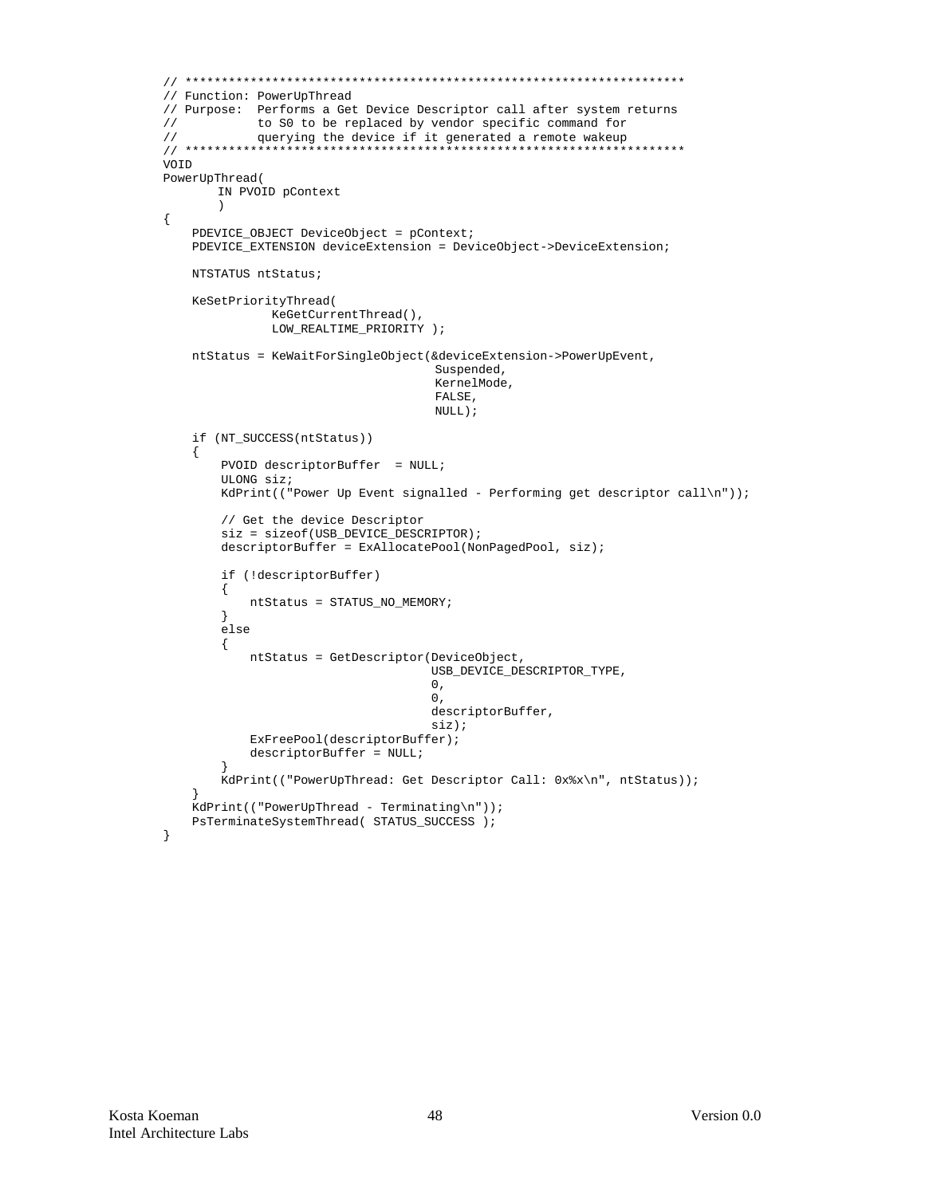```
// *******************************************************************
// Function: PowerUpThread
// Purpose:  Performs a Get Device Descriptor call after system returns
//           to S0 to be replaced by vendor specific command for
//           querying the device if it generated a remote wakeup
// *******************************************************************
VOID
PowerUpThread(
       IN PVOID pContext
       )
{
    PDEVICE_OBJECT DeviceObject = pContext;
    PDEVICE_EXTENSION deviceExtension = DeviceObject->DeviceExtension;

    NTSTATUS ntStatus;

    KeSetPriorityThread(
               KeGetCurrentThread(),
               LOW_REALTIME_PRIORITY );

    ntStatus = KeWaitForSingleObject(&deviceExtension->PowerUpEvent,
                                     Suspended,
                                     KernelMode,
                                     FALSE,
                                     NULL);

    if (NT_SUCCESS(ntStatus))
    {
        PVOID descriptorBuffer  = NULL;
        ULONG siz;
        KdPrint(("Power Up Event signalled - Performing get descriptor call\n"));

        // Get the device Descriptor
        siz = sizeof(USB_DEVICE_DESCRIPTOR);
        descriptorBuffer = ExAllocatePool(NonPagedPool, siz);

        if (!descriptorBuffer)
        {
            ntStatus = STATUS_NO_MEMORY;
        }
        else
        {
            ntStatus = GetDescriptor(DeviceObject,
                                    USB_DEVICE_DESCRIPTOR_TYPE,
                                    0,
                                    0,
                                    descriptorBuffer,
                                    siz);
            ExFreePool(descriptorBuffer);
            descriptorBuffer = NULL;
        }
        KdPrint(("PowerUpThread: Get Descriptor Call: 0x%x\n", ntStatus));
    }
    KdPrint(("PowerUpThread - Terminating\n"));
    PsTerminateSystemThread( STATUS_SUCCESS );
}
```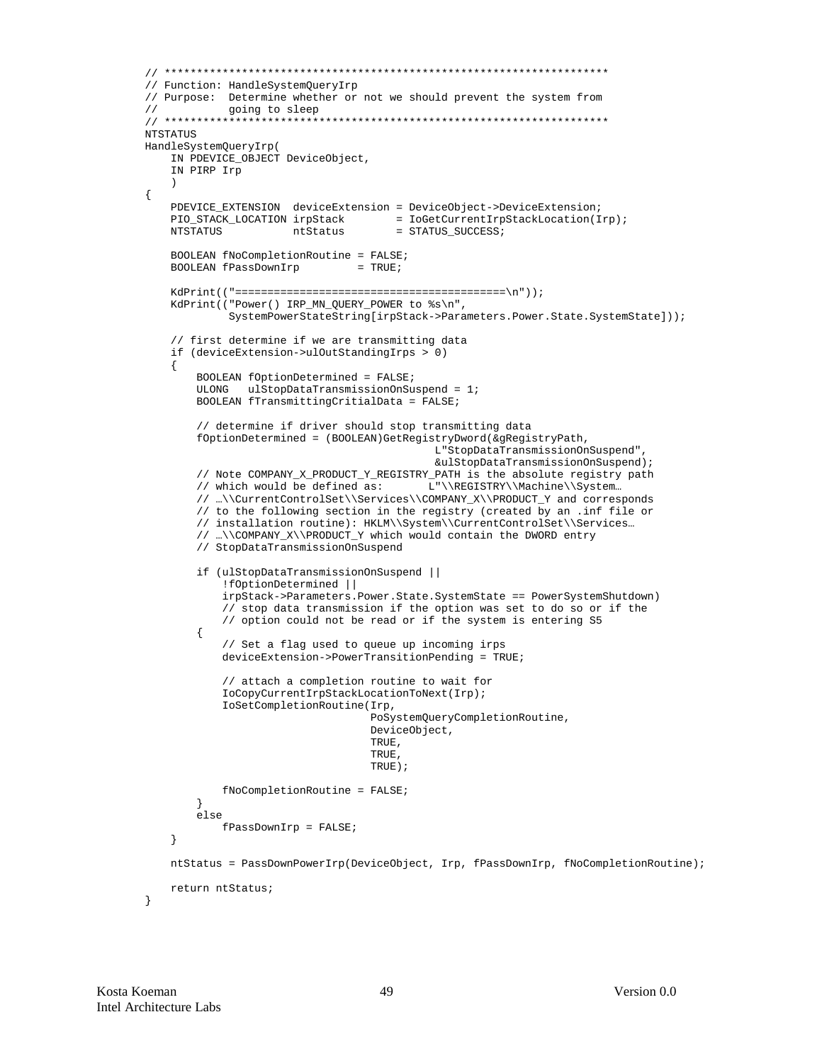```
// *******************************************************************
// Function: HandleSystemQueryIrp
// Purpose:  Determine whether or not we should prevent the system from
//           going to sleep
// *******************************************************************
NTSTATUS
HandleSystemQueryIrp(
    IN PDEVICE_OBJECT DeviceObject,
    IN PIRP Irp
    )
{
    PDEVICE_EXTENSION  deviceExtension = DeviceObject->DeviceExtension;
    PIO_STACK_LOCATION irpStack        = IoGetCurrentIrpStackLocation(Irp);
    NTSTATUS           ntStatus        = STATUS_SUCCESS;

    BOOLEAN fNoCompletionRoutine = FALSE;
    BOOLEAN fPassDownIrp         = TRUE;

    KdPrint(("=========================================\n"));
    KdPrint(("Power() IRP_MN_QUERY_POWER to %s\n",
             SystemPowerStateString[irpStack->Parameters.Power.State.SystemState]));

    // first determine if we are transmitting data
    if (deviceExtension->ulOutStandingIrps > 0)
    {
        BOOLEAN fOptionDetermined = FALSE;
        ULONG   ulStopDataTransmissionOnSuspend = 1;
        BOOLEAN fTransmittingCritialData = FALSE;

        // determine if driver should stop transmitting data
        fOptionDetermined = (BOOLEAN)GetRegistryDword(&gRegistryPath,
                                     L"StopDataTransmissionOnSuspend",
                                     &ulStopDataTransmissionOnSuspend);
        // Note COMPANY_X_PRODUCT_Y_REGISTRY_PATH is the absolute registry path
        // which would be defined as:       L"\\REGISTRY\\Machine\\System…
        // …\\CurrentControlSet\\Services\\COMPANY_X\\PRODUCT_Y and corresponds
        // to the following section in the registry (created by an .inf file or
        // installation routine): HKLM\\System\\CurrentControlSet\\Services…
        // …\\COMPANY_X\\PRODUCT_Y which would contain the DWORD entry
        // StopDataTransmissionOnSuspend

        if (ulStopDataTransmissionOnSuspend ||
            !fOptionDetermined ||
            irpStack->Parameters.Power.State.SystemState == PowerSystemShutdown)
            // stop data transmission if the option was set to do so or if the
            // option could not be read or if the system is entering S5
        {
            // Set a flag used to queue up incoming irps
            deviceExtension->PowerTransitionPending = TRUE;

            // attach a completion routine to wait for
            IoCopyCurrentIrpStackLocationToNext(Irp);
            IoSetCompletionRoutine(Irp,
                                   PoSystemQueryCompletionRoutine,
                                   DeviceObject,
                                   TRUE,
                                   TRUE,
                                   TRUE);

            fNoCompletionRoutine = FALSE;
        }
        else
            fPassDownIrp = FALSE;
    }

    ntStatus = PassDownPowerIrp(DeviceObject, Irp, fPassDownIrp, fNoCompletionRoutine);

    return ntStatus;
}
```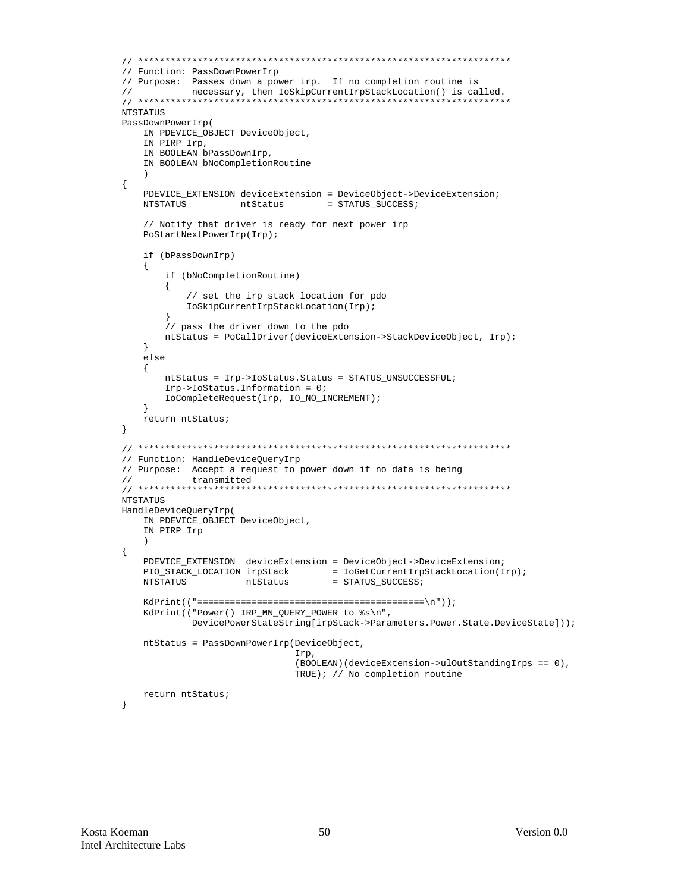```
// ********************************************************************
// Function: PassDownPowerIrp
// Purpose:  Passes down a power irp.  If no completion routine is
//           necessary, then IoSkipCurrentIrpStackLocation() is called.
// ********************************************************************
NTSTATUS
PassDownPowerIrp(
    IN PDEVICE_OBJECT DeviceObject,
    IN PIRP Irp,
    IN BOOLEAN bPassDownIrp,
    IN BOOLEAN bNoCompletionRoutine
    )
{
    PDEVICE_EXTENSION deviceExtension = DeviceObject->DeviceExtension;
    NTSTATUS          ntStatus        = STATUS_SUCCESS;

    // Notify that driver is ready for next power irp
    PoStartNextPowerIrp(Irp);

    if (bPassDownIrp)
    {
        if (bNoCompletionRoutine)
        {
            // set the irp stack location for pdo
            IoSkipCurrentIrpStackLocation(Irp);
        }
        // pass the driver down to the pdo
        ntStatus = PoCallDriver(deviceExtension->StackDeviceObject, Irp);
    }
    else
    {
        ntStatus = Irp->IoStatus.Status = STATUS_UNSUCCESSFUL;
        Irp->IoStatus.Information = 0;
        IoCompleteRequest(Irp, IO_NO_INCREMENT);
    }
    return ntStatus;
}

// ********************************************************************
// Function: HandleDeviceQueryIrp
// Purpose:  Accept a request to power down if no data is being
//           transmitted
// ********************************************************************
NTSTATUS
HandleDeviceQueryIrp(
    IN PDEVICE_OBJECT DeviceObject,
    IN PIRP Irp
    )
{
    PDEVICE_EXTENSION  deviceExtension = DeviceObject->DeviceExtension;
    PIO_STACK_LOCATION irpStack        = IoGetCurrentIrpStackLocation(Irp);
    NTSTATUS           ntStatus        = STATUS_SUCCESS;

    KdPrint(("========================================\n"));
    KdPrint(("Power() IRP_MN_QUERY_POWER to %s\n",
             DevicePowerStateString[irpStack->Parameters.Power.State.DeviceState]));

    ntStatus = PassDownPowerIrp(DeviceObject,
                                Irp,
                                (BOOLEAN)(deviceExtension->ulOutStandingIrps == 0),
                                TRUE); // No completion routine

    return ntStatus;
}
```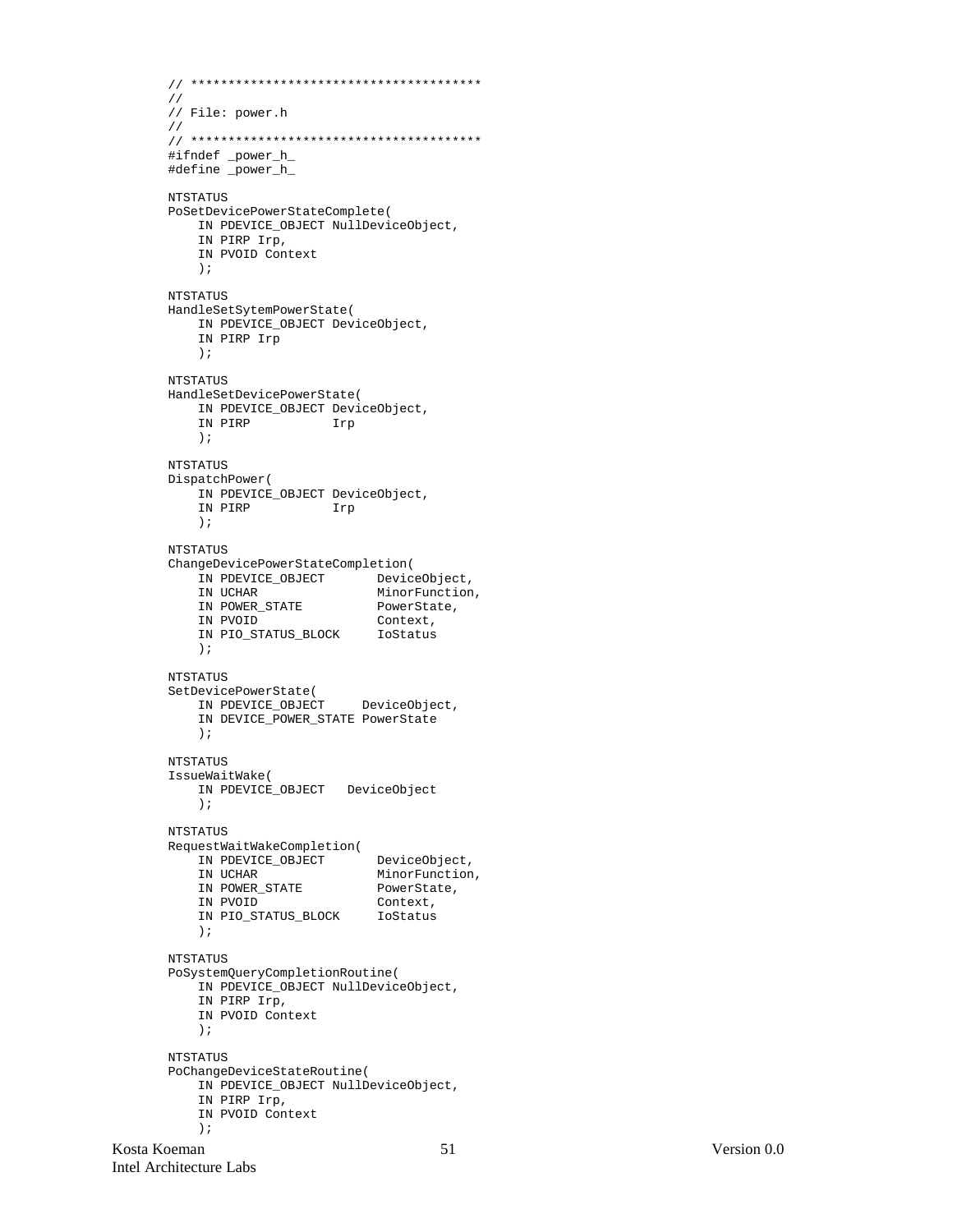```c
// ***************************************
//
// File: power.h
//
// ***************************************
#ifndef _power_h_
#define _power_h_

NTSTATUS
PoSetDevicePowerStateComplete(
    IN PDEVICE_OBJECT NullDeviceObject,
    IN PIRP Irp,
    IN PVOID Context
    );

NTSTATUS
HandleSetSytemPowerState(
    IN PDEVICE_OBJECT DeviceObject,
    IN PIRP Irp
    );

NTSTATUS
HandleSetDevicePowerState(
    IN PDEVICE_OBJECT DeviceObject,
    IN PIRP           Irp
    );

NTSTATUS
DispatchPower(
    IN PDEVICE_OBJECT DeviceObject,
    IN PIRP           Irp
    );

NTSTATUS
ChangeDevicePowerStateCompletion(
    IN PDEVICE_OBJECT       DeviceObject,
    IN UCHAR                MinorFunction,
    IN POWER_STATE          PowerState,
    IN PVOID                Context,
    IN PIO_STATUS_BLOCK     IoStatus
    );

NTSTATUS
SetDevicePowerState(
    IN PDEVICE_OBJECT     DeviceObject,
    IN DEVICE_POWER_STATE PowerState
    );

NTSTATUS
IssueWaitWake(
    IN PDEVICE_OBJECT   DeviceObject
    );

NTSTATUS
RequestWaitWakeCompletion(
    IN PDEVICE_OBJECT       DeviceObject,
    IN UCHAR                MinorFunction,
    IN POWER_STATE          PowerState,
    IN PVOID                Context,
    IN PIO_STATUS_BLOCK     IoStatus
    );

NTSTATUS
PoSystemQueryCompletionRoutine(
    IN PDEVICE_OBJECT NullDeviceObject,
    IN PIRP Irp,
    IN PVOID Context
    );

NTSTATUS
PoChangeDeviceStateRoutine(
    IN PDEVICE_OBJECT NullDeviceObject,
    IN PIRP Irp,
    IN PVOID Context
    );
```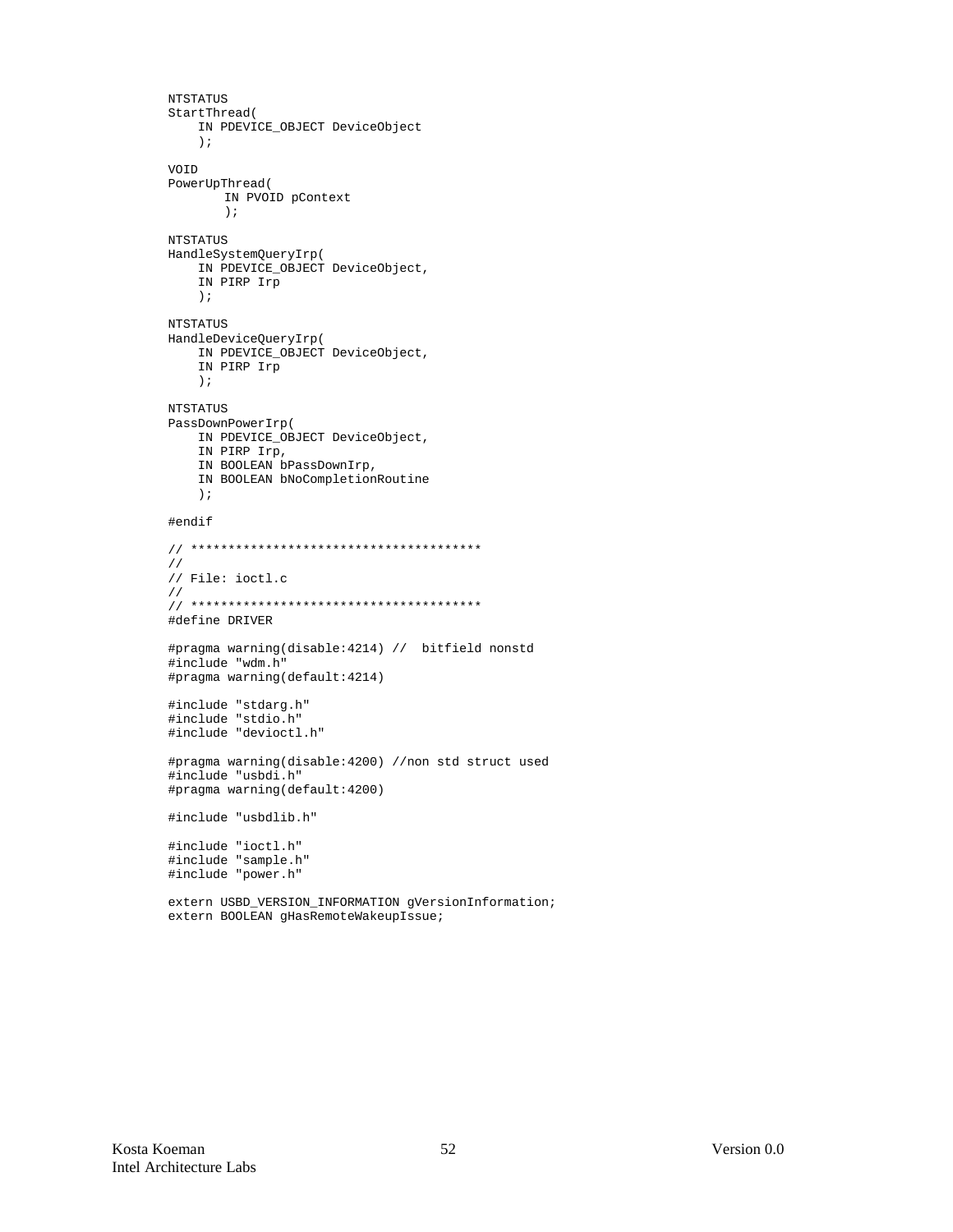```
NTSTATUS
StartThread(
    IN PDEVICE_OBJECT DeviceObject
    );

VOID
PowerUpThread(
       IN PVOID pContext
       );

NTSTATUS
HandleSystemQueryIrp(
    IN PDEVICE_OBJECT DeviceObject,
    IN PIRP Irp
    );

NTSTATUS
HandleDeviceQueryIrp(
    IN PDEVICE_OBJECT DeviceObject,
    IN PIRP Irp
    );

NTSTATUS
PassDownPowerIrp(
    IN PDEVICE_OBJECT DeviceObject,
    IN PIRP Irp,
    IN BOOLEAN bPassDownIrp,
    IN BOOLEAN bNoCompletionRoutine
    );

#endif

// ***************************************
//
// File: ioctl.c
//
// ***************************************
#define DRIVER

#pragma warning(disable:4214) //  bitfield nonstd
#include "wdm.h"
#pragma warning(default:4214)

#include "stdarg.h"
#include "stdio.h"
#include "devioctl.h"

#pragma warning(disable:4200) //non std struct used
#include "usbdi.h"
#pragma warning(default:4200)

#include "usbdlib.h"

#include "ioctl.h"
#include "sample.h"
#include "power.h"

extern USBD_VERSION_INFORMATION gVersionInformation;
extern BOOLEAN gHasRemoteWakeupIssue;
```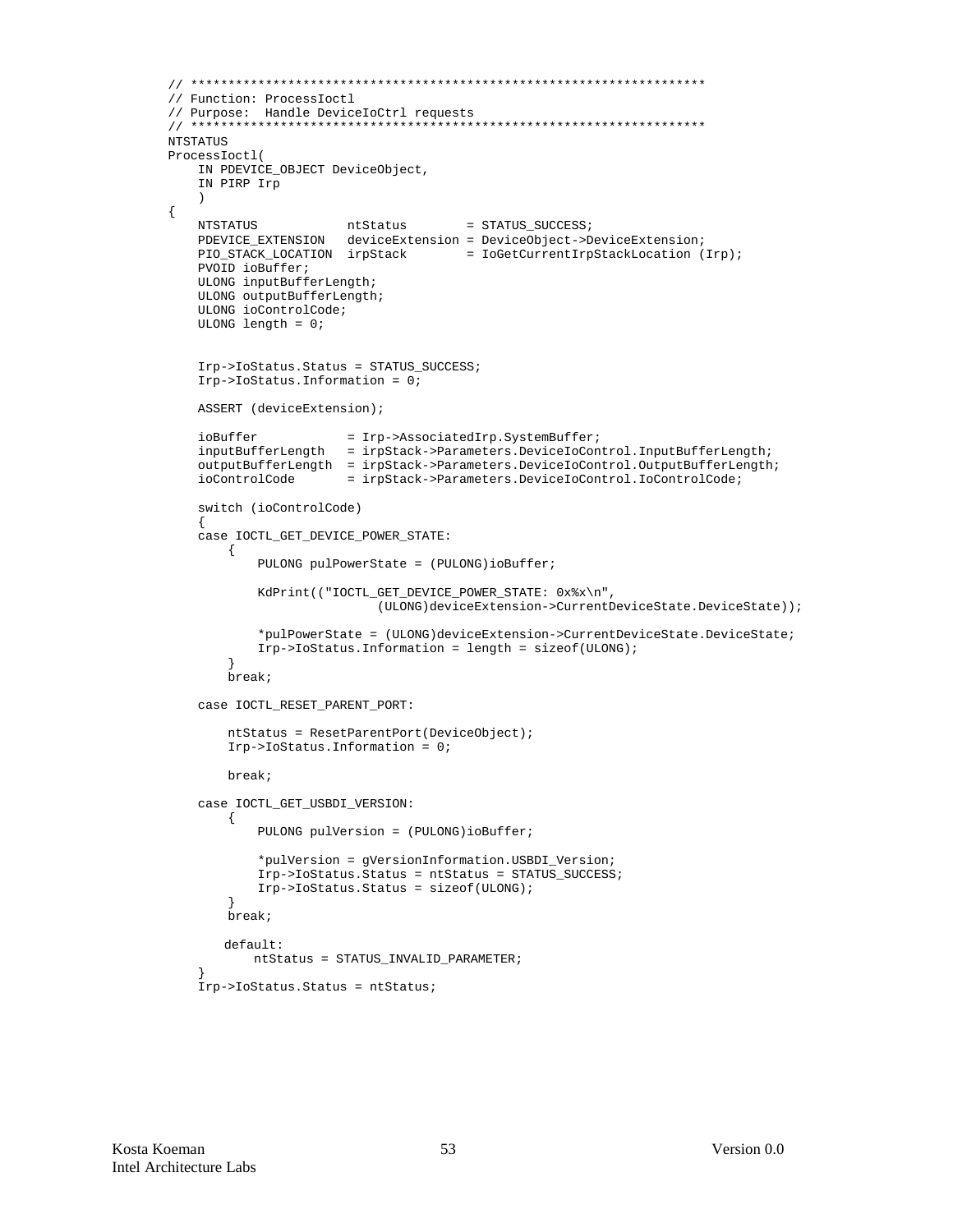```
// *******************************************************************
// Function: ProcessIoctl
// Purpose:  Handle DeviceIoCtrl requests
// *******************************************************************
NTSTATUS
ProcessIoctl(
    IN PDEVICE_OBJECT DeviceObject,
    IN PIRP Irp
    )
{
    NTSTATUS            ntStatus        = STATUS_SUCCESS;
    PDEVICE_EXTENSION   deviceExtension = DeviceObject->DeviceExtension;
    PIO_STACK_LOCATION  irpStack        = IoGetCurrentIrpStackLocation (Irp);
    PVOID ioBuffer;
    ULONG inputBufferLength;
    ULONG outputBufferLength;
    ULONG ioControlCode;
    ULONG length = 0;


    Irp->IoStatus.Status = STATUS_SUCCESS;
    Irp->IoStatus.Information = 0;

    ASSERT (deviceExtension);

    ioBuffer            = Irp->AssociatedIrp.SystemBuffer;
    inputBufferLength   = irpStack->Parameters.DeviceIoControl.InputBufferLength;
    outputBufferLength  = irpStack->Parameters.DeviceIoControl.OutputBufferLength;
    ioControlCode       = irpStack->Parameters.DeviceIoControl.IoControlCode;

    switch (ioControlCode)
    {
    case IOCTL_GET_DEVICE_POWER_STATE:
        {
            PULONG pulPowerState = (PULONG)ioBuffer;

            KdPrint(("IOCTL_GET_DEVICE_POWER_STATE: 0x%x\n",
                            (ULONG)deviceExtension->CurrentDeviceState.DeviceState));

            *pulPowerState = (ULONG)deviceExtension->CurrentDeviceState.DeviceState;
            Irp->IoStatus.Information = length = sizeof(ULONG);
        }
        break;

    case IOCTL_RESET_PARENT_PORT:

        ntStatus = ResetParentPort(DeviceObject);
        Irp->IoStatus.Information = 0;

        break;

    case IOCTL_GET_USBDI_VERSION:
        {
            PULONG pulVersion = (PULONG)ioBuffer;

            *pulVersion = gVersionInformation.USBDI_Version;
            Irp->IoStatus.Status = ntStatus = STATUS_SUCCESS;
            Irp->IoStatus.Status = sizeof(ULONG);
        }
        break;

        default:
            ntStatus = STATUS_INVALID_PARAMETER;
    }
    Irp->IoStatus.Status = ntStatus;
```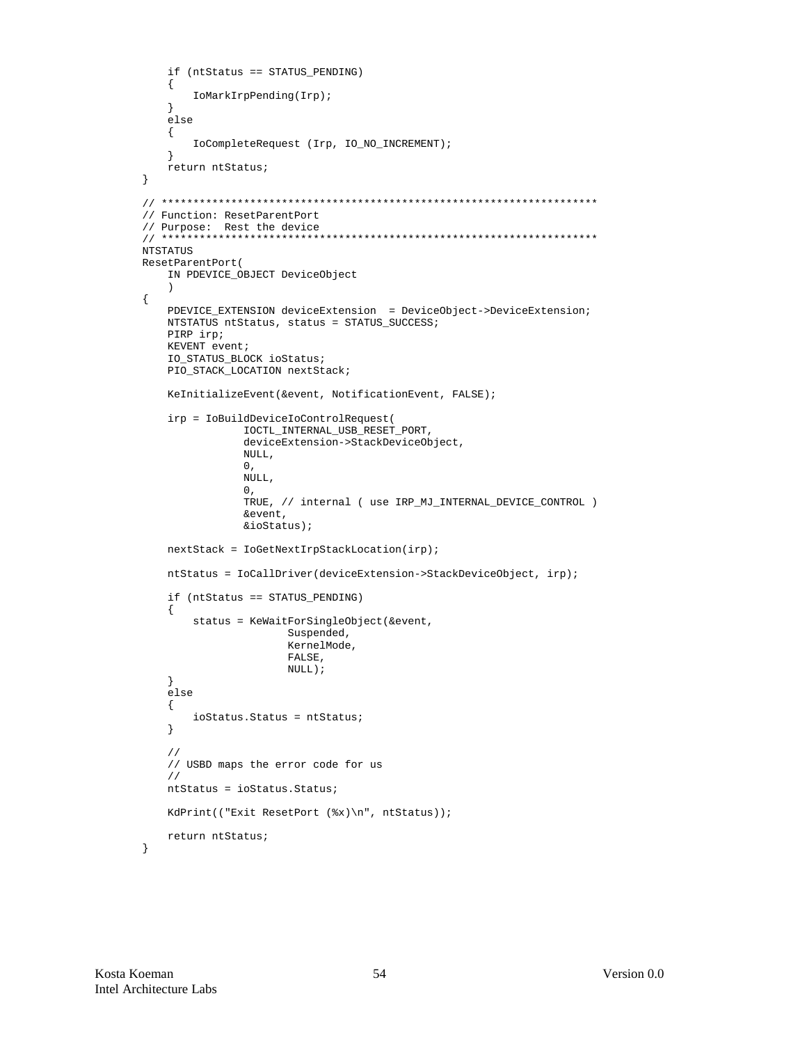```
    if (ntStatus == STATUS_PENDING)
    {
        IoMarkIrpPending(Irp);
    }
    else
    {
        IoCompleteRequest (Irp, IO_NO_INCREMENT);
    }
    return ntStatus;
}

// ********************************************************************
// Function: ResetParentPort
// Purpose:  Rest the device
// ********************************************************************
NTSTATUS
ResetParentPort(
    IN PDEVICE_OBJECT DeviceObject
    )
{
    PDEVICE_EXTENSION deviceExtension  = DeviceObject->DeviceExtension;
    NTSTATUS ntStatus, status = STATUS_SUCCESS;
    PIRP irp;
    KEVENT event;
    IO_STATUS_BLOCK ioStatus;
    PIO_STACK_LOCATION nextStack;

    KeInitializeEvent(&event, NotificationEvent, FALSE);

    irp = IoBuildDeviceIoControlRequest(
                IOCTL_INTERNAL_USB_RESET_PORT,
                deviceExtension->StackDeviceObject,
                NULL,
                0,
                NULL,
                0,
                TRUE, // internal ( use IRP_MJ_INTERNAL_DEVICE_CONTROL )
                &event,
                &ioStatus);

    nextStack = IoGetNextIrpStackLocation(irp);

    ntStatus = IoCallDriver(deviceExtension->StackDeviceObject, irp);

    if (ntStatus == STATUS_PENDING)
    {
        status = KeWaitForSingleObject(&event,
                        Suspended,
                        KernelMode,
                        FALSE,
                        NULL);
    }
    else
    {
        ioStatus.Status = ntStatus;
    }

    //
    // USBD maps the error code for us
    //
    ntStatus = ioStatus.Status;

    KdPrint(("Exit ResetPort (%x)\n", ntStatus));

    return ntStatus;
}
```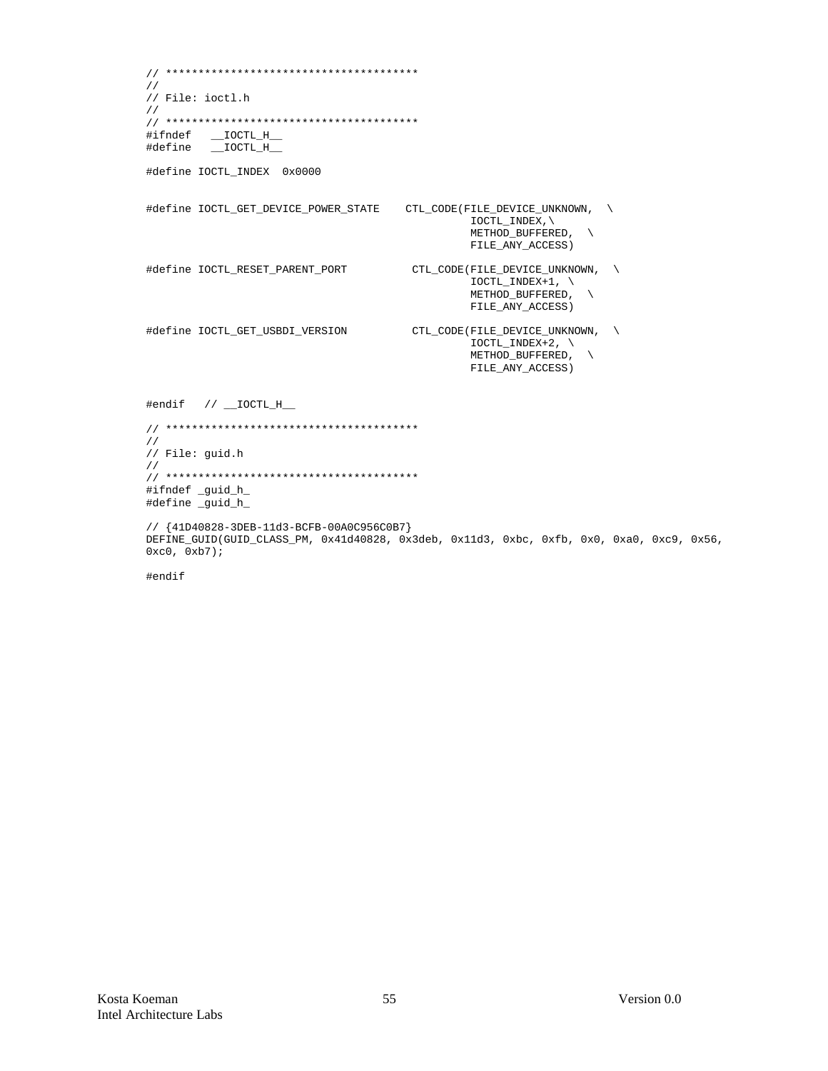```
// ***************************************
//
// File: ioctl.h
//
// ***************************************
#ifndef   __IOCTL_H__
#define   __IOCTL_H__

#define IOCTL_INDEX  0x0000


#define IOCTL_GET_DEVICE_POWER_STATE    CTL_CODE(FILE_DEVICE_UNKNOWN,  \
                                                  IOCTL_INDEX,\
                                                  METHOD_BUFFERED,  \
                                                  FILE_ANY_ACCESS)

#define IOCTL_RESET_PARENT_PORT          CTL_CODE(FILE_DEVICE_UNKNOWN,  \
                                                  IOCTL_INDEX+1, \
                                                  METHOD_BUFFERED,  \
                                                  FILE_ANY_ACCESS)

#define IOCTL_GET_USBDI_VERSION          CTL_CODE(FILE_DEVICE_UNKNOWN,  \
                                                  IOCTL_INDEX+2, \
                                                  METHOD_BUFFERED,  \
                                                  FILE_ANY_ACCESS)


#endif   // __IOCTL_H__

// ***************************************
//
// File: guid.h
//
// ***************************************
#ifndef _guid_h_
#define _guid_h_

// {41D40828-3DEB-11d3-BCFB-00A0C956C0B7}
DEFINE_GUID(GUID_CLASS_PM, 0x41d40828, 0x3deb, 0x11d3, 0xbc, 0xfb, 0x0, 0xa0, 0xc9, 0x56,
0xc0, 0xb7);

#endif
```

Kosta Koeman
Intel Architecture Labs

Version 0.0